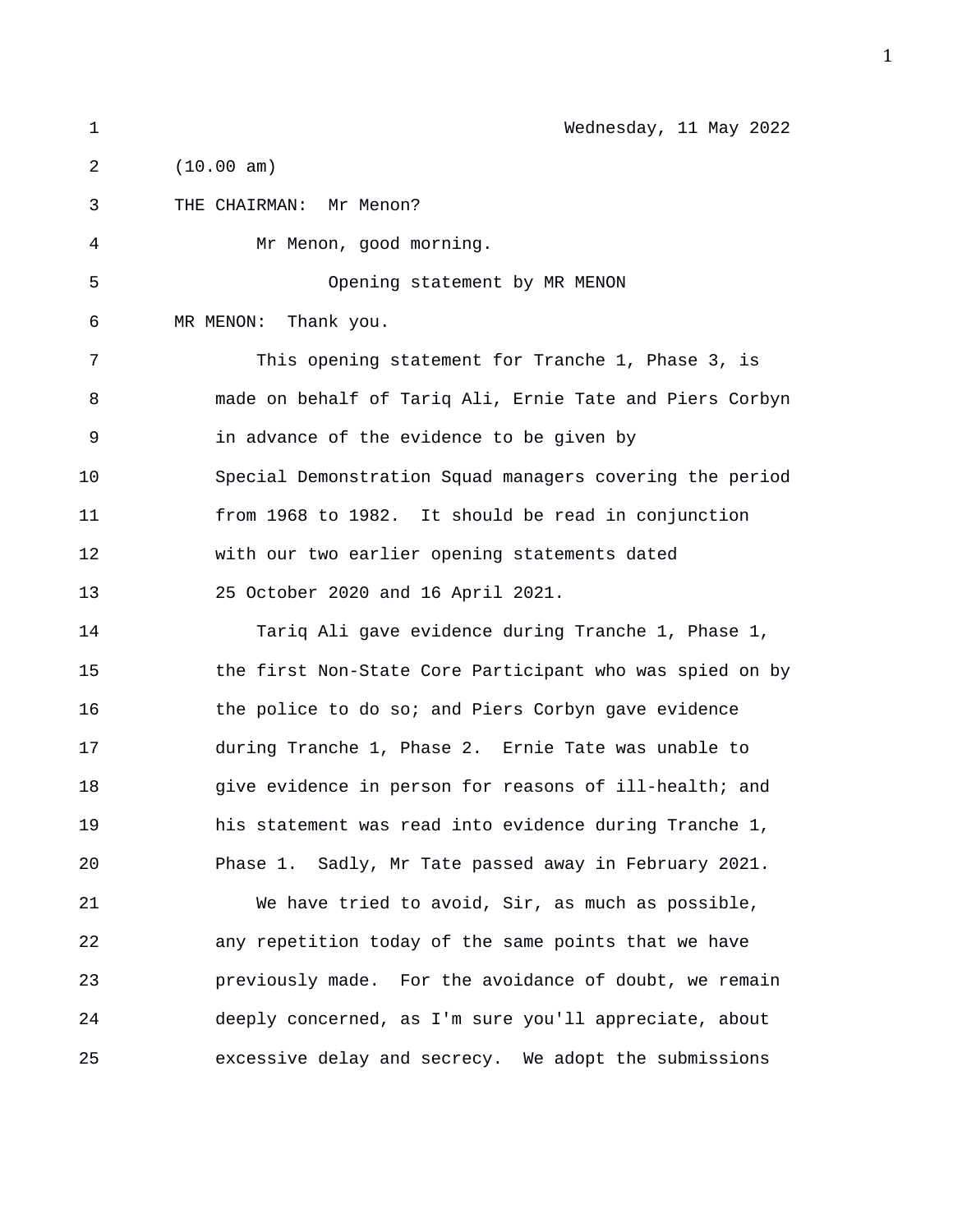Wednesday, 11 May 2022

(10.00 am)

THE CHAIRMAN: Mr Menon?

Mr Menon, good morning.

Opening statement by MR MENON

MR MENON: Thank you.

This opening statement for Tranche 1, Phase 3, is made on behalf of Tariq Ali, Ernie Tate and Piers Corbyn in advance of the evidence to be given by Special Demonstration Squad managers covering the period from 1968 to 1982. It should be read in conjunction with our two earlier opening statements dated 25 October 2020 and 16 April 2021.

Tariq Ali gave evidence during Tranche 1, Phase 1, the first Non-State Core Participant who was spied on by the police to do so; and Piers Corbyn gave evidence during Tranche 1, Phase 2. Ernie Tate was unable to give evidence in person for reasons of ill-health; and his statement was read into evidence during Tranche 1, Phase 1. Sadly, Mr Tate passed away in February 2021.

We have tried to avoid, Sir, as much as possible, any repetition today of the same points that we have previously made. For the avoidance of doubt, we remain deeply concerned, as I'm sure you'll appreciate, about excessive delay and secrecy. We adopt the submissions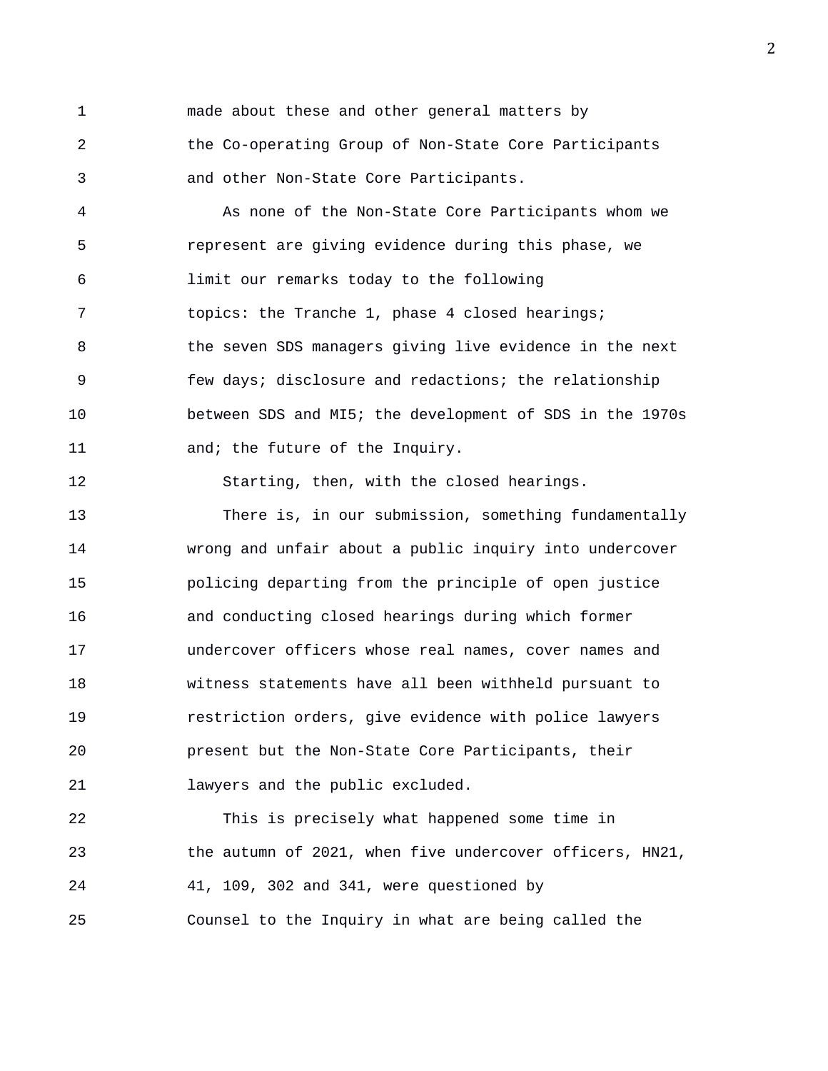made about these and other general matters by the Co-operating Group of Non-State Core Participants and other Non-State Core Participants.

As none of the Non-State Core Participants whom we represent are giving evidence during this phase, we limit our remarks today to the following topics: the Tranche 1, phase 4 closed hearings; the seven SDS managers giving live evidence in the next few days; disclosure and redactions; the relationship between SDS and MI5; the development of SDS in the 1970s and; the future of the Inquiry.

Starting, then, with the closed hearings.

There is, in our submission, something fundamentally wrong and unfair about a public inquiry into undercover policing departing from the principle of open justice and conducting closed hearings during which former undercover officers whose real names, cover names and witness statements have all been withheld pursuant to restriction orders, give evidence with police lawyers present but the Non-State Core Participants, their lawyers and the public excluded.

This is precisely what happened some time in the autumn of 2021, when five undercover officers, HN21, 41, 109, 302 and 341, were questioned by Counsel to the Inquiry in what are being called the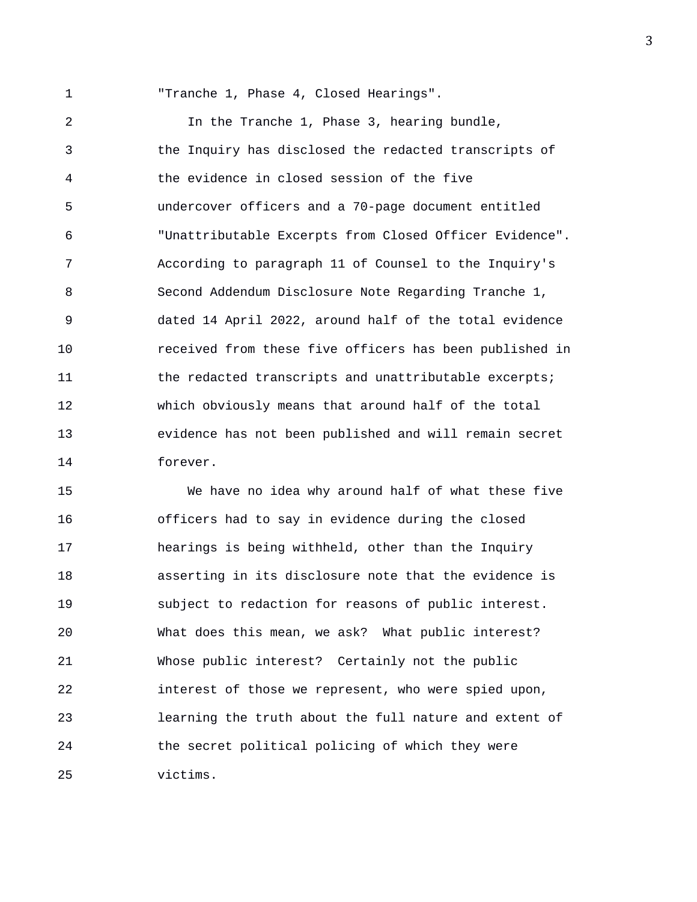"Tranche 1, Phase 4, Closed Hearings".

In the Tranche 1, Phase 3, hearing bundle, the Inquiry has disclosed the redacted transcripts of the evidence in closed session of the five undercover officers and a 70-page document entitled "Unattributable Excerpts from Closed Officer Evidence". According to paragraph 11 of Counsel to the Inquiry's Second Addendum Disclosure Note Regarding Tranche 1, dated 14 April 2022, around half of the total evidence received from these five officers has been published in the redacted transcripts and unattributable excerpts; which obviously means that around half of the total evidence has not been published and will remain secret forever.

We have no idea why around half of what these five officers had to say in evidence during the closed hearings is being withheld, other than the Inquiry asserting in its disclosure note that the evidence is subject to redaction for reasons of public interest. What does this mean, we ask? What public interest? Whose public interest? Certainly not the public interest of those we represent, who were spied upon, learning the truth about the full nature and extent of the secret political policing of which they were victims.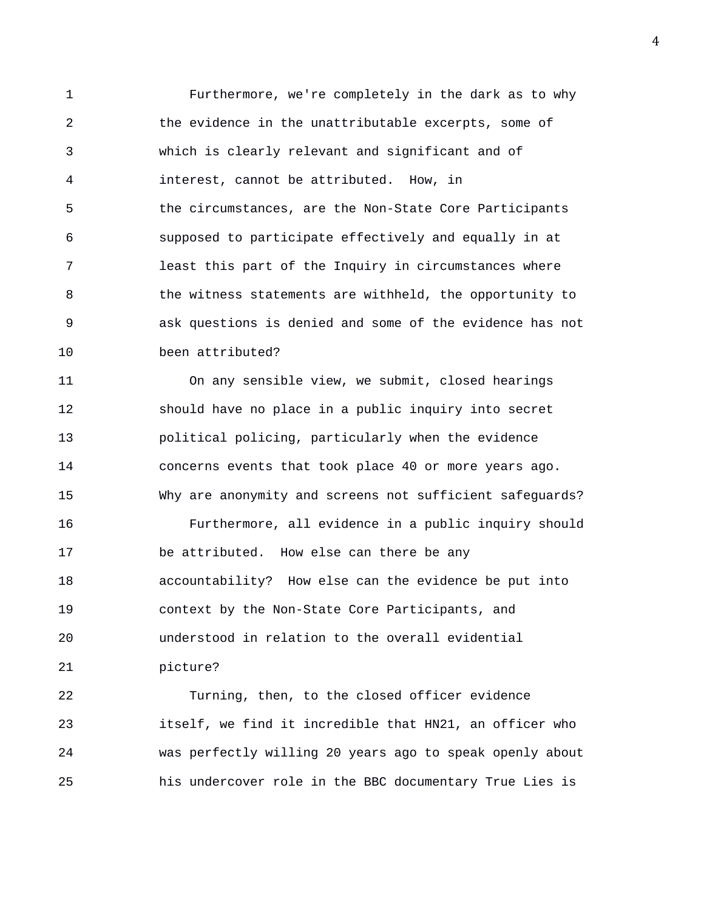Furthermore, we're completely in the dark as to why the evidence in the unattributable excerpts, some of which is clearly relevant and significant and of interest, cannot be attributed. How, in the circumstances, are the Non-State Core Participants supposed to participate effectively and equally in at least this part of the Inquiry in circumstances where the witness statements are withheld, the opportunity to ask questions is denied and some of the evidence has not been attributed?

On any sensible view, we submit, closed hearings should have no place in a public inquiry into secret political policing, particularly when the evidence concerns events that took place 40 or more years ago. Why are anonymity and screens not sufficient safeguards?

Furthermore, all evidence in a public inquiry should be attributed. How else can there be any accountability? How else can the evidence be put into context by the Non-State Core Participants, and understood in relation to the overall evidential picture?

Turning, then, to the closed officer evidence itself, we find it incredible that HN21, an officer who was perfectly willing 20 years ago to speak openly about his undercover role in the BBC documentary True Lies is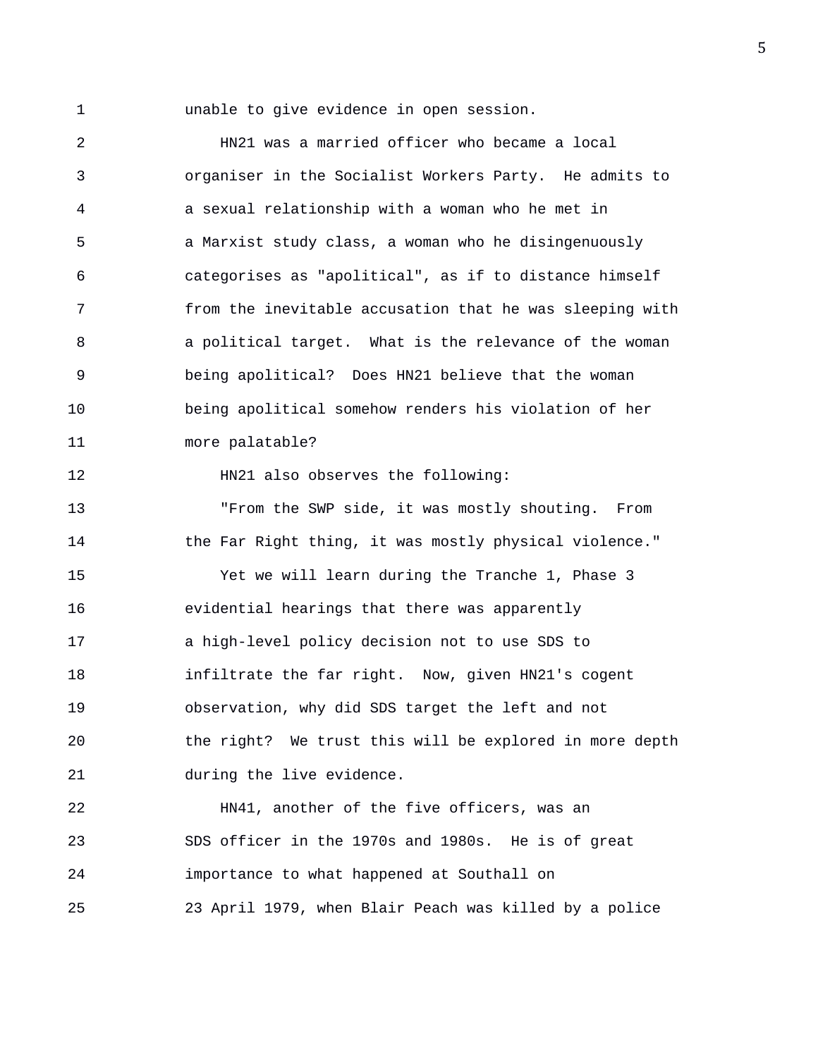unable to give evidence in open session.

HN21 was a married officer who became a local organiser in the Socialist Workers Party. He admits to a sexual relationship with a woman who he met in a Marxist study class, a woman who he disingenuously categorises as "apolitical", as if to distance himself from the inevitable accusation that he was sleeping with a political target. What is the relevance of the woman being apolitical? Does HN21 believe that the woman being apolitical somehow renders his violation of her more palatable?

HN21 also observes the following:

"From the SWP side, it was mostly shouting. From the Far Right thing, it was mostly physical violence."

Yet we will learn during the Tranche 1, Phase 3 evidential hearings that there was apparently a high-level policy decision not to use SDS to infiltrate the far right. Now, given HN21's cogent observation, why did SDS target the left and not the right? We trust this will be explored in more depth during the live evidence.

HN41, another of the five officers, was an SDS officer in the 1970s and 1980s. He is of great importance to what happened at Southall on 23 April 1979, when Blair Peach was killed by a police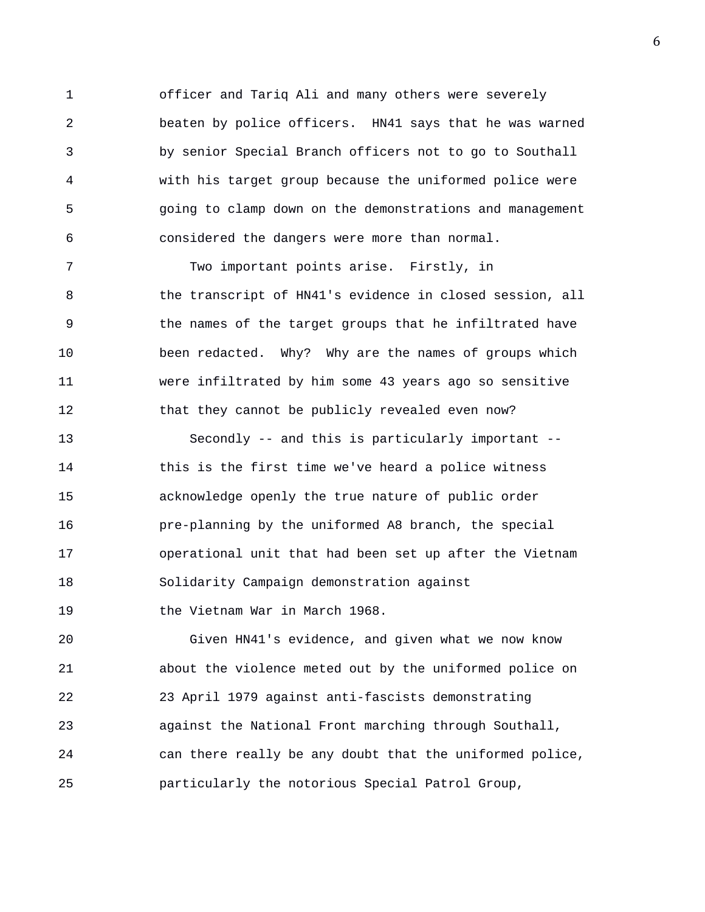officer and Tariq Ali and many others were severely beaten by police officers. HN41 says that he was warned by senior Special Branch officers not to go to Southall with his target group because the uniformed police were going to clamp down on the demonstrations and management considered the dangers were more than normal.

Two important points arise. Firstly, in the transcript of HN41's evidence in closed session, all the names of the target groups that he infiltrated have been redacted. Why? Why are the names of groups which were infiltrated by him some 43 years ago so sensitive that they cannot be publicly revealed even now?

Secondly -- and this is particularly important -- this is the first time we've heard a police witness acknowledge openly the true nature of public order pre-planning by the uniformed A8 branch, the special operational unit that had been set up after the Vietnam Solidarity Campaign demonstration against the Vietnam War in March 1968.

Given HN41's evidence, and given what we now know about the violence meted out by the uniformed police on 23 April 1979 against anti-fascists demonstrating against the National Front marching through Southall, can there really be any doubt that the uniformed police, particularly the notorious Special Patrol Group,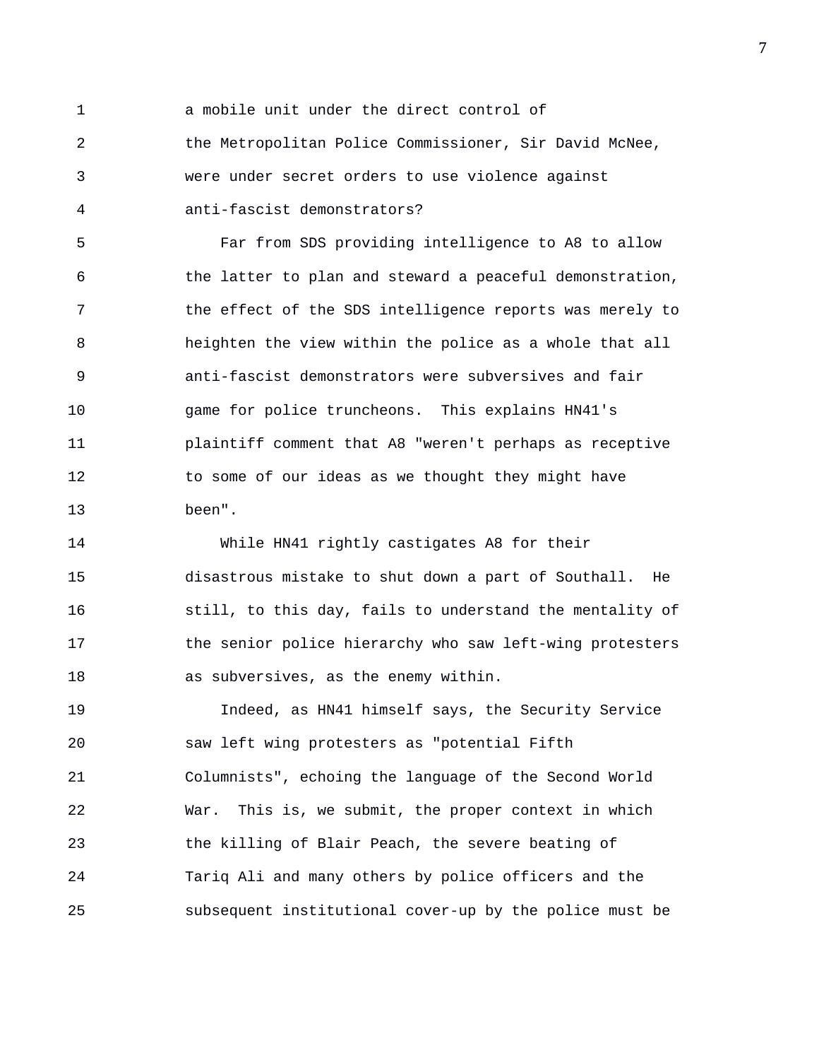a mobile unit under the direct control of the Metropolitan Police Commissioner, Sir David McNee, were under secret orders to use violence against anti-fascist demonstrators?

Far from SDS providing intelligence to A8 to allow the latter to plan and steward a peaceful demonstration, the effect of the SDS intelligence reports was merely to heighten the view within the police as a whole that all anti-fascist demonstrators were subversives and fair game for police truncheons. This explains HN41's plaintiff comment that A8 "weren't perhaps as receptive to some of our ideas as we thought they might have been".

While HN41 rightly castigates A8 for their disastrous mistake to shut down a part of Southall. He still, to this day, fails to understand the mentality of the senior police hierarchy who saw left-wing protesters as subversives, as the enemy within.

Indeed, as HN41 himself says, the Security Service saw left wing protesters as "potential Fifth Columnists", echoing the language of the Second World War. This is, we submit, the proper context in which the killing of Blair Peach, the severe beating of Tariq Ali and many others by police officers and the subsequent institutional cover-up by the police must be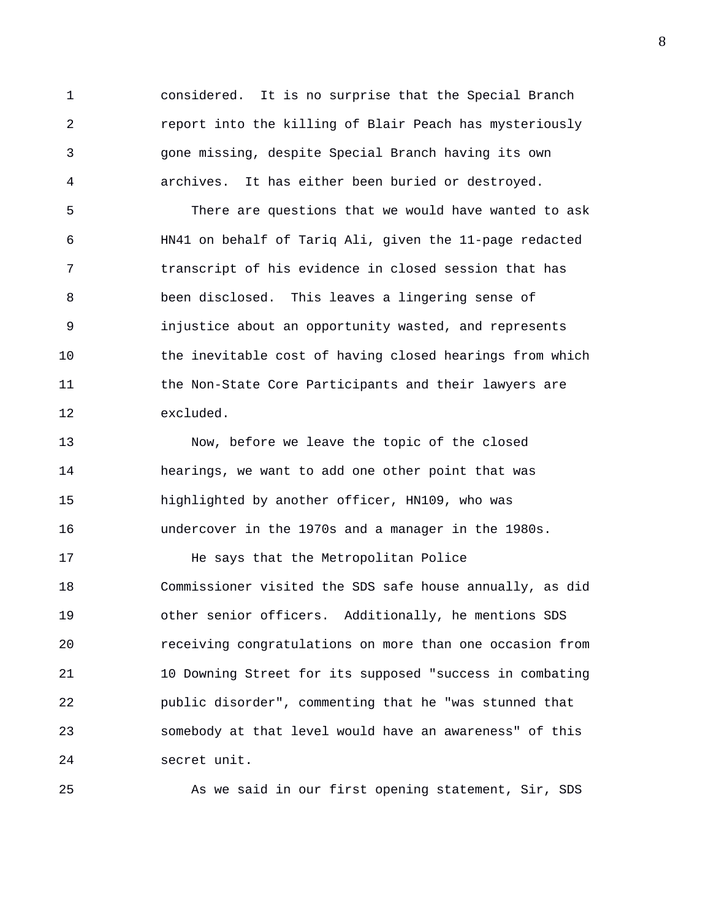considered. It is no surprise that the Special Branch report into the killing of Blair Peach has mysteriously gone missing, despite Special Branch having its own archives. It has either been buried or destroyed.

There are questions that we would have wanted to ask HN41 on behalf of Tariq Ali, given the 11-page redacted transcript of his evidence in closed session that has been disclosed. This leaves a lingering sense of injustice about an opportunity wasted, and represents the inevitable cost of having closed hearings from which the Non-State Core Participants and their lawyers are excluded.

Now, before we leave the topic of the closed hearings, we want to add one other point that was highlighted by another officer, HN109, who was undercover in the 1970s and a manager in the 1980s.

He says that the Metropolitan Police Commissioner visited the SDS safe house annually, as did other senior officers. Additionally, he mentions SDS receiving congratulations on more than one occasion from 10 Downing Street for its supposed "success in combating public disorder", commenting that he "was stunned that somebody at that level would have an awareness" of this secret unit.

As we said in our first opening statement, Sir, SDS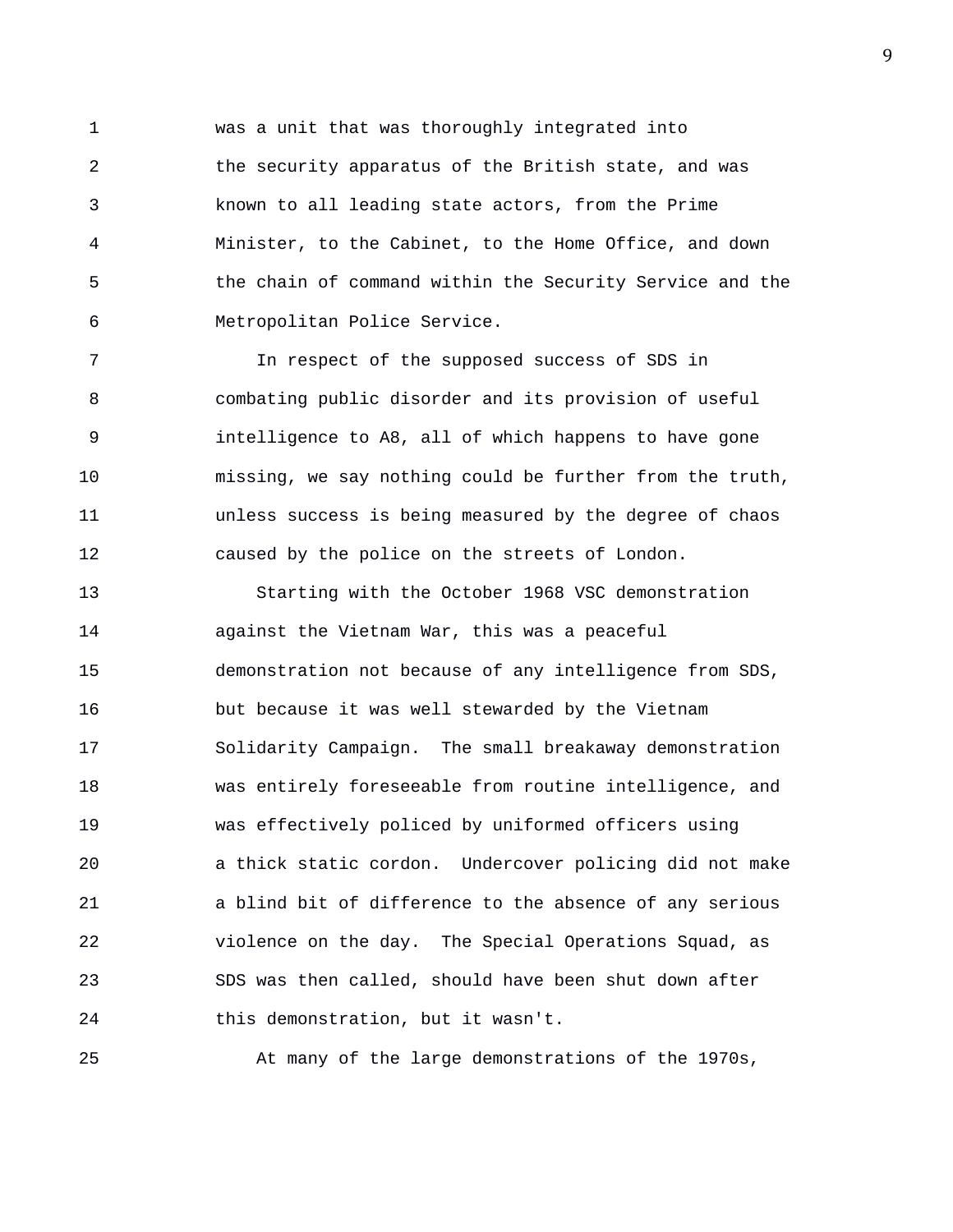was a unit that was thoroughly integrated into the security apparatus of the British state, and was known to all leading state actors, from the Prime Minister, to the Cabinet, to the Home Office, and down the chain of command within the Security Service and the Metropolitan Police Service.

In respect of the supposed success of SDS in combating public disorder and its provision of useful intelligence to A8, all of which happens to have gone missing, we say nothing could be further from the truth, unless success is being measured by the degree of chaos caused by the police on the streets of London.

Starting with the October 1968 VSC demonstration against the Vietnam War, this was a peaceful demonstration not because of any intelligence from SDS, but because it was well stewarded by the Vietnam Solidarity Campaign. The small breakaway demonstration was entirely foreseeable from routine intelligence, and was effectively policed by uniformed officers using a thick static cordon. Undercover policing did not make a blind bit of difference to the absence of any serious violence on the day. The Special Operations Squad, as SDS was then called, should have been shut down after this demonstration, but it wasn't.

At many of the large demonstrations of the 1970s,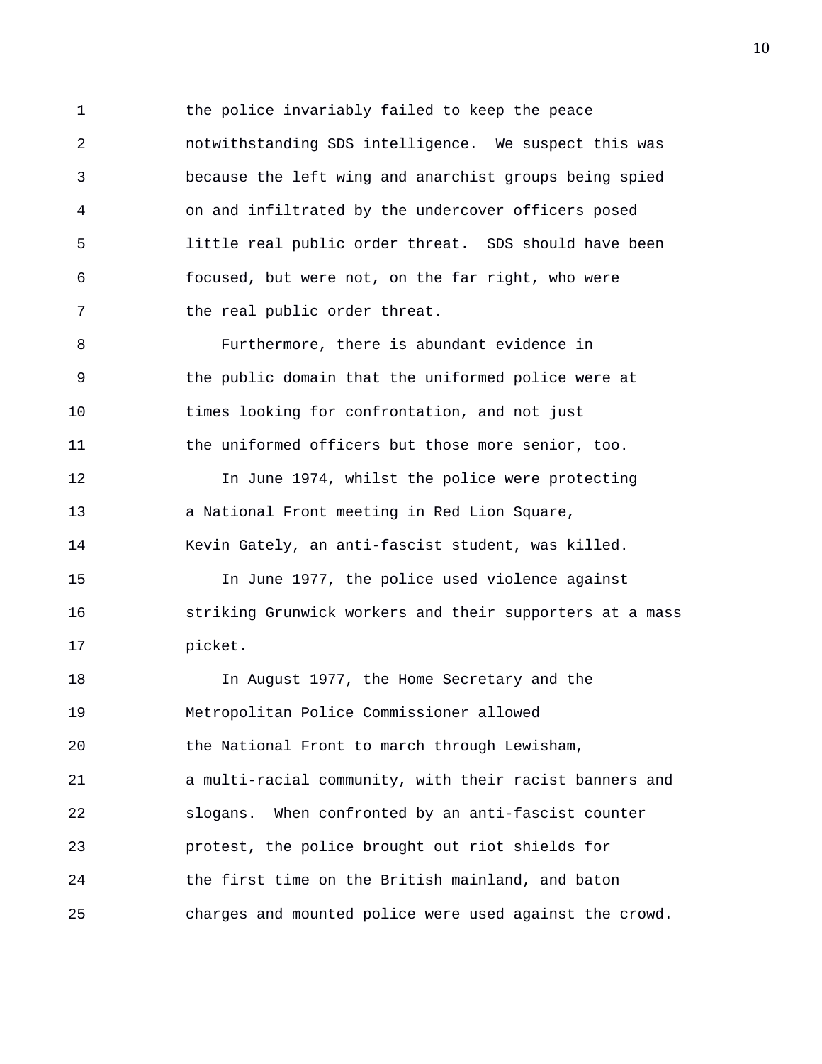the police invariably failed to keep the peace notwithstanding SDS intelligence. We suspect this was because the left wing and anarchist groups being spied on and infiltrated by the undercover officers posed little real public order threat. SDS should have been focused, but were not, on the far right, who were the real public order threat.

Furthermore, there is abundant evidence in the public domain that the uniformed police were at times looking for confrontation, and not just the uniformed officers but those more senior, too.

In June 1974, whilst the police were protecting a National Front meeting in Red Lion Square, Kevin Gately, an anti-fascist student, was killed.

In June 1977, the police used violence against striking Grunwick workers and their supporters at a mass picket.

In August 1977, the Home Secretary and the Metropolitan Police Commissioner allowed the National Front to march through Lewisham, a multi-racial community, with their racist banners and slogans. When confronted by an anti-fascist counter protest, the police brought out riot shields for the first time on the British mainland, and baton charges and mounted police were used against the crowd.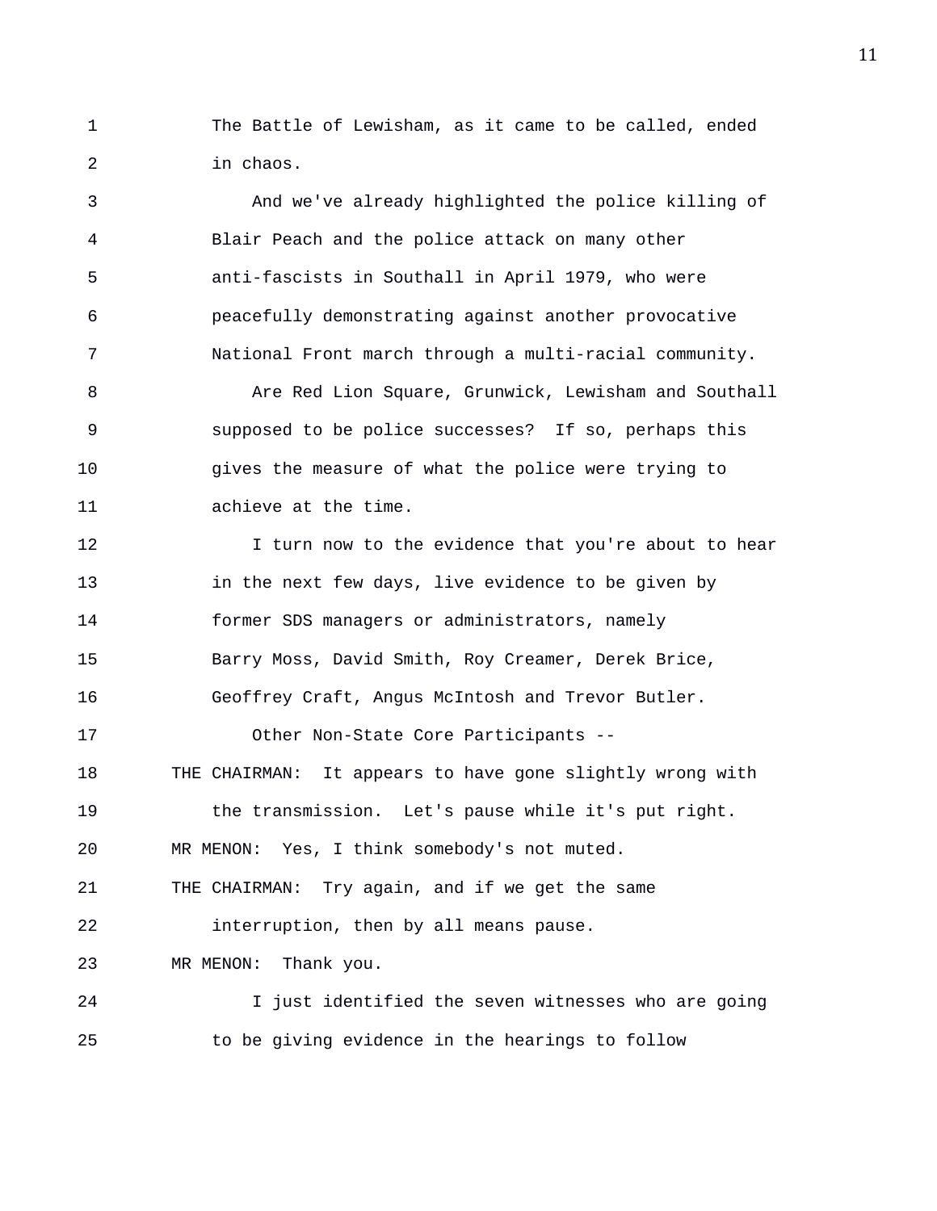The Battle of Lewisham, as it came to be called, ended in chaos.

And we've already highlighted the police killing of Blair Peach and the police attack on many other anti-fascists in Southall in April 1979, who were peacefully demonstrating against another provocative National Front march through a multi-racial community.

Are Red Lion Square, Grunwick, Lewisham and Southall supposed to be police successes? If so, perhaps this gives the measure of what the police were trying to achieve at the time.

I turn now to the evidence that you're about to hear in the next few days, live evidence to be given by former SDS managers or administrators, namely Barry Moss, David Smith, Roy Creamer, Derek Brice, Geoffrey Craft, Angus McIntosh and Trevor Butler.

Other Non-State Core Participants --

THE CHAIRMAN: It appears to have gone slightly wrong with the transmission. Let's pause while it's put right.

MR MENON: Yes, I think somebody's not muted.

THE CHAIRMAN: Try again, and if we get the same interruption, then by all means pause.

MR MENON: Thank you.

I just identified the seven witnesses who are going to be giving evidence in the hearings to follow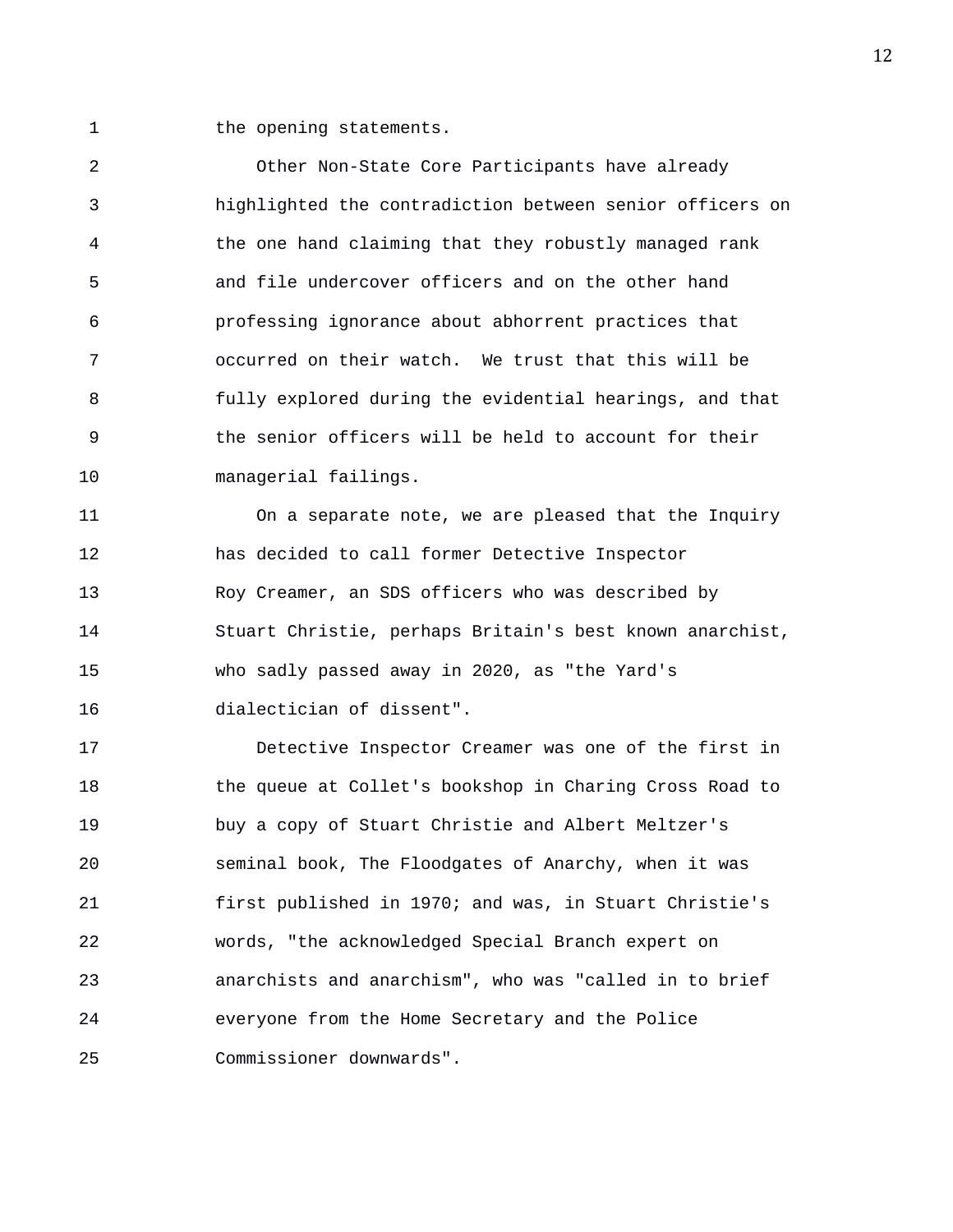the opening statements.

Other Non-State Core Participants have already highlighted the contradiction between senior officers on the one hand claiming that they robustly managed rank and file undercover officers and on the other hand professing ignorance about abhorrent practices that occurred on their watch. We trust that this will be fully explored during the evidential hearings, and that the senior officers will be held to account for their managerial failings.

On a separate note, we are pleased that the Inquiry has decided to call former Detective Inspector Roy Creamer, an SDS officers who was described by Stuart Christie, perhaps Britain's best known anarchist, who sadly passed away in 2020, as "the Yard's dialectician of dissent".

Detective Inspector Creamer was one of the first in the queue at Collet's bookshop in Charing Cross Road to buy a copy of Stuart Christie and Albert Meltzer's seminal book, The Floodgates of Anarchy, when it was first published in 1970; and was, in Stuart Christie's words, "the acknowledged Special Branch expert on anarchists and anarchism", who was "called in to brief everyone from the Home Secretary and the Police Commissioner downwards".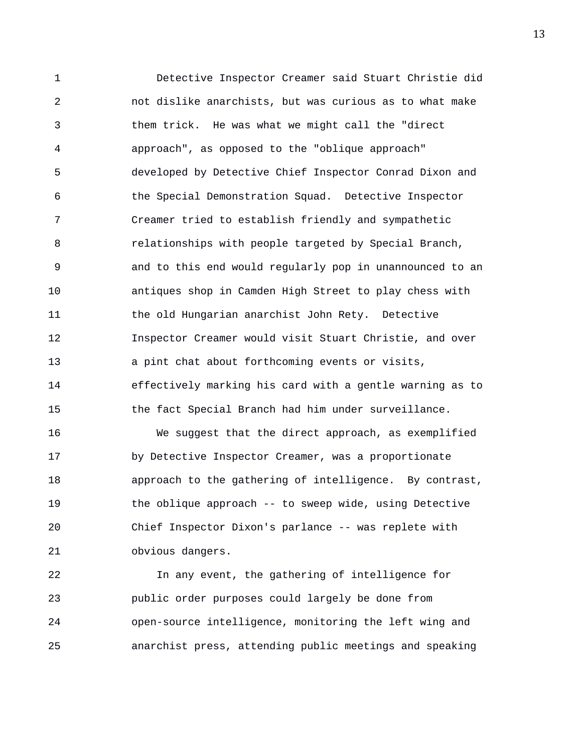Detective Inspector Creamer said Stuart Christie did not dislike anarchists, but was curious as to what make them trick. He was what we might call the "direct approach", as opposed to the "oblique approach" developed by Detective Chief Inspector Conrad Dixon and the Special Demonstration Squad. Detective Inspector Creamer tried to establish friendly and sympathetic relationships with people targeted by Special Branch, and to this end would regularly pop in unannounced to an antiques shop in Camden High Street to play chess with the old Hungarian anarchist John Rety. Detective Inspector Creamer would visit Stuart Christie, and over a pint chat about forthcoming events or visits, effectively marking his card with a gentle warning as to the fact Special Branch had him under surveillance.

We suggest that the direct approach, as exemplified by Detective Inspector Creamer, was a proportionate approach to the gathering of intelligence. By contrast, the oblique approach -- to sweep wide, using Detective Chief Inspector Dixon's parlance -- was replete with obvious dangers.

In any event, the gathering of intelligence for public order purposes could largely be done from open-source intelligence, monitoring the left wing and anarchist press, attending public meetings and speaking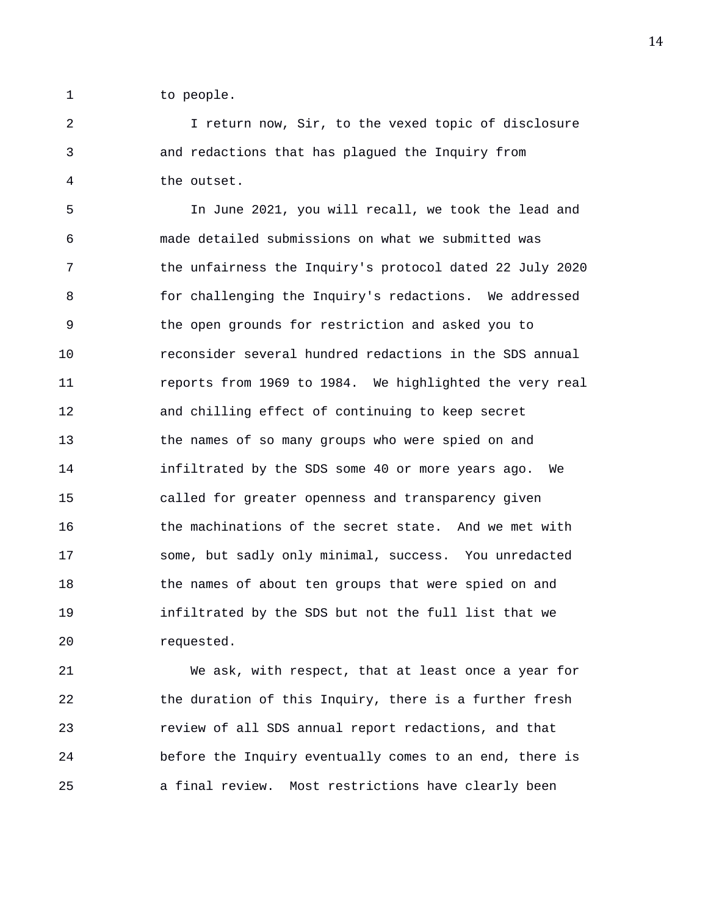to people.

I return now, Sir, to the vexed topic of disclosure and redactions that has plagued the Inquiry from the outset.

In June 2021, you will recall, we took the lead and made detailed submissions on what we submitted was the unfairness the Inquiry's protocol dated 22 July 2020 for challenging the Inquiry's redactions. We addressed the open grounds for restriction and asked you to reconsider several hundred redactions in the SDS annual reports from 1969 to 1984. We highlighted the very real and chilling effect of continuing to keep secret the names of so many groups who were spied on and infiltrated by the SDS some 40 or more years ago. We called for greater openness and transparency given the machinations of the secret state. And we met with some, but sadly only minimal, success. You unredacted the names of about ten groups that were spied on and infiltrated by the SDS but not the full list that we requested.

We ask, with respect, that at least once a year for the duration of this Inquiry, there is a further fresh review of all SDS annual report redactions, and that before the Inquiry eventually comes to an end, there is a final review. Most restrictions have clearly been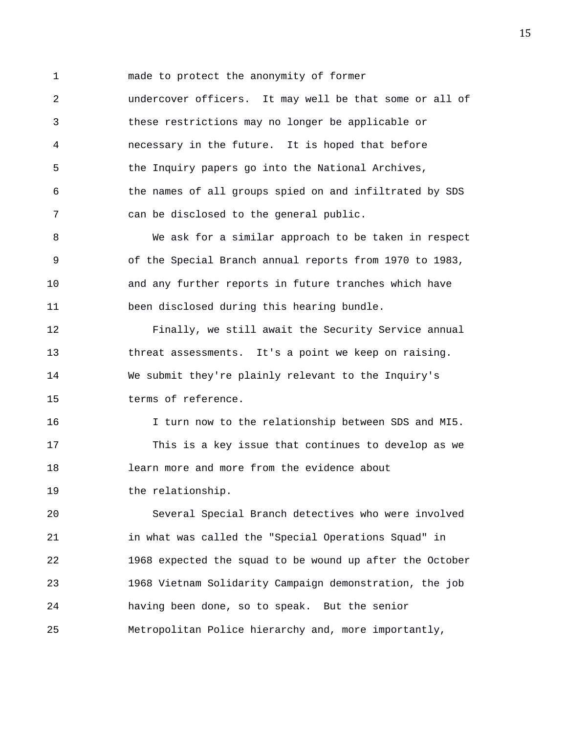made to protect the anonymity of former undercover officers. It may well be that some or all of these restrictions may no longer be applicable or necessary in the future. It is hoped that before the Inquiry papers go into the National Archives, the names of all groups spied on and infiltrated by SDS can be disclosed to the general public.

We ask for a similar approach to be taken in respect of the Special Branch annual reports from 1970 to 1983, and any further reports in future tranches which have been disclosed during this hearing bundle.

Finally, we still await the Security Service annual threat assessments. It's a point we keep on raising. We submit they're plainly relevant to the Inquiry's terms of reference.

I turn now to the relationship between SDS and MI5.

This is a key issue that continues to develop as we learn more and more from the evidence about the relationship.

Several Special Branch detectives who were involved in what was called the "Special Operations Squad" in 1968 expected the squad to be wound up after the October 1968 Vietnam Solidarity Campaign demonstration, the job having been done, so to speak. But the senior Metropolitan Police hierarchy and, more importantly,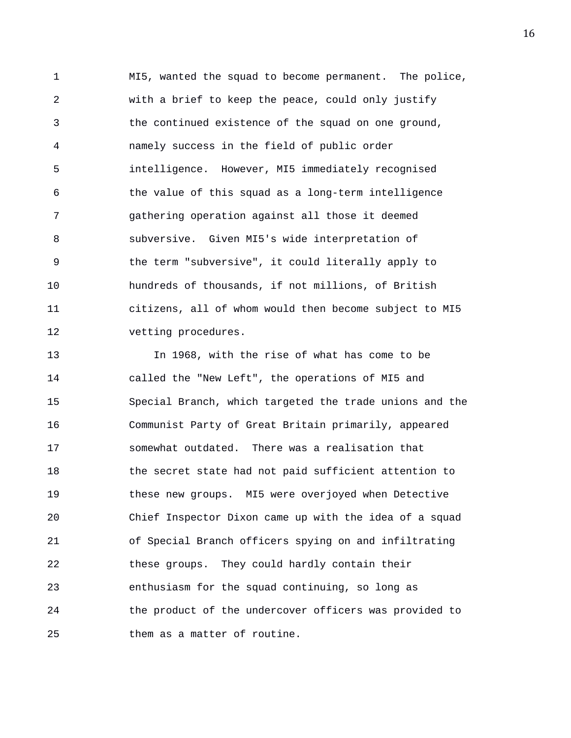MI5, wanted the squad to become permanent. The police, with a brief to keep the peace, could only justify the continued existence of the squad on one ground, namely success in the field of public order intelligence. However, MI5 immediately recognised the value of this squad as a long-term intelligence gathering operation against all those it deemed subversive. Given MI5's wide interpretation of the term "subversive", it could literally apply to hundreds of thousands, if not millions, of British citizens, all of whom would then become subject to MI5 vetting procedures.

In 1968, with the rise of what has come to be called the "New Left", the operations of MI5 and Special Branch, which targeted the trade unions and the Communist Party of Great Britain primarily, appeared somewhat outdated. There was a realisation that the secret state had not paid sufficient attention to these new groups. MI5 were overjoyed when Detective Chief Inspector Dixon came up with the idea of a squad of Special Branch officers spying on and infiltrating these groups. They could hardly contain their enthusiasm for the squad continuing, so long as the product of the undercover officers was provided to them as a matter of routine.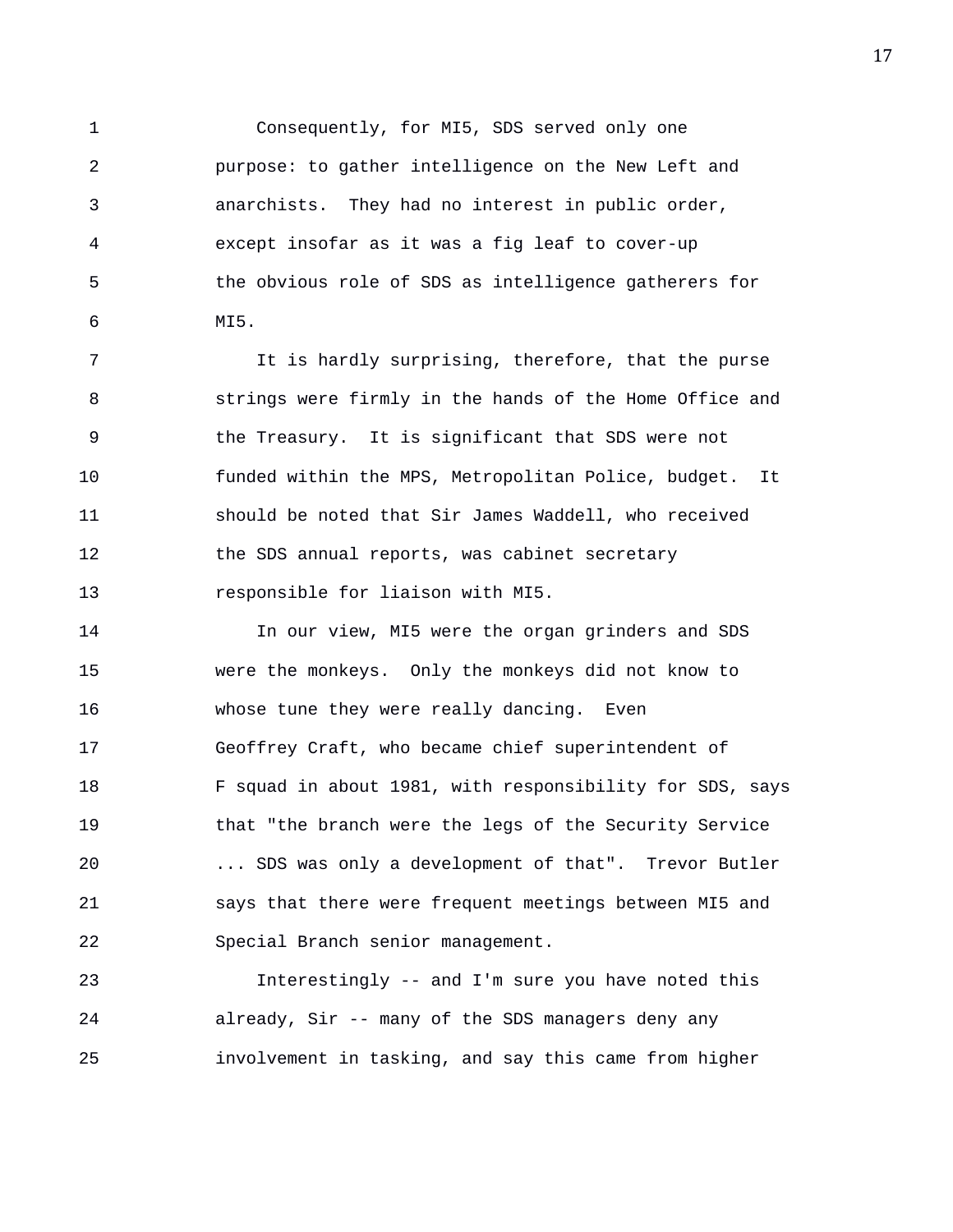Consequently, for MI5, SDS served only one purpose: to gather intelligence on the New Left and anarchists. They had no interest in public order, except insofar as it was a fig leaf to cover-up the obvious role of SDS as intelligence gatherers for MI5.

It is hardly surprising, therefore, that the purse strings were firmly in the hands of the Home Office and the Treasury. It is significant that SDS were not funded within the MPS, Metropolitan Police, budget. It should be noted that Sir James Waddell, who received the SDS annual reports, was cabinet secretary responsible for liaison with MI5.

In our view, MI5 were the organ grinders and SDS were the monkeys. Only the monkeys did not know to whose tune they were really dancing. Even Geoffrey Craft, who became chief superintendent of F squad in about 1981, with responsibility for SDS, says that "the branch were the legs of the Security Service ... SDS was only a development of that". Trevor Butler says that there were frequent meetings between MI5 and Special Branch senior management.

Interestingly -- and I'm sure you have noted this already, Sir -- many of the SDS managers deny any involvement in tasking, and say this came from higher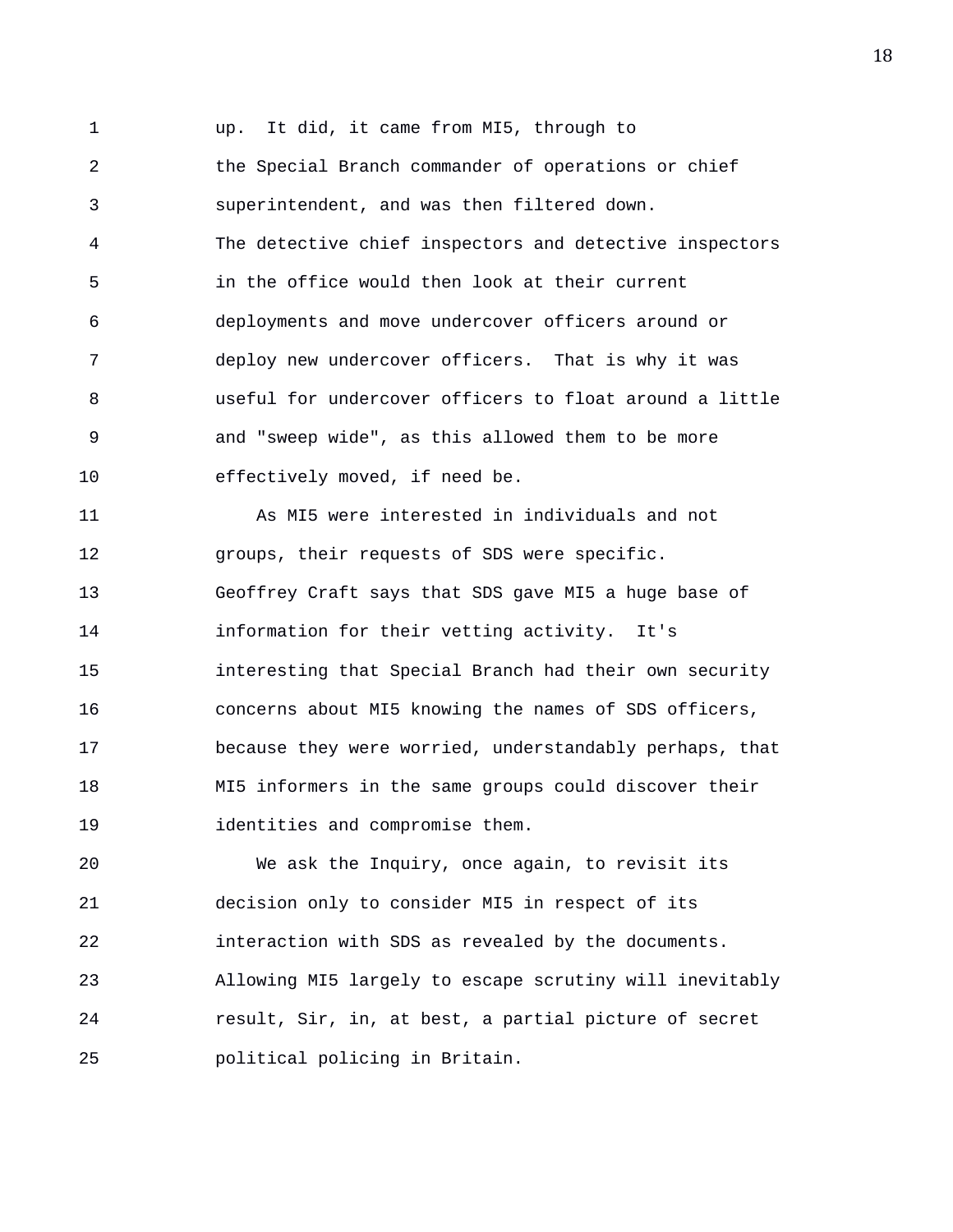up. It did, it came from MI5, through to the Special Branch commander of operations or chief superintendent, and was then filtered down. The detective chief inspectors and detective inspectors in the office would then look at their current deployments and move undercover officers around or deploy new undercover officers. That is why it was useful for undercover officers to float around a little and "sweep wide", as this allowed them to be more effectively moved, if need be.

As MI5 were interested in individuals and not groups, their requests of SDS were specific. Geoffrey Craft says that SDS gave MI5 a huge base of information for their vetting activity. It's interesting that Special Branch had their own security concerns about MI5 knowing the names of SDS officers, because they were worried, understandably perhaps, that MI5 informers in the same groups could discover their identities and compromise them.

We ask the Inquiry, once again, to revisit its decision only to consider MI5 in respect of its interaction with SDS as revealed by the documents. Allowing MI5 largely to escape scrutiny will inevitably result, Sir, in, at best, a partial picture of secret political policing in Britain.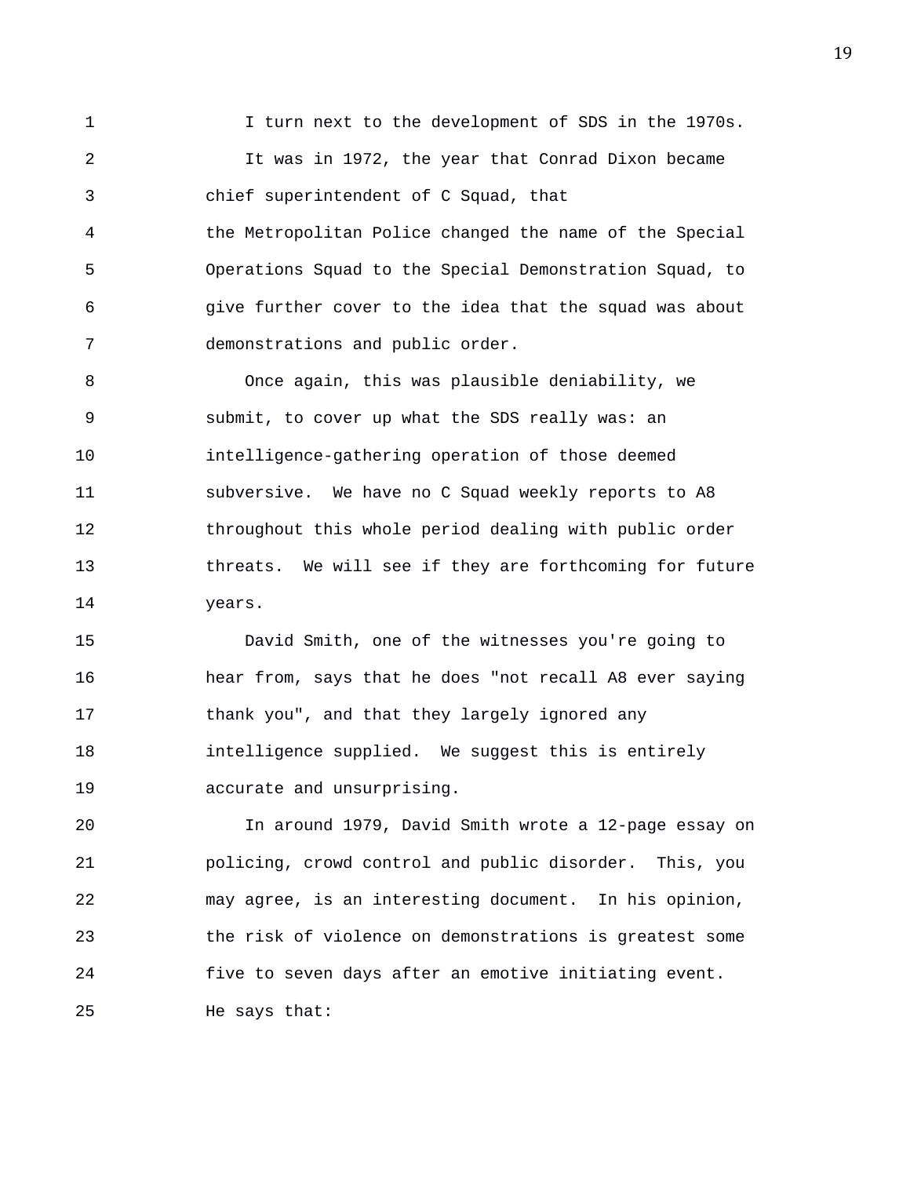I turn next to the development of SDS in the 1970s.

It was in 1972, the year that Conrad Dixon became chief superintendent of C Squad, that the Metropolitan Police changed the name of the Special Operations Squad to the Special Demonstration Squad, to give further cover to the idea that the squad was about demonstrations and public order.

Once again, this was plausible deniability, we submit, to cover up what the SDS really was: an intelligence-gathering operation of those deemed subversive. We have no C Squad weekly reports to A8 throughout this whole period dealing with public order threats. We will see if they are forthcoming for future years.

David Smith, one of the witnesses you're going to hear from, says that he does "not recall A8 ever saying thank you", and that they largely ignored any intelligence supplied. We suggest this is entirely accurate and unsurprising.

In around 1979, David Smith wrote a 12-page essay on policing, crowd control and public disorder. This, you may agree, is an interesting document. In his opinion, the risk of violence on demonstrations is greatest some five to seven days after an emotive initiating event. He says that: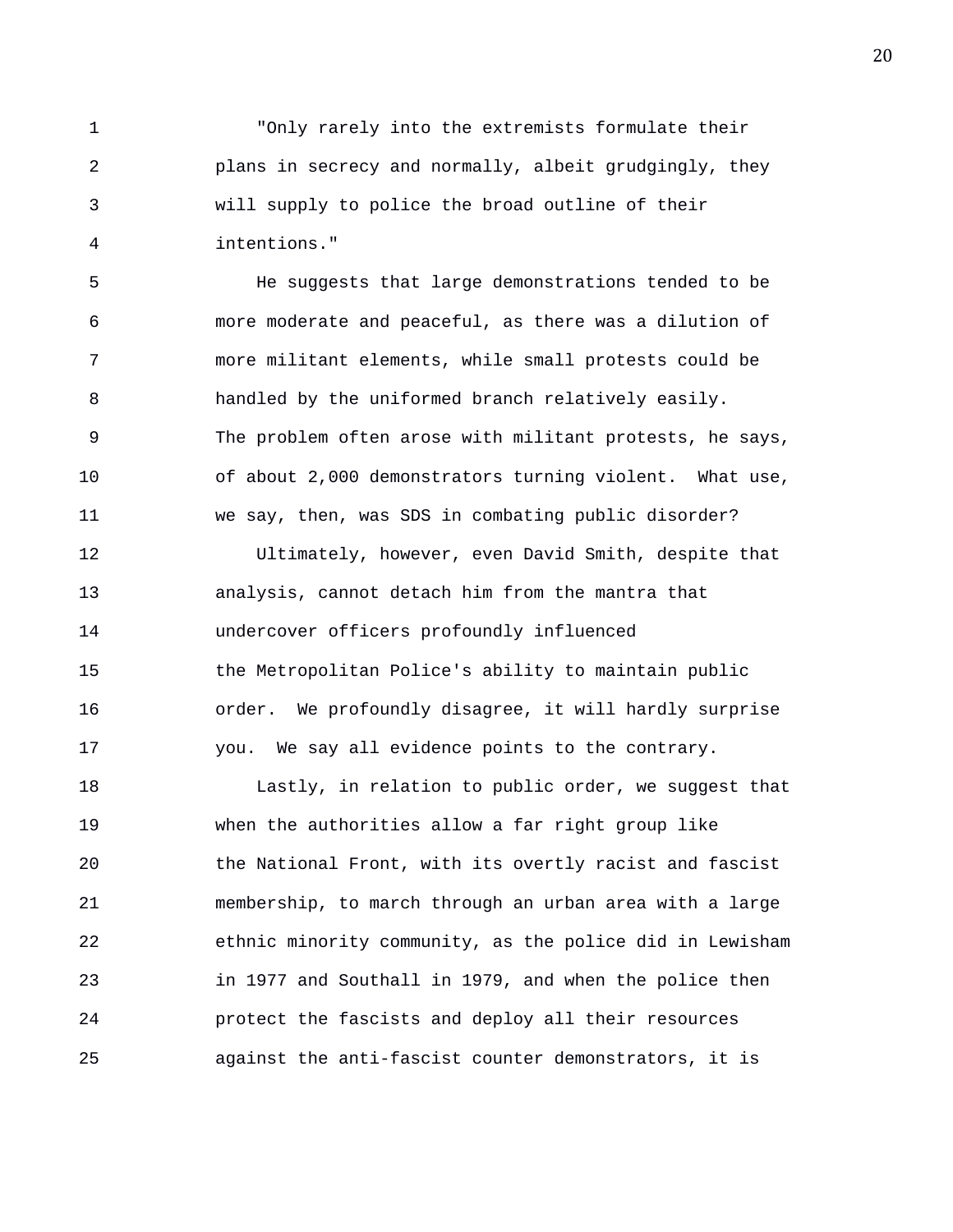"Only rarely into the extremists formulate their plans in secrecy and normally, albeit grudgingly, they will supply to police the broad outline of their intentions."

He suggests that large demonstrations tended to be more moderate and peaceful, as there was a dilution of more militant elements, while small protests could be handled by the uniformed branch relatively easily. The problem often arose with militant protests, he says, of about 2,000 demonstrators turning violent. What use, we say, then, was SDS in combating public disorder?

Ultimately, however, even David Smith, despite that analysis, cannot detach him from the mantra that undercover officers profoundly influenced the Metropolitan Police's ability to maintain public order. We profoundly disagree, it will hardly surprise you. We say all evidence points to the contrary.

Lastly, in relation to public order, we suggest that when the authorities allow a far right group like the National Front, with its overtly racist and fascist membership, to march through an urban area with a large ethnic minority community, as the police did in Lewisham in 1977 and Southall in 1979, and when the police then protect the fascists and deploy all their resources against the anti-fascist counter demonstrators, it is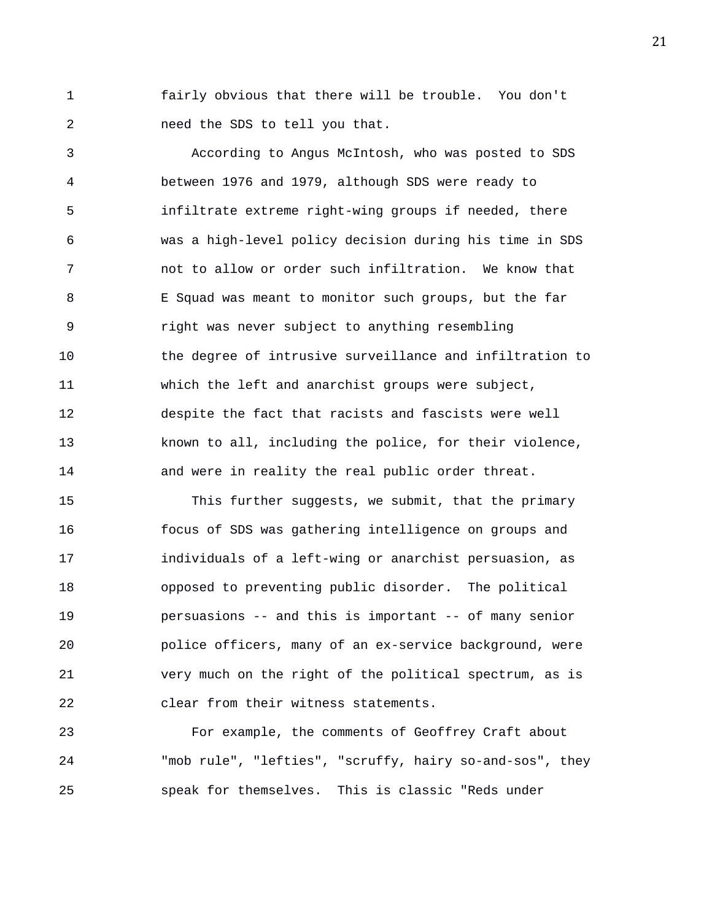fairly obvious that there will be trouble. You don't need the SDS to tell you that.

According to Angus McIntosh, who was posted to SDS between 1976 and 1979, although SDS were ready to infiltrate extreme right-wing groups if needed, there was a high-level policy decision during his time in SDS not to allow or order such infiltration. We know that E Squad was meant to monitor such groups, but the far right was never subject to anything resembling the degree of intrusive surveillance and infiltration to which the left and anarchist groups were subject, despite the fact that racists and fascists were well known to all, including the police, for their violence, and were in reality the real public order threat.

This further suggests, we submit, that the primary focus of SDS was gathering intelligence on groups and individuals of a left-wing or anarchist persuasion, as opposed to preventing public disorder. The political persuasions -- and this is important -- of many senior police officers, many of an ex-service background, were very much on the right of the political spectrum, as is clear from their witness statements.

For example, the comments of Geoffrey Craft about "mob rule", "lefties", "scruffy, hairy so-and-sos", they speak for themselves. This is classic "Reds under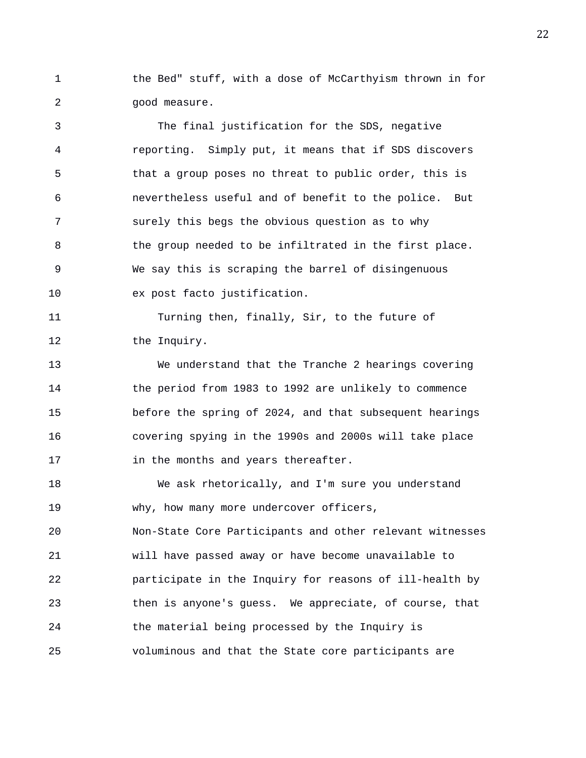the Bed" stuff, with a dose of McCarthyism thrown in for good measure.

The final justification for the SDS, negative reporting. Simply put, it means that if SDS discovers that a group poses no threat to public order, this is nevertheless useful and of benefit to the police. But surely this begs the obvious question as to why the group needed to be infiltrated in the first place. We say this is scraping the barrel of disingenuous ex post facto justification.

Turning then, finally, Sir, to the future of the Inquiry.

We understand that the Tranche 2 hearings covering the period from 1983 to 1992 are unlikely to commence before the spring of 2024, and that subsequent hearings covering spying in the 1990s and 2000s will take place in the months and years thereafter.

We ask rhetorically, and I'm sure you understand why, how many more undercover officers, Non-State Core Participants and other relevant witnesses will have passed away or have become unavailable to participate in the Inquiry for reasons of ill-health by then is anyone's guess. We appreciate, of course, that the material being processed by the Inquiry is voluminous and that the State core participants are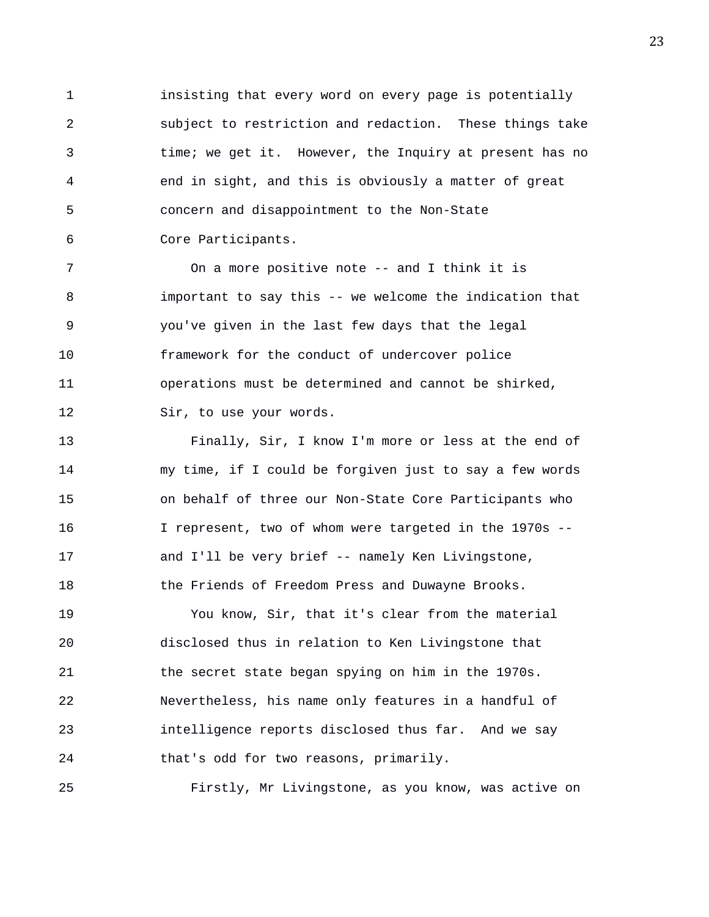insisting that every word on every page is potentially subject to restriction and redaction. These things take time; we get it. However, the Inquiry at present has no end in sight, and this is obviously a matter of great concern and disappointment to the Non-State Core Participants.

On a more positive note -- and I think it is important to say this -- we welcome the indication that you've given in the last few days that the legal framework for the conduct of undercover police operations must be determined and cannot be shirked, Sir, to use your words.

Finally, Sir, I know I'm more or less at the end of my time, if I could be forgiven just to say a few words on behalf of three our Non-State Core Participants who I represent, two of whom were targeted in the 1970s -- and I'll be very brief -- namely Ken Livingstone, the Friends of Freedom Press and Duwayne Brooks.

You know, Sir, that it's clear from the material disclosed thus in relation to Ken Livingstone that the secret state began spying on him in the 1970s. Nevertheless, his name only features in a handful of intelligence reports disclosed thus far. And we say that's odd for two reasons, primarily.

Firstly, Mr Livingstone, as you know, was active on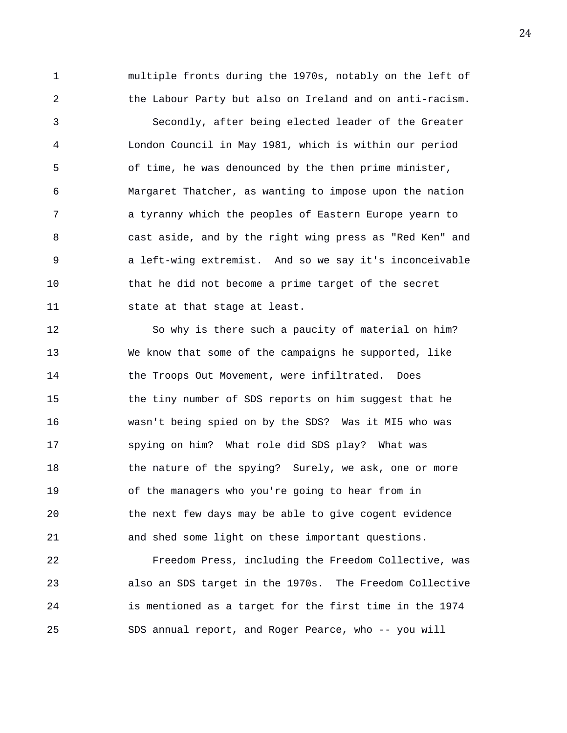multiple fronts during the 1970s, notably on the left of the Labour Party but also on Ireland and on anti-racism.

Secondly, after being elected leader of the Greater London Council in May 1981, which is within our period of time, he was denounced by the then prime minister, Margaret Thatcher, as wanting to impose upon the nation a tyranny which the peoples of Eastern Europe yearn to cast aside, and by the right wing press as "Red Ken" and a left-wing extremist. And so we say it's inconceivable that he did not become a prime target of the secret state at that stage at least.

So why is there such a paucity of material on him? We know that some of the campaigns he supported, like the Troops Out Movement, were infiltrated. Does the tiny number of SDS reports on him suggest that he wasn't being spied on by the SDS? Was it MI5 who was spying on him? What role did SDS play? What was the nature of the spying? Surely, we ask, one or more of the managers who you're going to hear from in the next few days may be able to give cogent evidence and shed some light on these important questions.

Freedom Press, including the Freedom Collective, was also an SDS target in the 1970s. The Freedom Collective is mentioned as a target for the first time in the 1974 SDS annual report, and Roger Pearce, who -- you will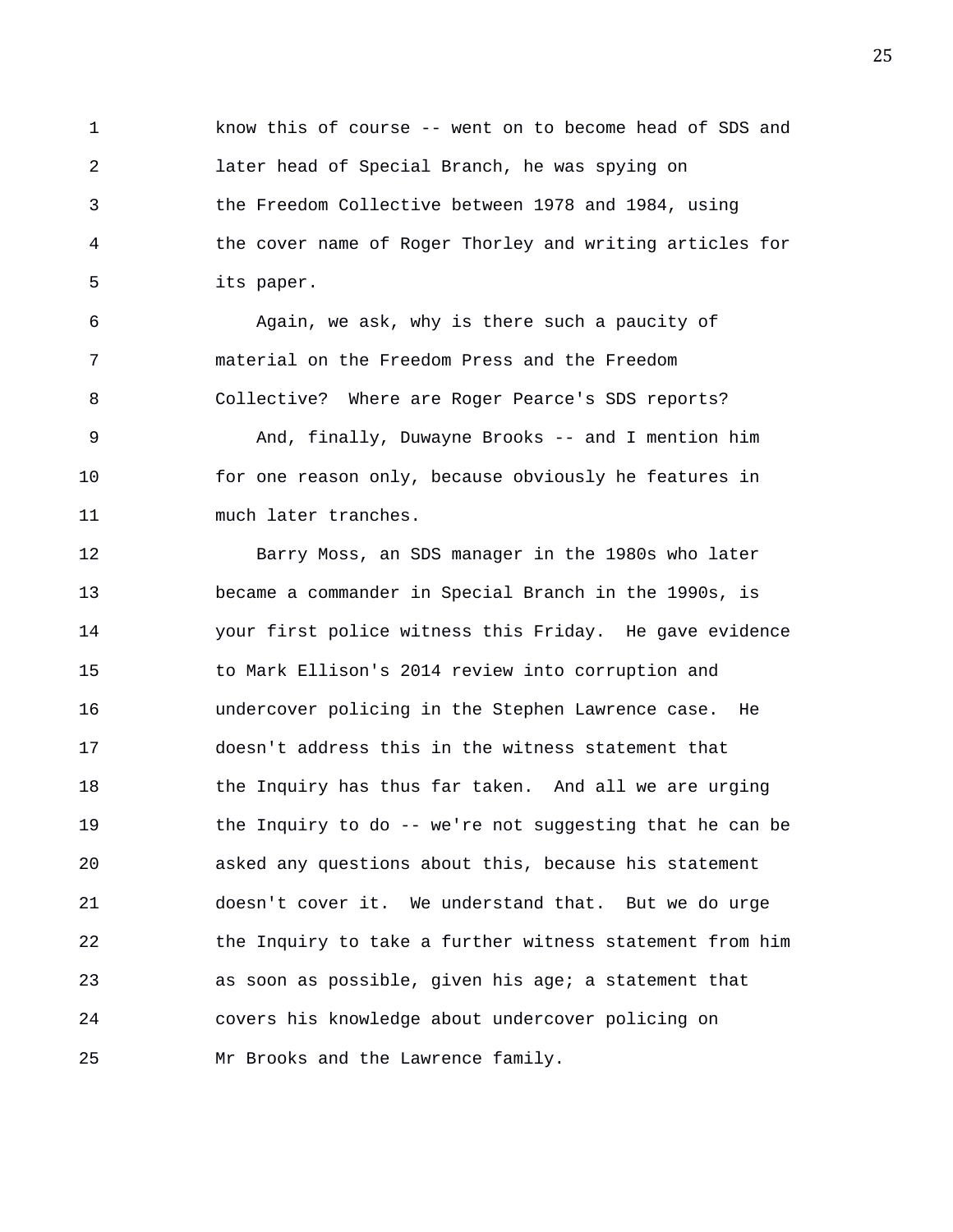know this of course -- went on to become head of SDS and later head of Special Branch, he was spying on the Freedom Collective between 1978 and 1984, using the cover name of Roger Thorley and writing articles for its paper.

Again, we ask, why is there such a paucity of material on the Freedom Press and the Freedom Collective? Where are Roger Pearce's SDS reports?

And, finally, Duwayne Brooks -- and I mention him for one reason only, because obviously he features in much later tranches.

Barry Moss, an SDS manager in the 1980s who later became a commander in Special Branch in the 1990s, is your first police witness this Friday. He gave evidence to Mark Ellison's 2014 review into corruption and undercover policing in the Stephen Lawrence case. He doesn't address this in the witness statement that the Inquiry has thus far taken. And all we are urging the Inquiry to do -- we're not suggesting that he can be asked any questions about this, because his statement doesn't cover it. We understand that. But we do urge the Inquiry to take a further witness statement from him as soon as possible, given his age; a statement that covers his knowledge about undercover policing on Mr Brooks and the Lawrence family.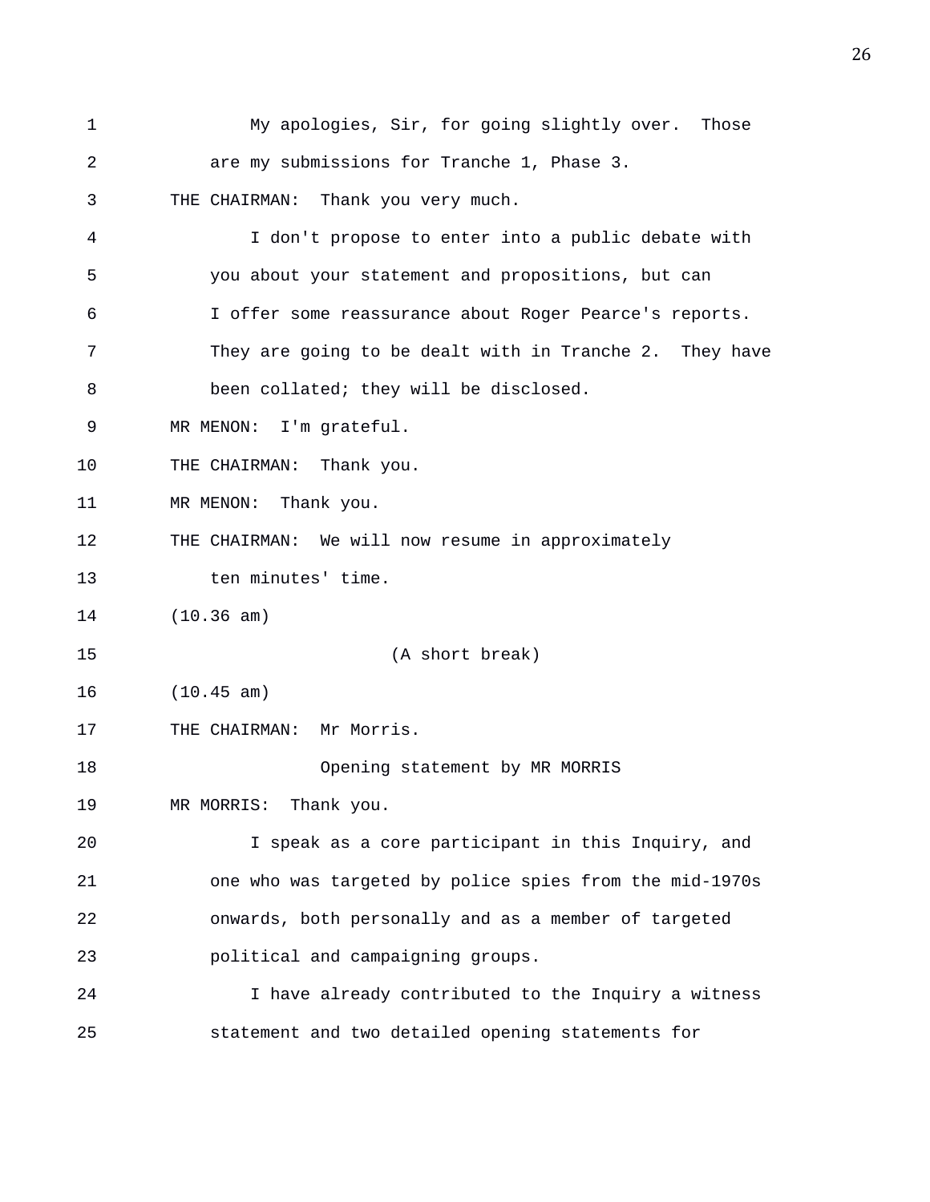My apologies, Sir, for going slightly over. Those are my submissions for Tranche 1, Phase 3.

THE CHAIRMAN: Thank you very much.

I don't propose to enter into a public debate with you about your statement and propositions, but can I offer some reassurance about Roger Pearce's reports. They are going to be dealt with in Tranche 2. They have been collated; they will be disclosed.

MR MENON: I'm grateful.

THE CHAIRMAN: Thank you.

MR MENON: Thank you.

THE CHAIRMAN: We will now resume in approximately ten minutes' time.

(10.36 am)

(A short break)

(10.45 am)

THE CHAIRMAN: Mr Morris.

Opening statement by MR MORRIS

MR MORRIS: Thank you.

I speak as a core participant in this Inquiry, and one who was targeted by police spies from the mid-1970s onwards, both personally and as a member of targeted political and campaigning groups.

I have already contributed to the Inquiry a witness statement and two detailed opening statements for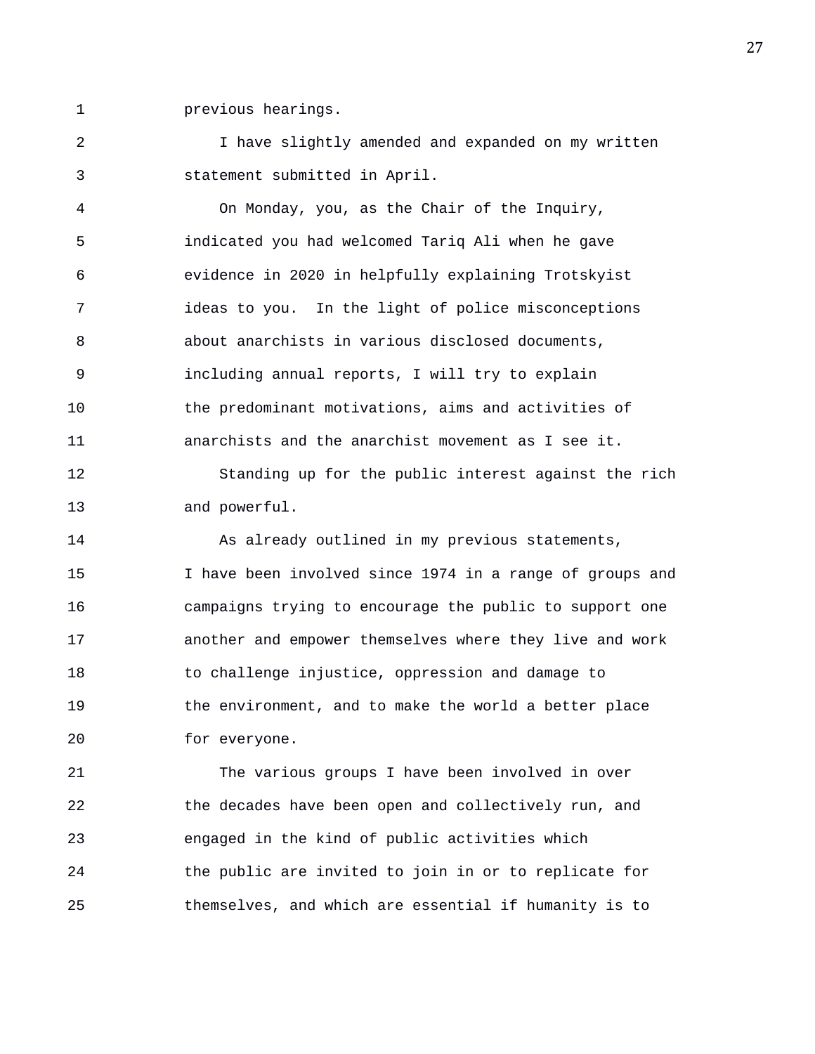previous hearings.

I have slightly amended and expanded on my written statement submitted in April.

On Monday, you, as the Chair of the Inquiry, indicated you had welcomed Tariq Ali when he gave evidence in 2020 in helpfully explaining Trotskyist ideas to you. In the light of police misconceptions about anarchists in various disclosed documents, including annual reports, I will try to explain the predominant motivations, aims and activities of anarchists and the anarchist movement as I see it.

Standing up for the public interest against the rich and powerful.

As already outlined in my previous statements, I have been involved since 1974 in a range of groups and campaigns trying to encourage the public to support one another and empower themselves where they live and work to challenge injustice, oppression and damage to the environment, and to make the world a better place for everyone.

The various groups I have been involved in over the decades have been open and collectively run, and engaged in the kind of public activities which the public are invited to join in or to replicate for themselves, and which are essential if humanity is to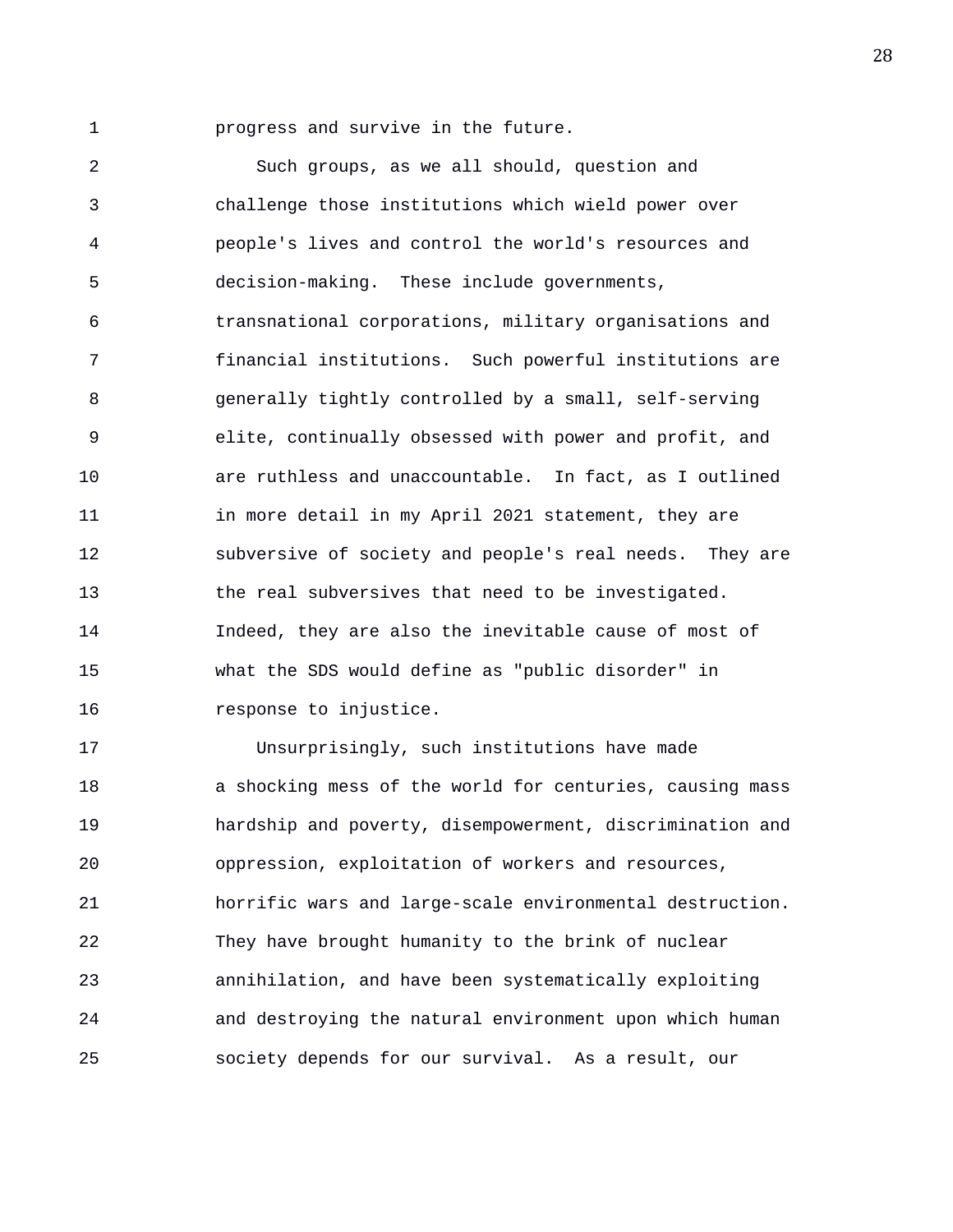progress and survive in the future.

Such groups, as we all should, question and challenge those institutions which wield power over people's lives and control the world's resources and decision-making. These include governments, transnational corporations, military organisations and financial institutions. Such powerful institutions are generally tightly controlled by a small, self-serving elite, continually obsessed with power and profit, and are ruthless and unaccountable. In fact, as I outlined in more detail in my April 2021 statement, they are subversive of society and people's real needs. They are the real subversives that need to be investigated. Indeed, they are also the inevitable cause of most of what the SDS would define as "public disorder" in response to injustice.

Unsurprisingly, such institutions have made a shocking mess of the world for centuries, causing mass hardship and poverty, disempowerment, discrimination and oppression, exploitation of workers and resources, horrific wars and large-scale environmental destruction. They have brought humanity to the brink of nuclear annihilation, and have been systematically exploiting and destroying the natural environment upon which human society depends for our survival. As a result, our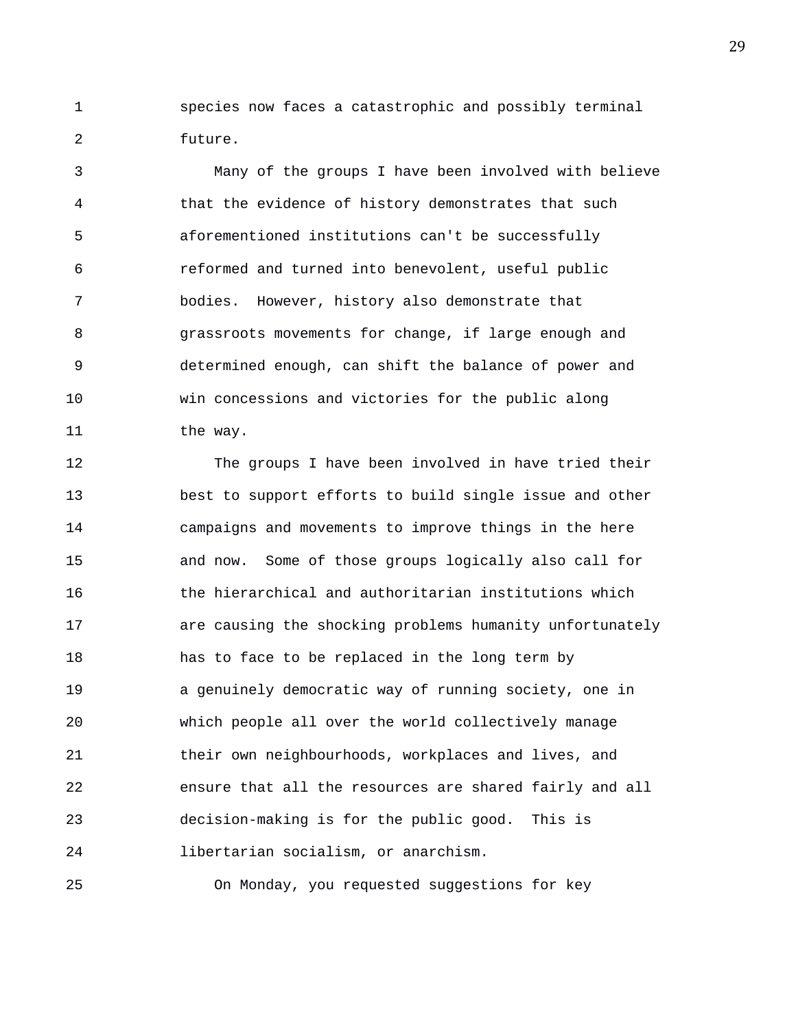species now faces a catastrophic and possibly terminal future.

Many of the groups I have been involved with believe that the evidence of history demonstrates that such aforementioned institutions can't be successfully reformed and turned into benevolent, useful public bodies. However, history also demonstrate that grassroots movements for change, if large enough and determined enough, can shift the balance of power and win concessions and victories for the public along the way.

The groups I have been involved in have tried their best to support efforts to build single issue and other campaigns and movements to improve things in the here and now. Some of those groups logically also call for the hierarchical and authoritarian institutions which are causing the shocking problems humanity unfortunately has to face to be replaced in the long term by a genuinely democratic way of running society, one in which people all over the world collectively manage their own neighbourhoods, workplaces and lives, and ensure that all the resources are shared fairly and all decision-making is for the public good. This is libertarian socialism, or anarchism.

On Monday, you requested suggestions for key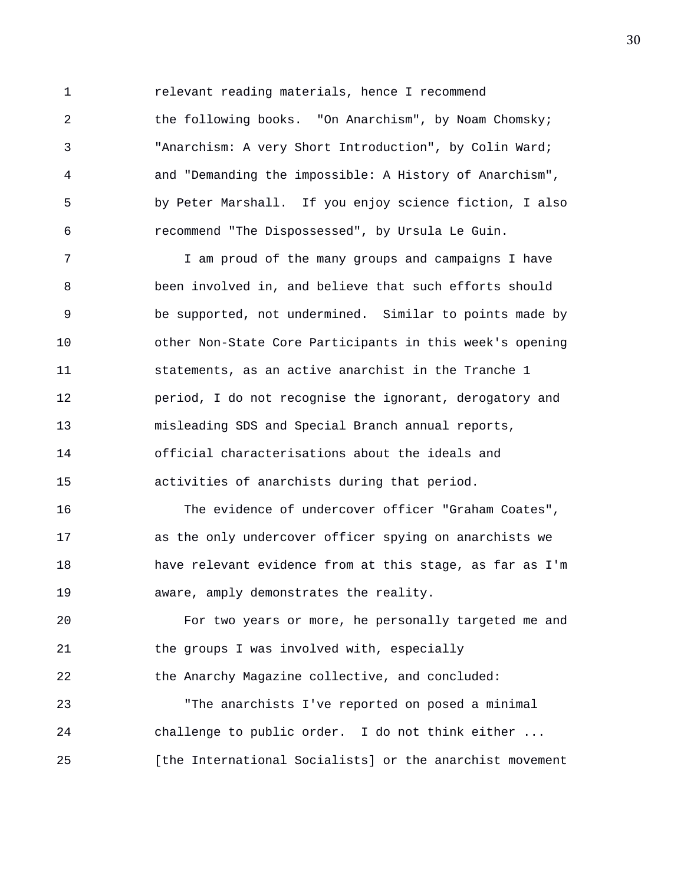relevant reading materials, hence I recommend the following books. "On Anarchism", by Noam Chomsky; "Anarchism: A very Short Introduction", by Colin Ward; and "Demanding the impossible: A History of Anarchism", by Peter Marshall. If you enjoy science fiction, I also recommend "The Dispossessed", by Ursula Le Guin.

I am proud of the many groups and campaigns I have been involved in, and believe that such efforts should be supported, not undermined. Similar to points made by other Non-State Core Participants in this week's opening statements, as an active anarchist in the Tranche 1 period, I do not recognise the ignorant, derogatory and misleading SDS and Special Branch annual reports, official characterisations about the ideals and activities of anarchists during that period.

The evidence of undercover officer "Graham Coates", as the only undercover officer spying on anarchists we have relevant evidence from at this stage, as far as I'm aware, amply demonstrates the reality.

For two years or more, he personally targeted me and the groups I was involved with, especially the Anarchy Magazine collective, and concluded:

"The anarchists I've reported on posed a minimal challenge to public order. I do not think either ... [the International Socialists] or the anarchist movement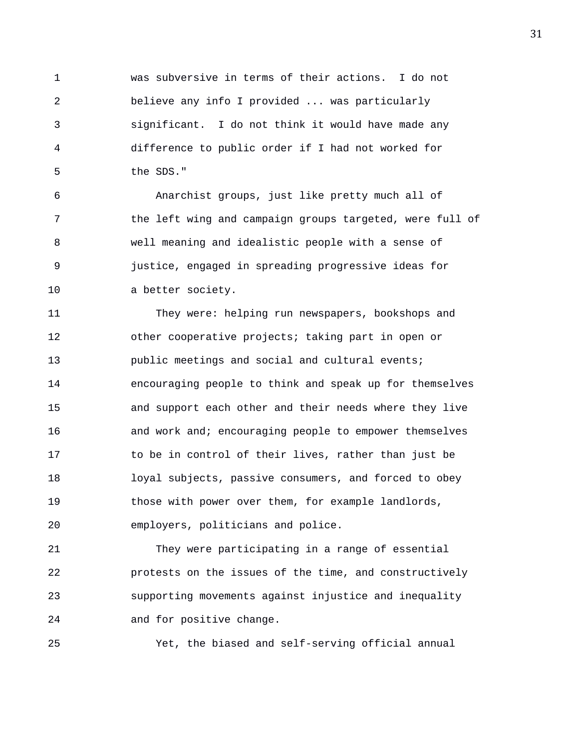was subversive in terms of their actions. I do not believe any info I provided ... was particularly significant. I do not think it would have made any difference to public order if I had not worked for the SDS."

Anarchist groups, just like pretty much all of the left wing and campaign groups targeted, were full of well meaning and idealistic people with a sense of justice, engaged in spreading progressive ideas for a better society.

They were: helping run newspapers, bookshops and other cooperative projects; taking part in open or public meetings and social and cultural events; encouraging people to think and speak up for themselves and support each other and their needs where they live and work and; encouraging people to empower themselves to be in control of their lives, rather than just be loyal subjects, passive consumers, and forced to obey those with power over them, for example landlords, employers, politicians and police.

They were participating in a range of essential protests on the issues of the time, and constructively supporting movements against injustice and inequality and for positive change.

Yet, the biased and self-serving official annual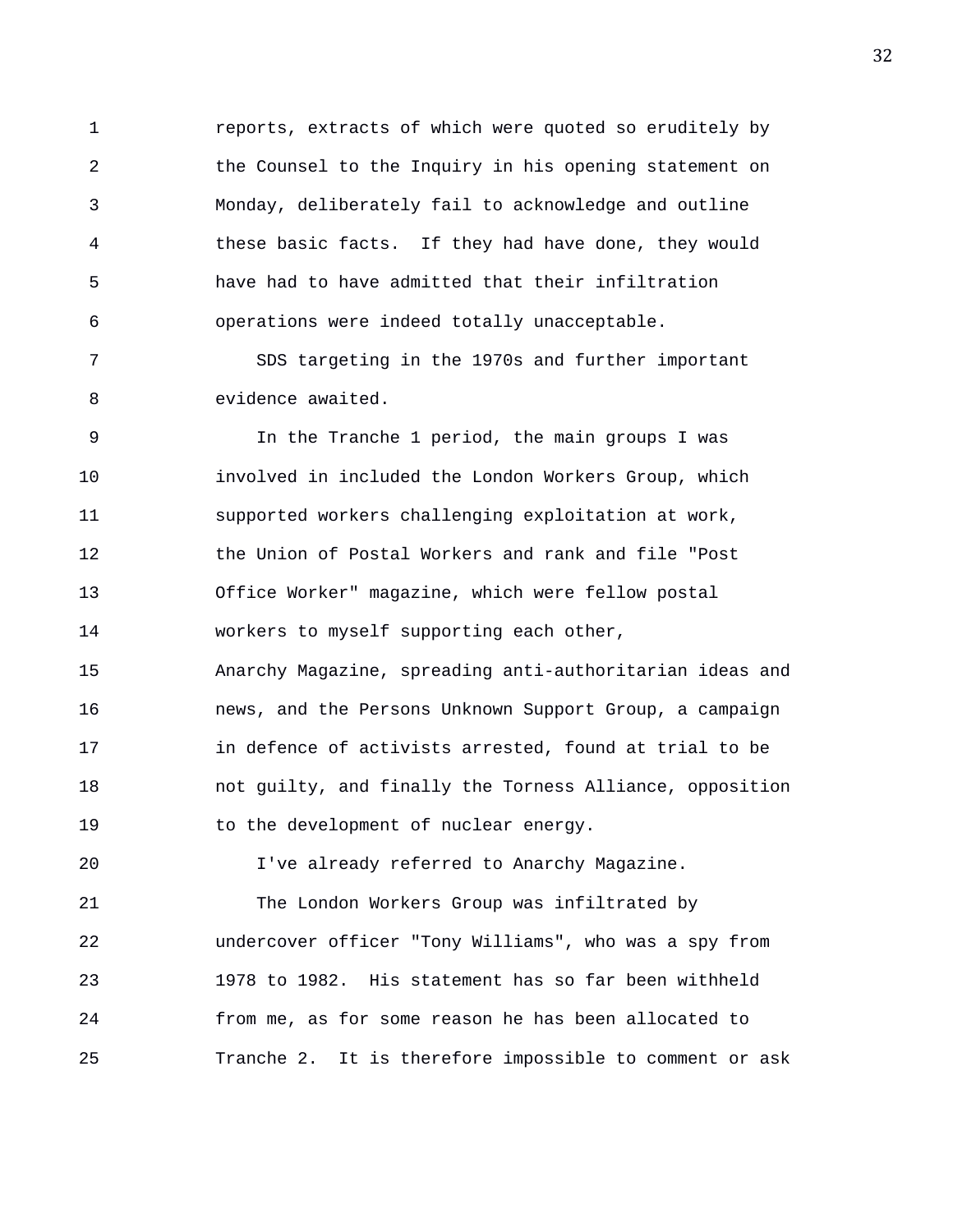reports, extracts of which were quoted so eruditely by the Counsel to the Inquiry in his opening statement on Monday, deliberately fail to acknowledge and outline these basic facts. If they had have done, they would have had to have admitted that their infiltration operations were indeed totally unacceptable.

SDS targeting in the 1970s and further important evidence awaited.

In the Tranche 1 period, the main groups I was involved in included the London Workers Group, which supported workers challenging exploitation at work, the Union of Postal Workers and rank and file "Post Office Worker" magazine, which were fellow postal workers to myself supporting each other, Anarchy Magazine, spreading anti-authoritarian ideas and news, and the Persons Unknown Support Group, a campaign in defence of activists arrested, found at trial to be not guilty, and finally the Torness Alliance, opposition to the development of nuclear energy.

I've already referred to Anarchy Magazine.

The London Workers Group was infiltrated by undercover officer "Tony Williams", who was a spy from 1978 to 1982. His statement has so far been withheld from me, as for some reason he has been allocated to Tranche 2. It is therefore impossible to comment or ask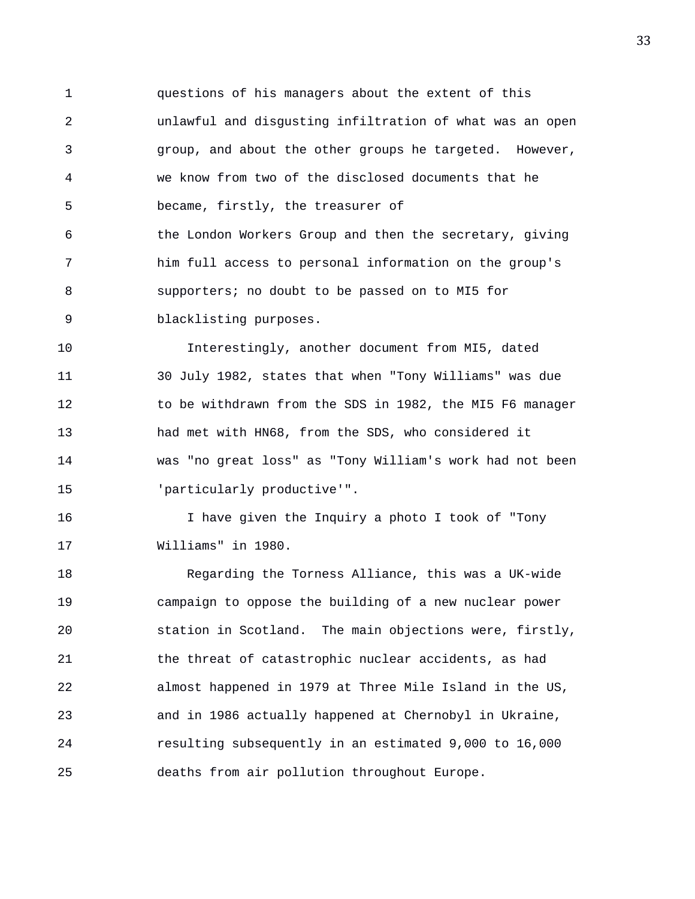questions of his managers about the extent of this unlawful and disgusting infiltration of what was an open group, and about the other groups he targeted. However, we know from two of the disclosed documents that he became, firstly, the treasurer of the London Workers Group and then the secretary, giving him full access to personal information on the group's supporters; no doubt to be passed on to MI5 for blacklisting purposes.

Interestingly, another document from MI5, dated 30 July 1982, states that when "Tony Williams" was due to be withdrawn from the SDS in 1982, the MI5 F6 manager had met with HN68, from the SDS, who considered it was "no great loss" as "Tony William's work had not been 'particularly productive'".

I have given the Inquiry a photo I took of "Tony Williams" in 1980.

Regarding the Torness Alliance, this was a UK-wide campaign to oppose the building of a new nuclear power station in Scotland. The main objections were, firstly, the threat of catastrophic nuclear accidents, as had almost happened in 1979 at Three Mile Island in the US, and in 1986 actually happened at Chernobyl in Ukraine, resulting subsequently in an estimated 9,000 to 16,000 deaths from air pollution throughout Europe.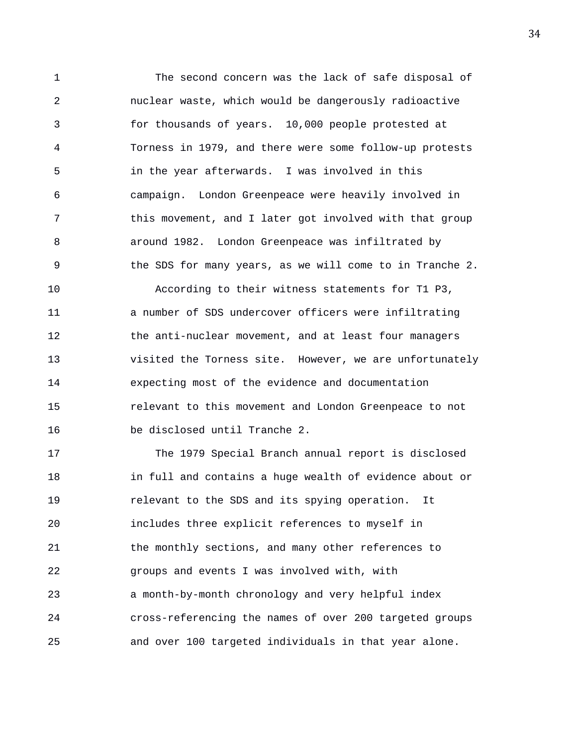The second concern was the lack of safe disposal of nuclear waste, which would be dangerously radioactive for thousands of years. 10,000 people protested at Torness in 1979, and there were some follow-up protests in the year afterwards. I was involved in this campaign. London Greenpeace were heavily involved in this movement, and I later got involved with that group around 1982. London Greenpeace was infiltrated by the SDS for many years, as we will come to in Tranche 2.

According to their witness statements for T1 P3, a number of SDS undercover officers were infiltrating the anti-nuclear movement, and at least four managers visited the Torness site. However, we are unfortunately expecting most of the evidence and documentation relevant to this movement and London Greenpeace to not be disclosed until Tranche 2.

The 1979 Special Branch annual report is disclosed in full and contains a huge wealth of evidence about or relevant to the SDS and its spying operation. It includes three explicit references to myself in the monthly sections, and many other references to groups and events I was involved with, with a month-by-month chronology and very helpful index cross-referencing the names of over 200 targeted groups and over 100 targeted individuals in that year alone.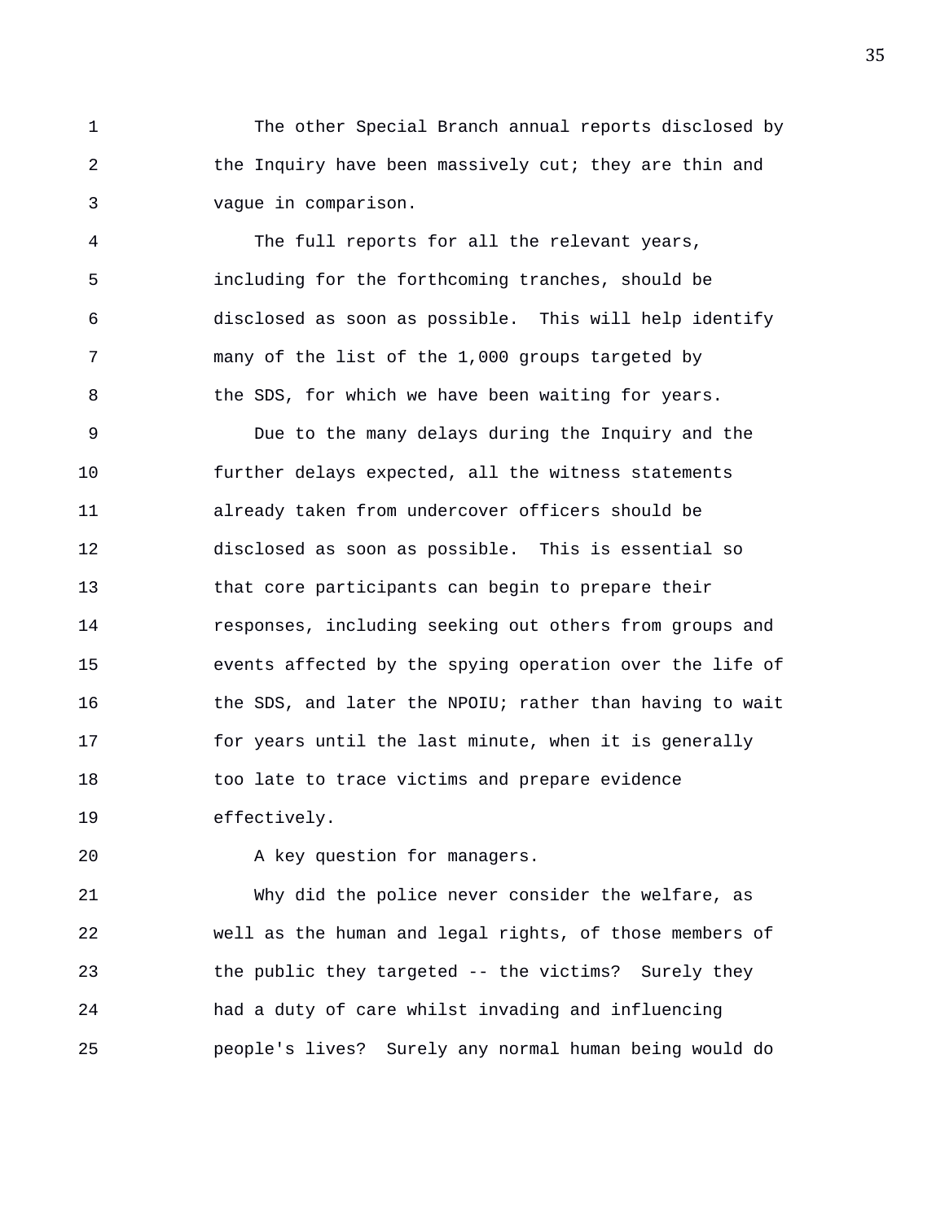The other Special Branch annual reports disclosed by the Inquiry have been massively cut; they are thin and vague in comparison.

The full reports for all the relevant years, including for the forthcoming tranches, should be disclosed as soon as possible. This will help identify many of the list of the 1,000 groups targeted by the SDS, for which we have been waiting for years.

Due to the many delays during the Inquiry and the further delays expected, all the witness statements already taken from undercover officers should be disclosed as soon as possible. This is essential so that core participants can begin to prepare their responses, including seeking out others from groups and events affected by the spying operation over the life of the SDS, and later the NPOIU; rather than having to wait for years until the last minute, when it is generally too late to trace victims and prepare evidence effectively.

A key question for managers.

Why did the police never consider the welfare, as well as the human and legal rights, of those members of the public they targeted -- the victims? Surely they had a duty of care whilst invading and influencing people's lives? Surely any normal human being would do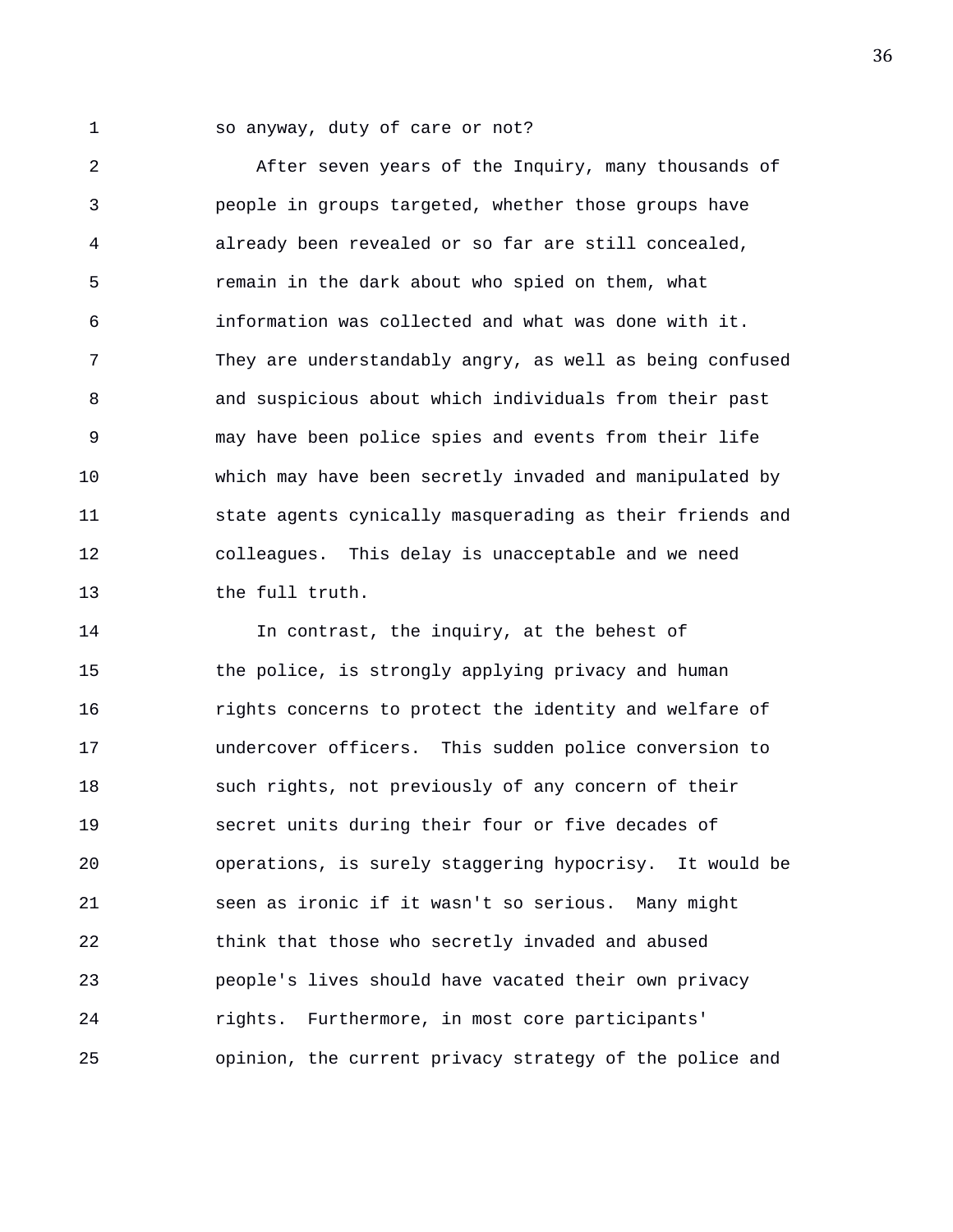so anyway, duty of care or not?

After seven years of the Inquiry, many thousands of people in groups targeted, whether those groups have already been revealed or so far are still concealed, remain in the dark about who spied on them, what information was collected and what was done with it. They are understandably angry, as well as being confused and suspicious about which individuals from their past may have been police spies and events from their life which may have been secretly invaded and manipulated by state agents cynically masquerading as their friends and colleagues. This delay is unacceptable and we need the full truth.

In contrast, the inquiry, at the behest of the police, is strongly applying privacy and human rights concerns to protect the identity and welfare of undercover officers. This sudden police conversion to such rights, not previously of any concern of their secret units during their four or five decades of operations, is surely staggering hypocrisy. It would be seen as ironic if it wasn't so serious. Many might think that those who secretly invaded and abused people's lives should have vacated their own privacy rights. Furthermore, in most core participants' opinion, the current privacy strategy of the police and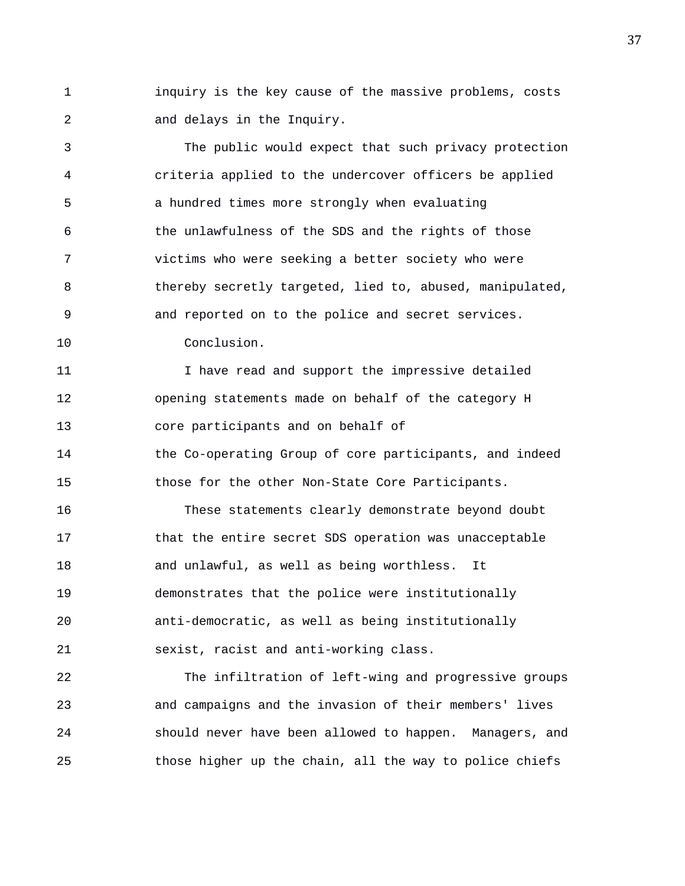inquiry is the key cause of the massive problems, costs and delays in the Inquiry.

The public would expect that such privacy protection criteria applied to the undercover officers be applied a hundred times more strongly when evaluating the unlawfulness of the SDS and the rights of those victims who were seeking a better society who were thereby secretly targeted, lied to, abused, manipulated, and reported on to the police and secret services.

Conclusion.

I have read and support the impressive detailed opening statements made on behalf of the category H core participants and on behalf of the Co-operating Group of core participants, and indeed those for the other Non-State Core Participants.

These statements clearly demonstrate beyond doubt that the entire secret SDS operation was unacceptable and unlawful, as well as being worthless. It demonstrates that the police were institutionally anti-democratic, as well as being institutionally sexist, racist and anti-working class.

The infiltration of left-wing and progressive groups and campaigns and the invasion of their members' lives should never have been allowed to happen. Managers, and those higher up the chain, all the way to police chiefs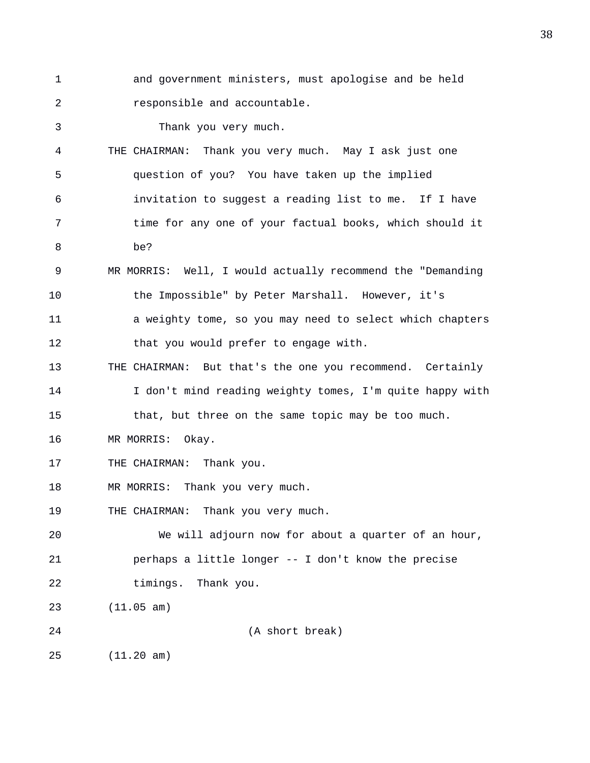and government ministers, must apologise and be held responsible and accountable.

Thank you very much.

THE CHAIRMAN: Thank you very much. May I ask just one question of you? You have taken up the implied invitation to suggest a reading list to me. If I have time for any one of your factual books, which should it be?

MR MORRIS: Well, I would actually recommend the "Demanding the Impossible" by Peter Marshall. However, it's a weighty tome, so you may need to select which chapters that you would prefer to engage with.

THE CHAIRMAN: But that's the one you recommend. Certainly I don't mind reading weighty tomes, I'm quite happy with that, but three on the same topic may be too much.

MR MORRIS: Okay.

THE CHAIRMAN: Thank you.

MR MORRIS: Thank you very much.

THE CHAIRMAN: Thank you very much.

We will adjourn now for about a quarter of an hour, perhaps a little longer -- I don't know the precise timings. Thank you.

(11.05 am)

(A short break)

(11.20 am)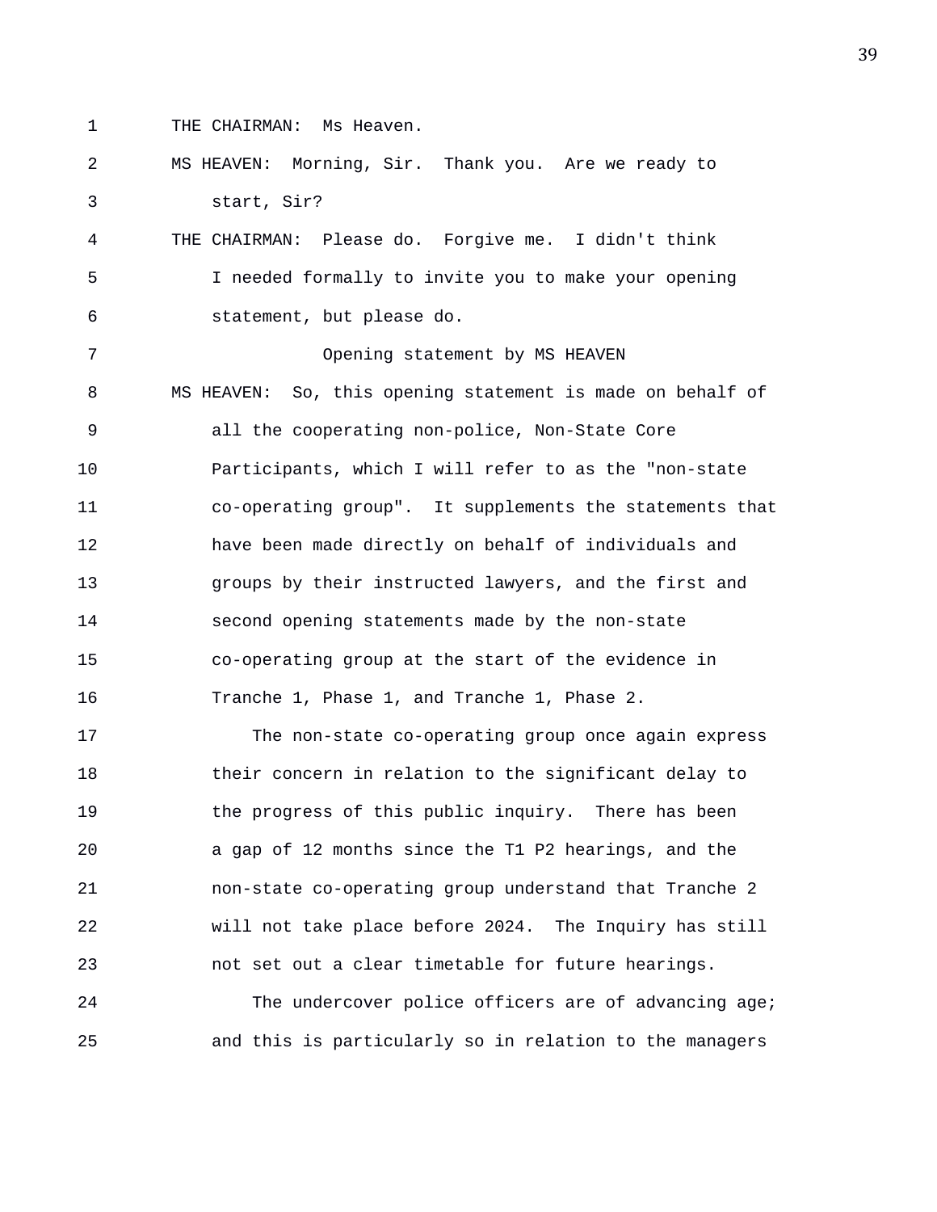THE CHAIRMAN: Ms Heaven.

MS HEAVEN: Morning, Sir. Thank you. Are we ready to start, Sir?

THE CHAIRMAN: Please do. Forgive me. I didn't think I needed formally to invite you to make your opening statement, but please do.

Opening statement by MS HEAVEN

MS HEAVEN: So, this opening statement is made on behalf of all the cooperating non-police, Non-State Core Participants, which I will refer to as the "non-state co-operating group". It supplements the statements that have been made directly on behalf of individuals and groups by their instructed lawyers, and the first and second opening statements made by the non-state co-operating group at the start of the evidence in Tranche 1, Phase 1, and Tranche 1, Phase 2.

The non-state co-operating group once again express their concern in relation to the significant delay to the progress of this public inquiry. There has been a gap of 12 months since the T1 P2 hearings, and the non-state co-operating group understand that Tranche 2 will not take place before 2024. The Inquiry has still not set out a clear timetable for future hearings.

The undercover police officers are of advancing age; and this is particularly so in relation to the managers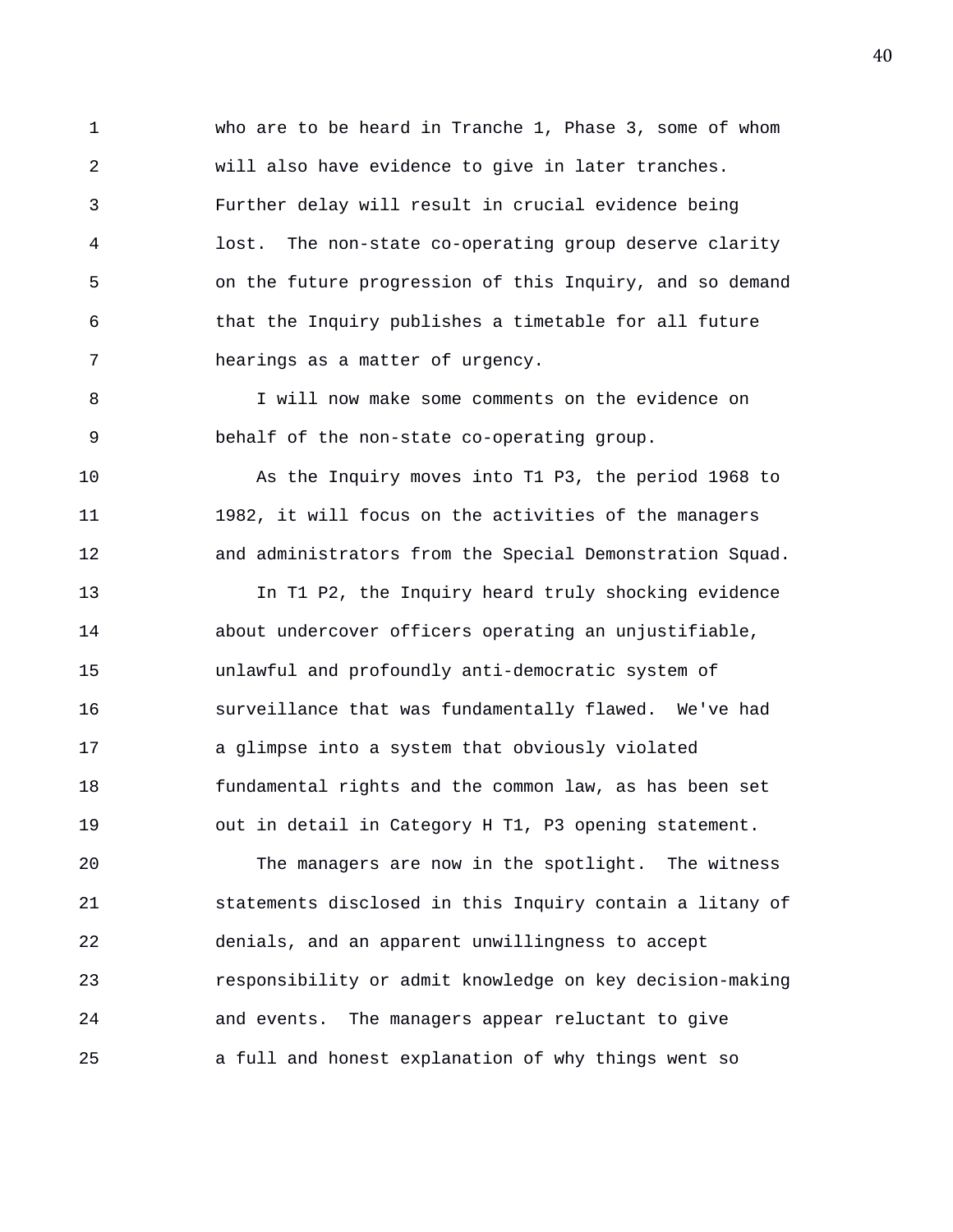who are to be heard in Tranche 1, Phase 3, some of whom will also have evidence to give in later tranches. Further delay will result in crucial evidence being lost. The non-state co-operating group deserve clarity on the future progression of this Inquiry, and so demand that the Inquiry publishes a timetable for all future hearings as a matter of urgency.

I will now make some comments on the evidence on behalf of the non-state co-operating group.

As the Inquiry moves into T1 P3, the period 1968 to 1982, it will focus on the activities of the managers and administrators from the Special Demonstration Squad.

In T1 P2, the Inquiry heard truly shocking evidence about undercover officers operating an unjustifiable, unlawful and profoundly anti-democratic system of surveillance that was fundamentally flawed. We've had a glimpse into a system that obviously violated fundamental rights and the common law, as has been set out in detail in Category H T1, P3 opening statement.

The managers are now in the spotlight. The witness statements disclosed in this Inquiry contain a litany of denials, and an apparent unwillingness to accept responsibility or admit knowledge on key decision-making and events. The managers appear reluctant to give a full and honest explanation of why things went so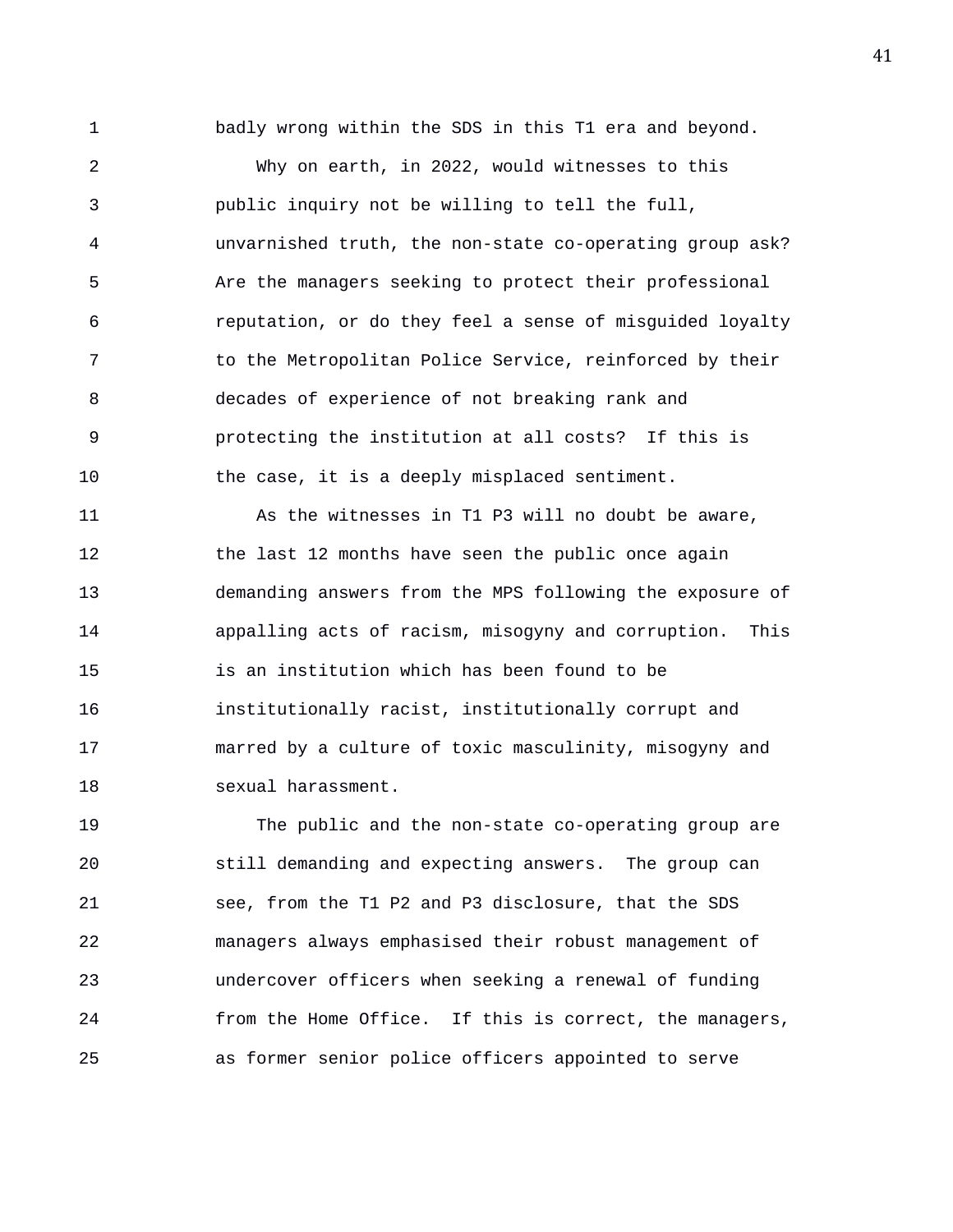badly wrong within the SDS in this T1 era and beyond.

Why on earth, in 2022, would witnesses to this public inquiry not be willing to tell the full, unvarnished truth, the non-state co-operating group ask? Are the managers seeking to protect their professional reputation, or do they feel a sense of misguided loyalty to the Metropolitan Police Service, reinforced by their decades of experience of not breaking rank and protecting the institution at all costs? If this is the case, it is a deeply misplaced sentiment.

As the witnesses in T1 P3 will no doubt be aware, the last 12 months have seen the public once again demanding answers from the MPS following the exposure of appalling acts of racism, misogyny and corruption. This is an institution which has been found to be institutionally racist, institutionally corrupt and marred by a culture of toxic masculinity, misogyny and sexual harassment.

The public and the non-state co-operating group are still demanding and expecting answers. The group can see, from the T1 P2 and P3 disclosure, that the SDS managers always emphasised their robust management of undercover officers when seeking a renewal of funding from the Home Office. If this is correct, the managers, as former senior police officers appointed to serve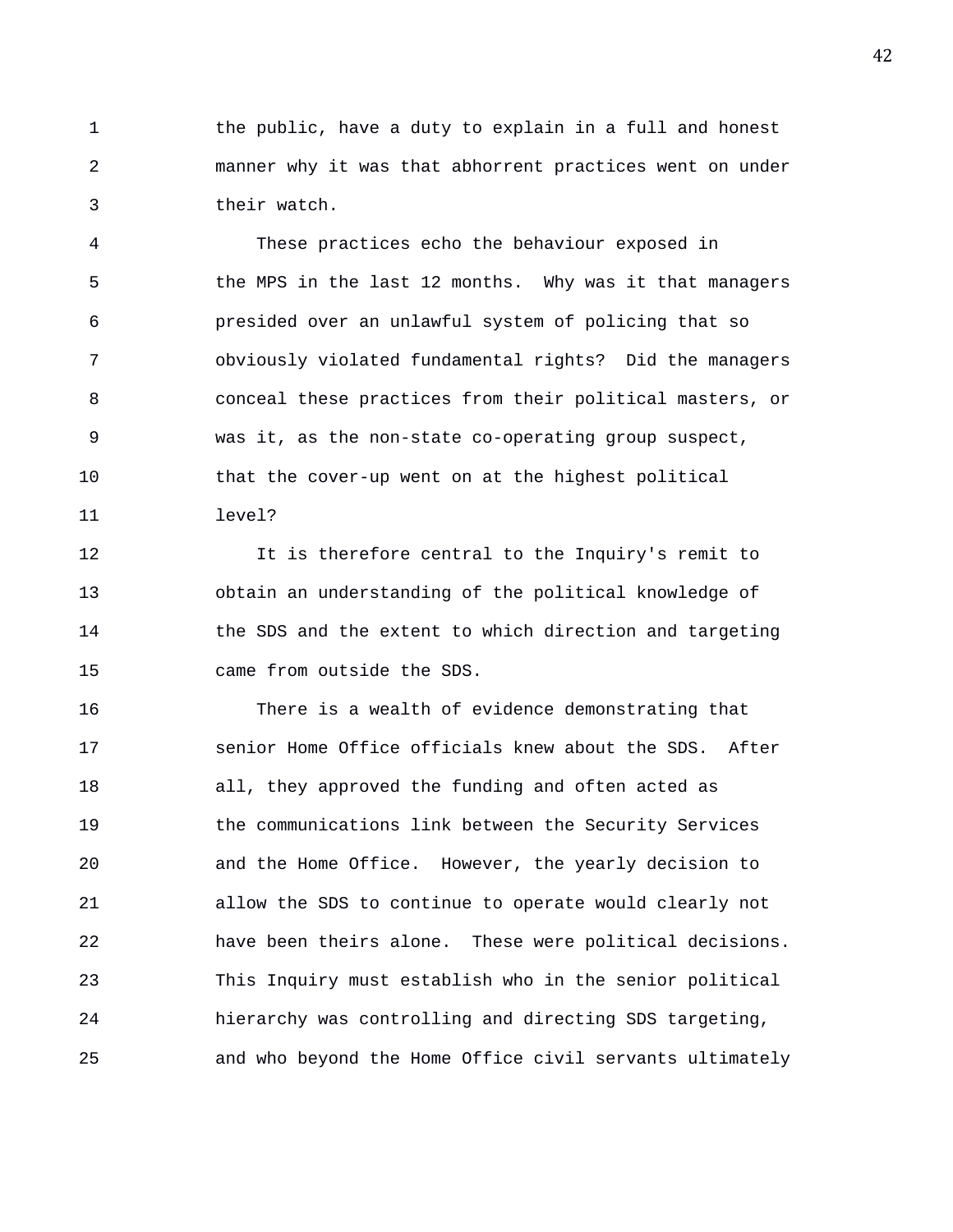the public, have a duty to explain in a full and honest manner why it was that abhorrent practices went on under their watch.

These practices echo the behaviour exposed in the MPS in the last 12 months. Why was it that managers presided over an unlawful system of policing that so obviously violated fundamental rights? Did the managers conceal these practices from their political masters, or was it, as the non-state co-operating group suspect, that the cover-up went on at the highest political level?

It is therefore central to the Inquiry's remit to obtain an understanding of the political knowledge of the SDS and the extent to which direction and targeting came from outside the SDS.

There is a wealth of evidence demonstrating that senior Home Office officials knew about the SDS. After all, they approved the funding and often acted as the communications link between the Security Services and the Home Office. However, the yearly decision to allow the SDS to continue to operate would clearly not have been theirs alone. These were political decisions. This Inquiry must establish who in the senior political hierarchy was controlling and directing SDS targeting, and who beyond the Home Office civil servants ultimately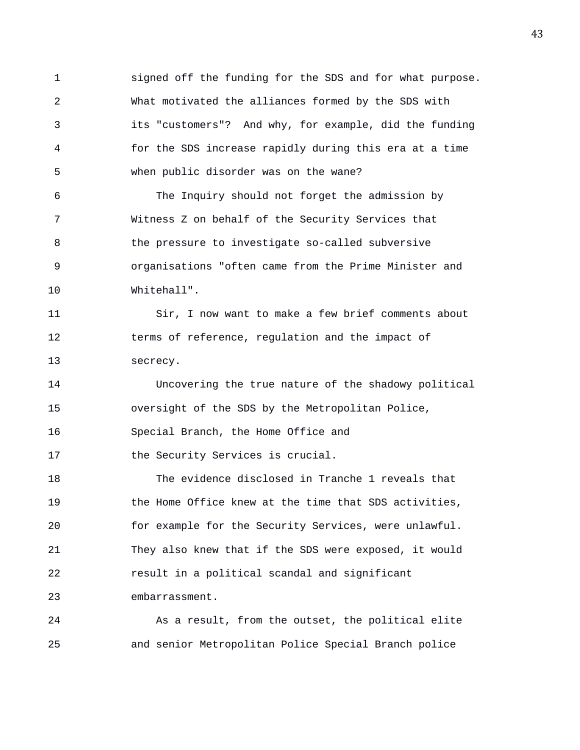signed off the funding for the SDS and for what purpose. What motivated the alliances formed by the SDS with its "customers"? And why, for example, did the funding for the SDS increase rapidly during this era at a time when public disorder was on the wane?

The Inquiry should not forget the admission by Witness Z on behalf of the Security Services that the pressure to investigate so-called subversive organisations "often came from the Prime Minister and Whitehall".

Sir, I now want to make a few brief comments about terms of reference, regulation and the impact of secrecy.

Uncovering the true nature of the shadowy political oversight of the SDS by the Metropolitan Police, Special Branch, the Home Office and the Security Services is crucial.

The evidence disclosed in Tranche 1 reveals that the Home Office knew at the time that SDS activities, for example for the Security Services, were unlawful. They also knew that if the SDS were exposed, it would result in a political scandal and significant embarrassment.

As a result, from the outset, the political elite and senior Metropolitan Police Special Branch police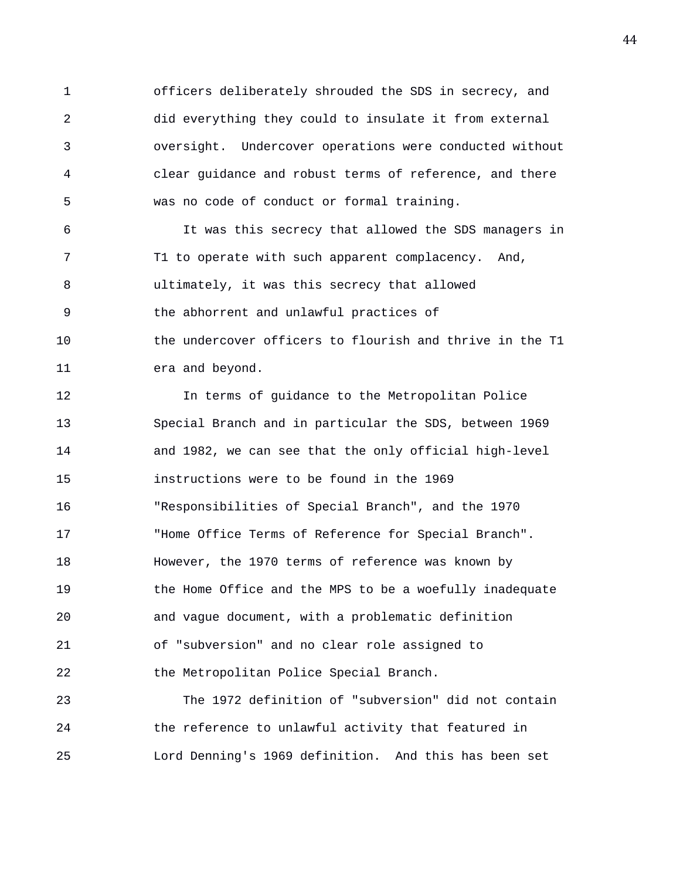officers deliberately shrouded the SDS in secrecy, and did everything they could to insulate it from external oversight. Undercover operations were conducted without clear guidance and robust terms of reference, and there was no code of conduct or formal training.

It was this secrecy that allowed the SDS managers in T1 to operate with such apparent complacency. And, ultimately, it was this secrecy that allowed the abhorrent and unlawful practices of the undercover officers to flourish and thrive in the T1 era and beyond.

In terms of guidance to the Metropolitan Police Special Branch and in particular the SDS, between 1969 and 1982, we can see that the only official high-level instructions were to be found in the 1969 "Responsibilities of Special Branch", and the 1970 "Home Office Terms of Reference for Special Branch". However, the 1970 terms of reference was known by the Home Office and the MPS to be a woefully inadequate and vague document, with a problematic definition of "subversion" and no clear role assigned to the Metropolitan Police Special Branch.

The 1972 definition of "subversion" did not contain the reference to unlawful activity that featured in Lord Denning's 1969 definition. And this has been set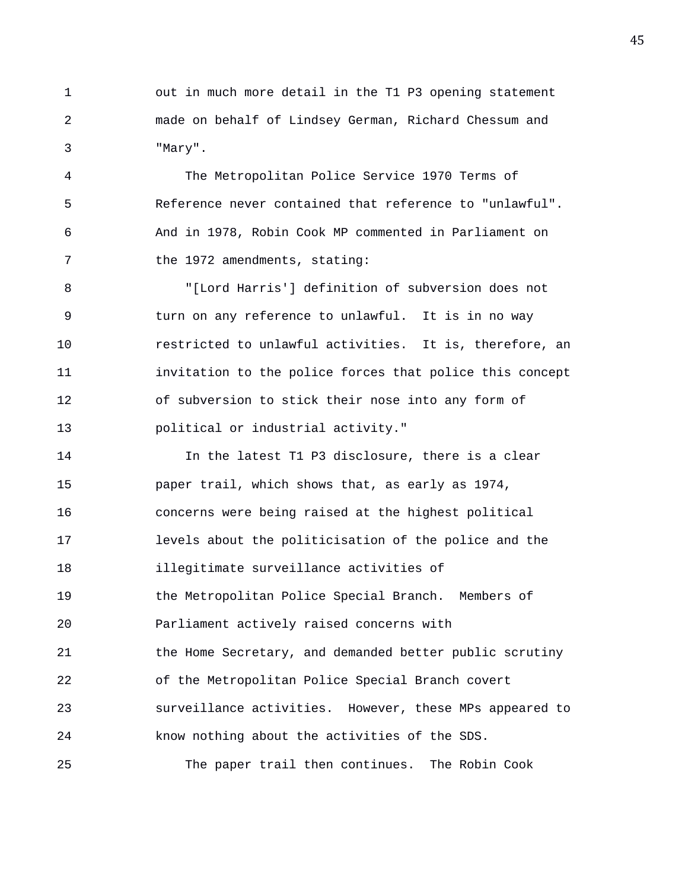out in much more detail in the T1 P3 opening statement made on behalf of Lindsey German, Richard Chessum and "Mary".

The Metropolitan Police Service 1970 Terms of Reference never contained that reference to "unlawful". And in 1978, Robin Cook MP commented in Parliament on the 1972 amendments, stating:

"[Lord Harris'] definition of subversion does not turn on any reference to unlawful. It is in no way restricted to unlawful activities. It is, therefore, an invitation to the police forces that police this concept of subversion to stick their nose into any form of political or industrial activity."

In the latest T1 P3 disclosure, there is a clear paper trail, which shows that, as early as 1974, concerns were being raised at the highest political levels about the politicisation of the police and the illegitimate surveillance activities of the Metropolitan Police Special Branch. Members of Parliament actively raised concerns with the Home Secretary, and demanded better public scrutiny of the Metropolitan Police Special Branch covert surveillance activities. However, these MPs appeared to know nothing about the activities of the SDS.

The paper trail then continues. The Robin Cook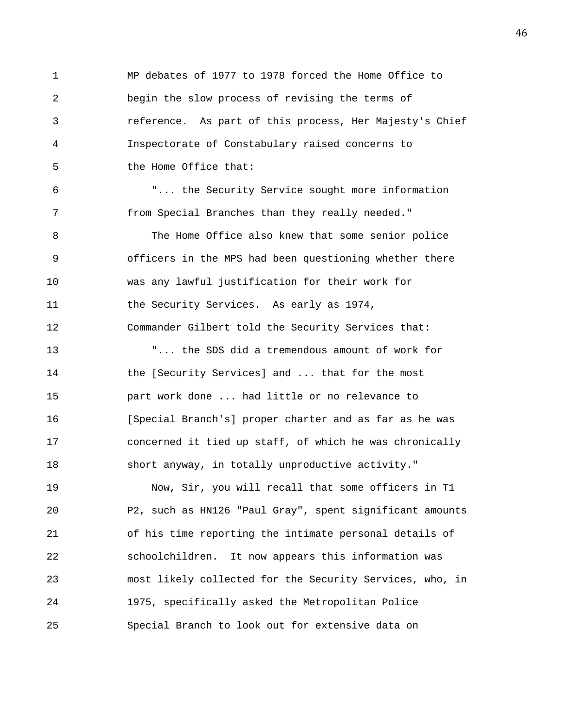MP debates of 1977 to 1978 forced the Home Office to begin the slow process of revising the terms of reference. As part of this process, Her Majesty's Chief Inspectorate of Constabulary raised concerns to the Home Office that:

"... the Security Service sought more information from Special Branches than they really needed."

The Home Office also knew that some senior police officers in the MPS had been questioning whether there was any lawful justification for their work for the Security Services. As early as 1974, Commander Gilbert told the Security Services that:

"... the SDS did a tremendous amount of work for the [Security Services] and ... that for the most part work done ... had little or no relevance to [Special Branch's] proper charter and as far as he was concerned it tied up staff, of which he was chronically short anyway, in totally unproductive activity."

Now, Sir, you will recall that some officers in T1 P2, such as HN126 "Paul Gray", spent significant amounts of his time reporting the intimate personal details of schoolchildren. It now appears this information was most likely collected for the Security Services, who, in 1975, specifically asked the Metropolitan Police Special Branch to look out for extensive data on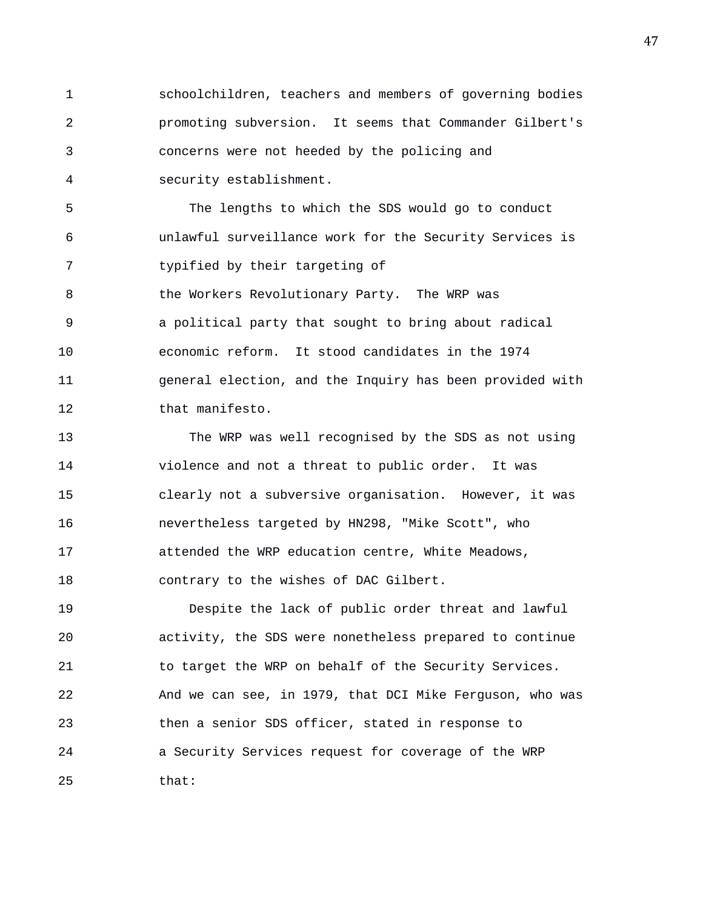schoolchildren, teachers and members of governing bodies promoting subversion. It seems that Commander Gilbert's concerns were not heeded by the policing and security establishment.

The lengths to which the SDS would go to conduct unlawful surveillance work for the Security Services is typified by their targeting of the Workers Revolutionary Party. The WRP was a political party that sought to bring about radical economic reform. It stood candidates in the 1974 general election, and the Inquiry has been provided with that manifesto.

The WRP was well recognised by the SDS as not using violence and not a threat to public order. It was clearly not a subversive organisation. However, it was nevertheless targeted by HN298, "Mike Scott", who attended the WRP education centre, White Meadows, contrary to the wishes of DAC Gilbert.

Despite the lack of public order threat and lawful activity, the SDS were nonetheless prepared to continue to target the WRP on behalf of the Security Services. And we can see, in 1979, that DCI Mike Ferguson, who was then a senior SDS officer, stated in response to a Security Services request for coverage of the WRP that: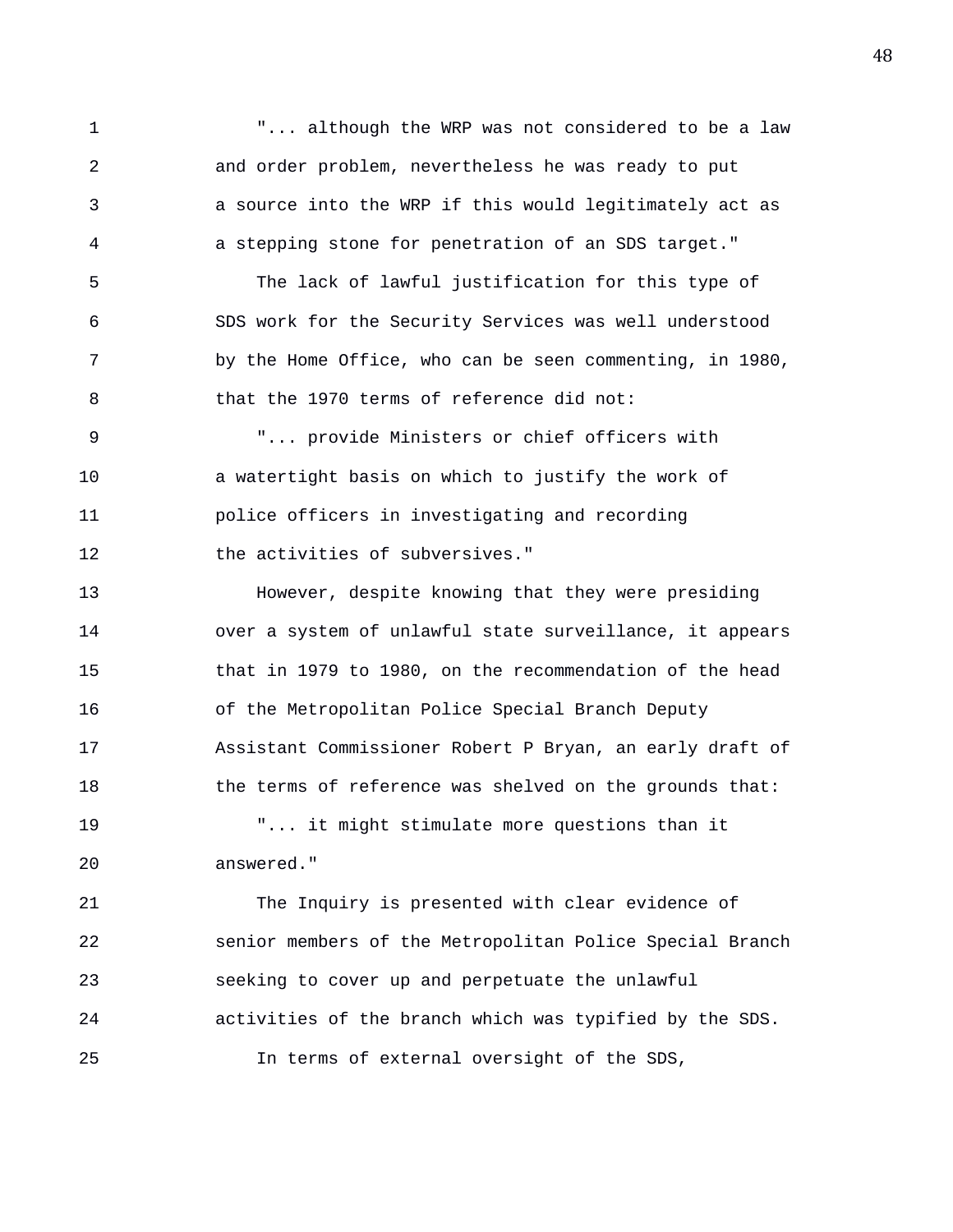"... although the WRP was not considered to be a law and order problem, nevertheless he was ready to put a source into the WRP if this would legitimately act as a stepping stone for penetration of an SDS target."

The lack of lawful justification for this type of SDS work for the Security Services was well understood by the Home Office, who can be seen commenting, in 1980, that the 1970 terms of reference did not:

"... provide Ministers or chief officers with a watertight basis on which to justify the work of police officers in investigating and recording the activities of subversives."

However, despite knowing that they were presiding over a system of unlawful state surveillance, it appears that in 1979 to 1980, on the recommendation of the head of the Metropolitan Police Special Branch Deputy Assistant Commissioner Robert P Bryan, an early draft of the terms of reference was shelved on the grounds that:

"... it might stimulate more questions than it answered."

The Inquiry is presented with clear evidence of senior members of the Metropolitan Police Special Branch seeking to cover up and perpetuate the unlawful activities of the branch which was typified by the SDS.

In terms of external oversight of the SDS,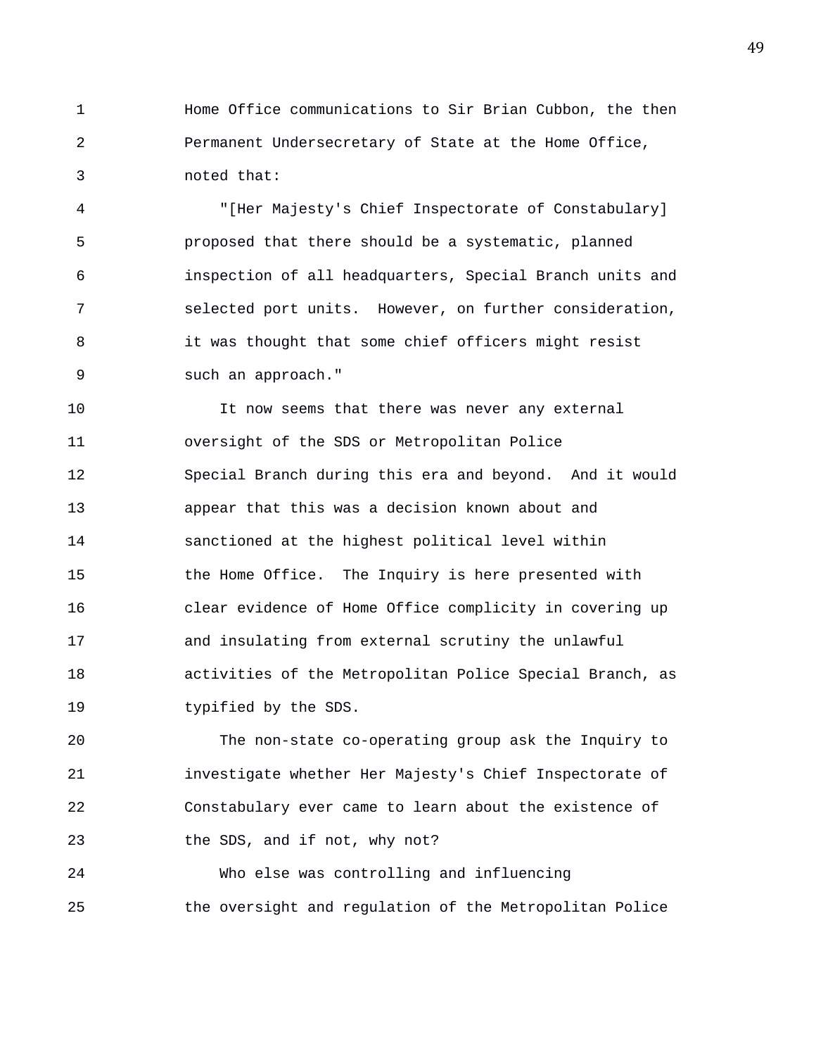Home Office communications to Sir Brian Cubbon, the then Permanent Undersecretary of State at the Home Office, noted that:

"[Her Majesty's Chief Inspectorate of Constabulary] proposed that there should be a systematic, planned inspection of all headquarters, Special Branch units and selected port units. However, on further consideration, it was thought that some chief officers might resist such an approach."

It now seems that there was never any external oversight of the SDS or Metropolitan Police Special Branch during this era and beyond. And it would appear that this was a decision known about and sanctioned at the highest political level within the Home Office. The Inquiry is here presented with clear evidence of Home Office complicity in covering up and insulating from external scrutiny the unlawful activities of the Metropolitan Police Special Branch, as typified by the SDS.

The non-state co-operating group ask the Inquiry to investigate whether Her Majesty's Chief Inspectorate of Constabulary ever came to learn about the existence of the SDS, and if not, why not?

Who else was controlling and influencing the oversight and regulation of the Metropolitan Police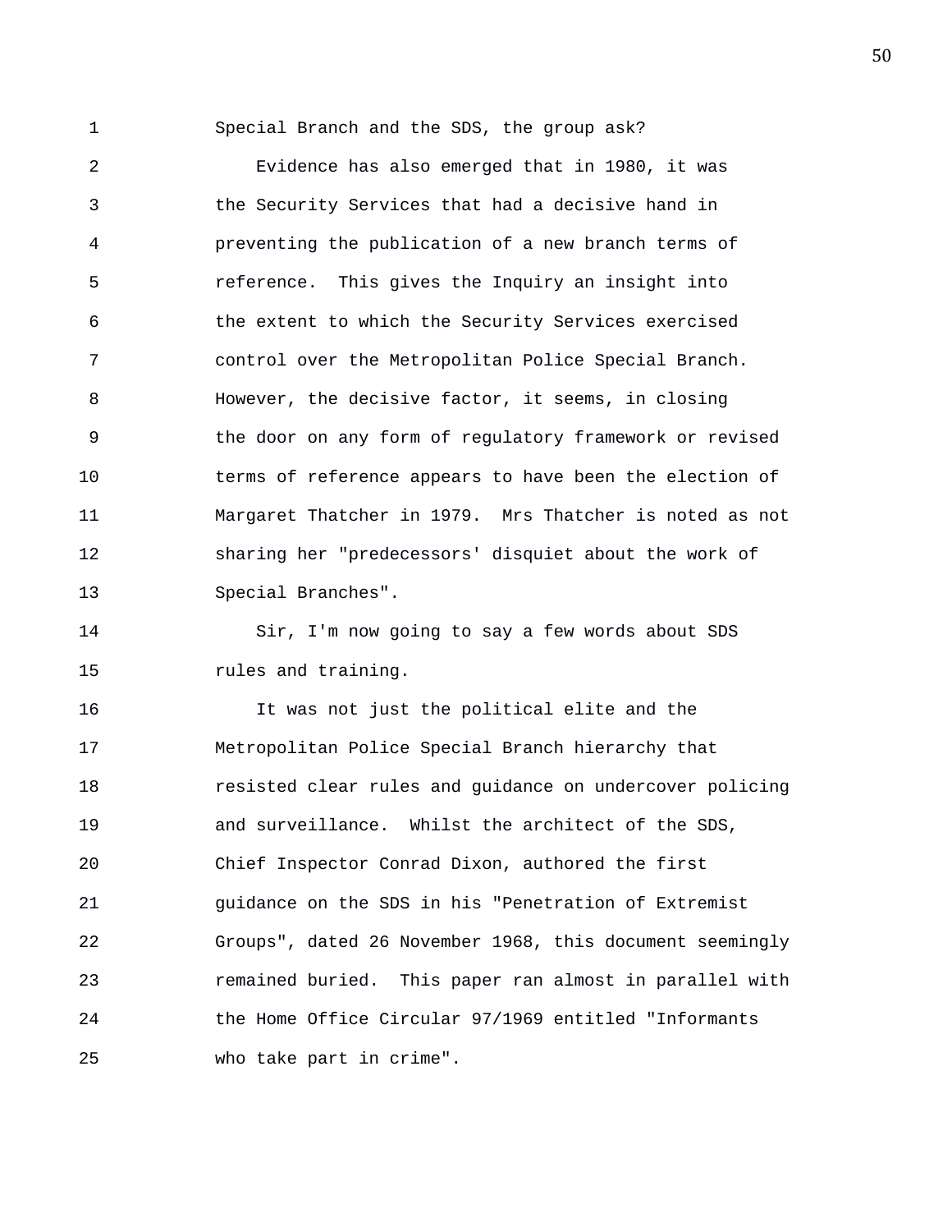Special Branch and the SDS, the group ask?

Evidence has also emerged that in 1980, it was the Security Services that had a decisive hand in preventing the publication of a new branch terms of reference. This gives the Inquiry an insight into the extent to which the Security Services exercised control over the Metropolitan Police Special Branch. However, the decisive factor, it seems, in closing the door on any form of regulatory framework or revised terms of reference appears to have been the election of Margaret Thatcher in 1979. Mrs Thatcher is noted as not sharing her "predecessors' disquiet about the work of Special Branches".

Sir, I'm now going to say a few words about SDS rules and training.

It was not just the political elite and the Metropolitan Police Special Branch hierarchy that resisted clear rules and guidance on undercover policing and surveillance. Whilst the architect of the SDS, Chief Inspector Conrad Dixon, authored the first guidance on the SDS in his "Penetration of Extremist Groups", dated 26 November 1968, this document seemingly remained buried. This paper ran almost in parallel with the Home Office Circular 97/1969 entitled "Informants who take part in crime".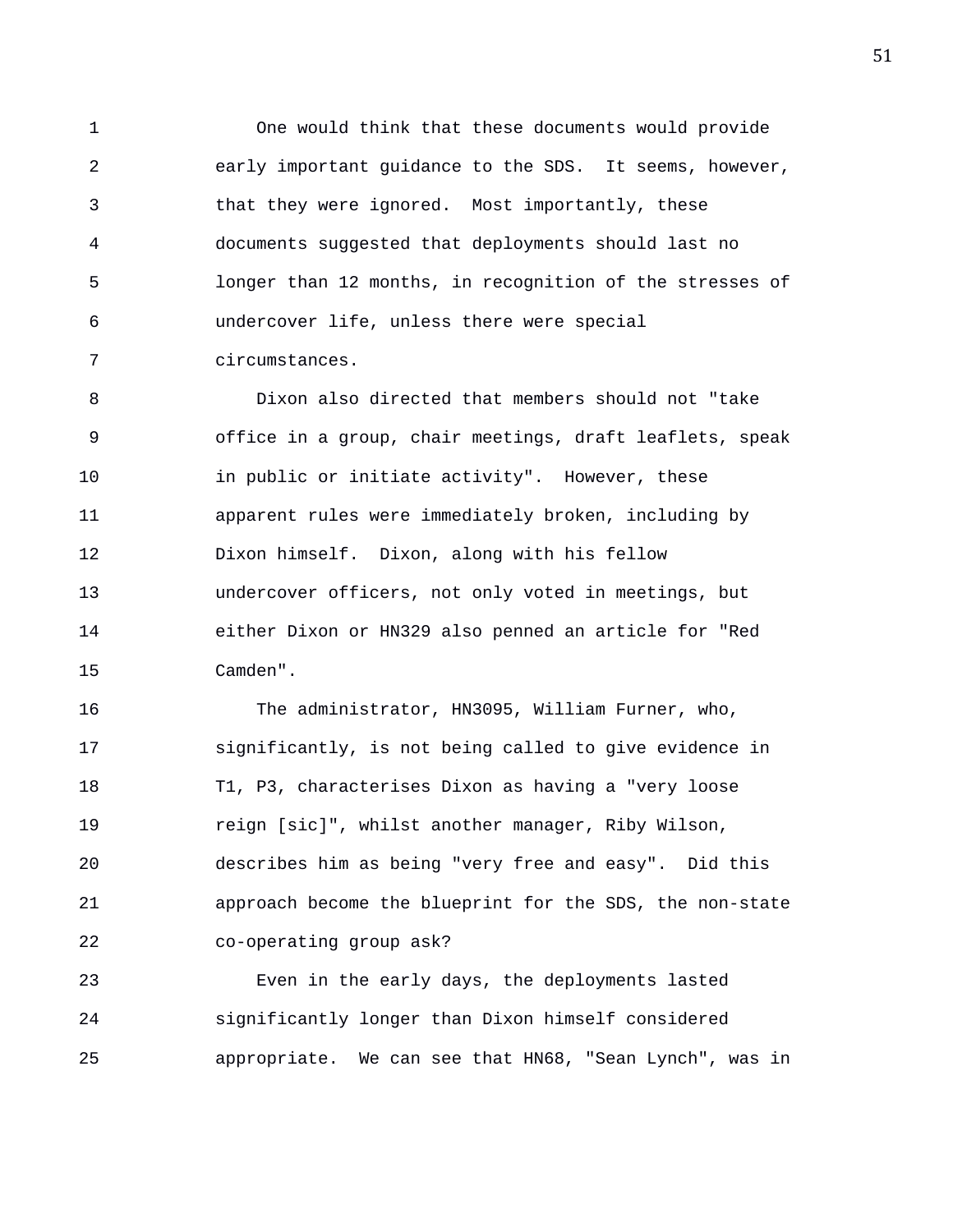One would think that these documents would provide early important guidance to the SDS. It seems, however, that they were ignored. Most importantly, these documents suggested that deployments should last no longer than 12 months, in recognition of the stresses of undercover life, unless there were special circumstances.

Dixon also directed that members should not "take office in a group, chair meetings, draft leaflets, speak in public or initiate activity". However, these apparent rules were immediately broken, including by Dixon himself. Dixon, along with his fellow undercover officers, not only voted in meetings, but either Dixon or HN329 also penned an article for "Red Camden".

The administrator, HN3095, William Furner, who, significantly, is not being called to give evidence in T1, P3, characterises Dixon as having a "very loose reign [sic]", whilst another manager, Riby Wilson, describes him as being "very free and easy". Did this approach become the blueprint for the SDS, the non-state co-operating group ask?

Even in the early days, the deployments lasted significantly longer than Dixon himself considered appropriate. We can see that HN68, "Sean Lynch", was in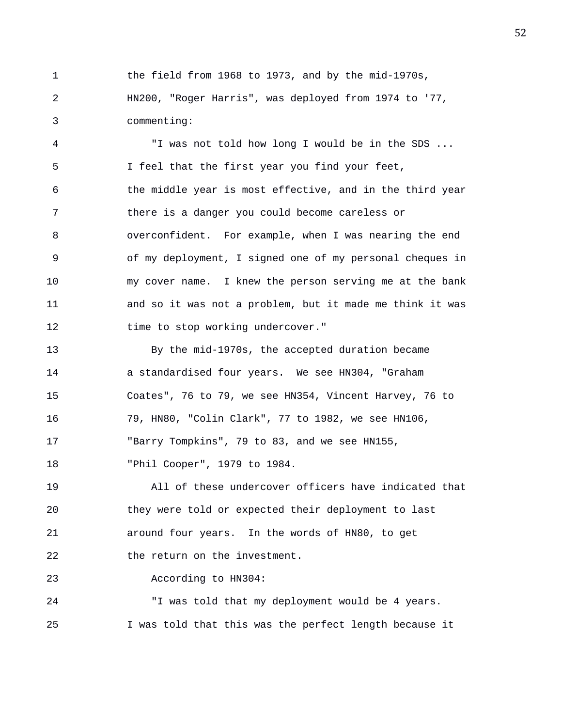the field from 1968 to 1973, and by the mid-1970s, HN200, "Roger Harris", was deployed from 1974 to '77, commenting:

"I was not told how long I would be in the SDS ... I feel that the first year you find your feet, the middle year is most effective, and in the third year there is a danger you could become careless or overconfident. For example, when I was nearing the end of my deployment, I signed one of my personal cheques in my cover name. I knew the person serving me at the bank and so it was not a problem, but it made me think it was time to stop working undercover."

By the mid-1970s, the accepted duration became a standardised four years. We see HN304, "Graham Coates", 76 to 79, we see HN354, Vincent Harvey, 76 to 79, HN80, "Colin Clark", 77 to 1982, we see HN106, "Barry Tompkins", 79 to 83, and we see HN155, "Phil Cooper", 1979 to 1984.

All of these undercover officers have indicated that they were told or expected their deployment to last around four years. In the words of HN80, to get the return on the investment.

According to HN304:

"I was told that my deployment would be 4 years. I was told that this was the perfect length because it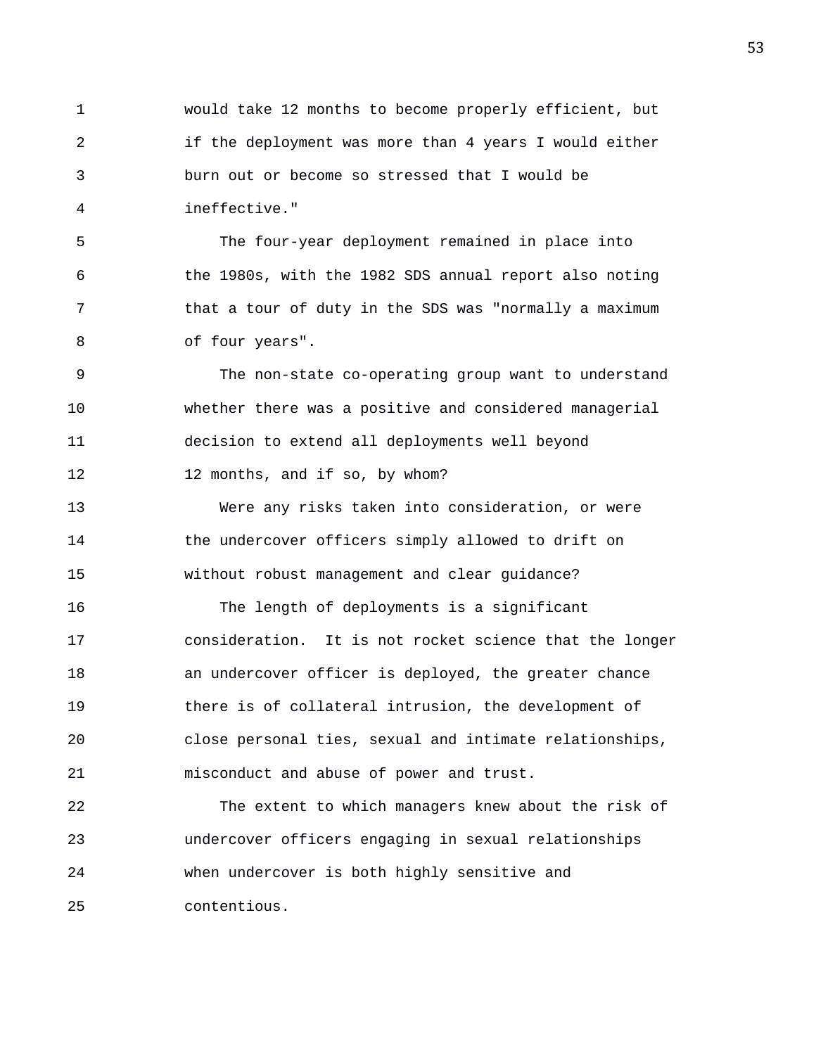would take 12 months to become properly efficient, but if the deployment was more than 4 years I would either burn out or become so stressed that I would be ineffective."

The four-year deployment remained in place into the 1980s, with the 1982 SDS annual report also noting that a tour of duty in the SDS was "normally a maximum of four years".

The non-state co-operating group want to understand whether there was a positive and considered managerial decision to extend all deployments well beyond 12 months, and if so, by whom?

Were any risks taken into consideration, or were the undercover officers simply allowed to drift on without robust management and clear guidance?

The length of deployments is a significant consideration. It is not rocket science that the longer an undercover officer is deployed, the greater chance there is of collateral intrusion, the development of close personal ties, sexual and intimate relationships, misconduct and abuse of power and trust.

The extent to which managers knew about the risk of undercover officers engaging in sexual relationships when undercover is both highly sensitive and contentious.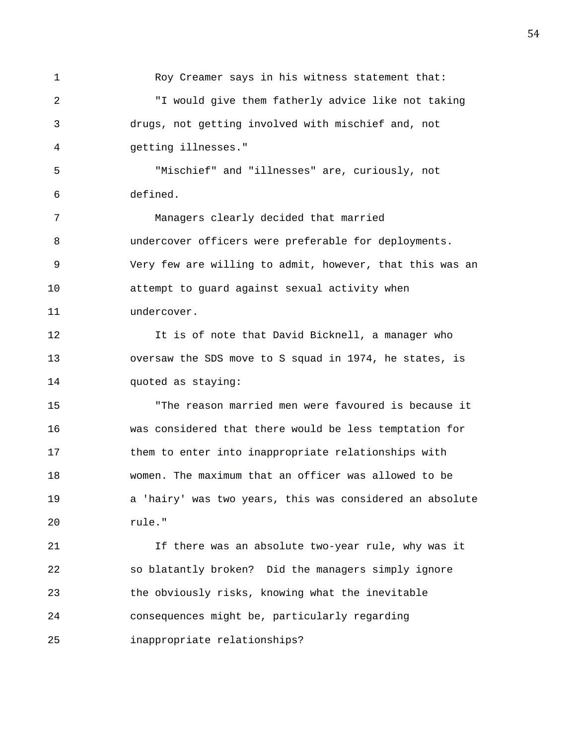Roy Creamer says in his witness statement that:

"I would give them fatherly advice like not taking drugs, not getting involved with mischief and, not getting illnesses."

"Mischief" and "illnesses" are, curiously, not defined.

Managers clearly decided that married undercover officers were preferable for deployments. Very few are willing to admit, however, that this was an attempt to guard against sexual activity when undercover.

It is of note that David Bicknell, a manager who oversaw the SDS move to S squad in 1974, he states, is quoted as staying:

"The reason married men were favoured is because it was considered that there would be less temptation for them to enter into inappropriate relationships with women. The maximum that an officer was allowed to be a 'hairy' was two years, this was considered an absolute rule."

If there was an absolute two-year rule, why was it so blatantly broken? Did the managers simply ignore the obviously risks, knowing what the inevitable consequences might be, particularly regarding inappropriate relationships?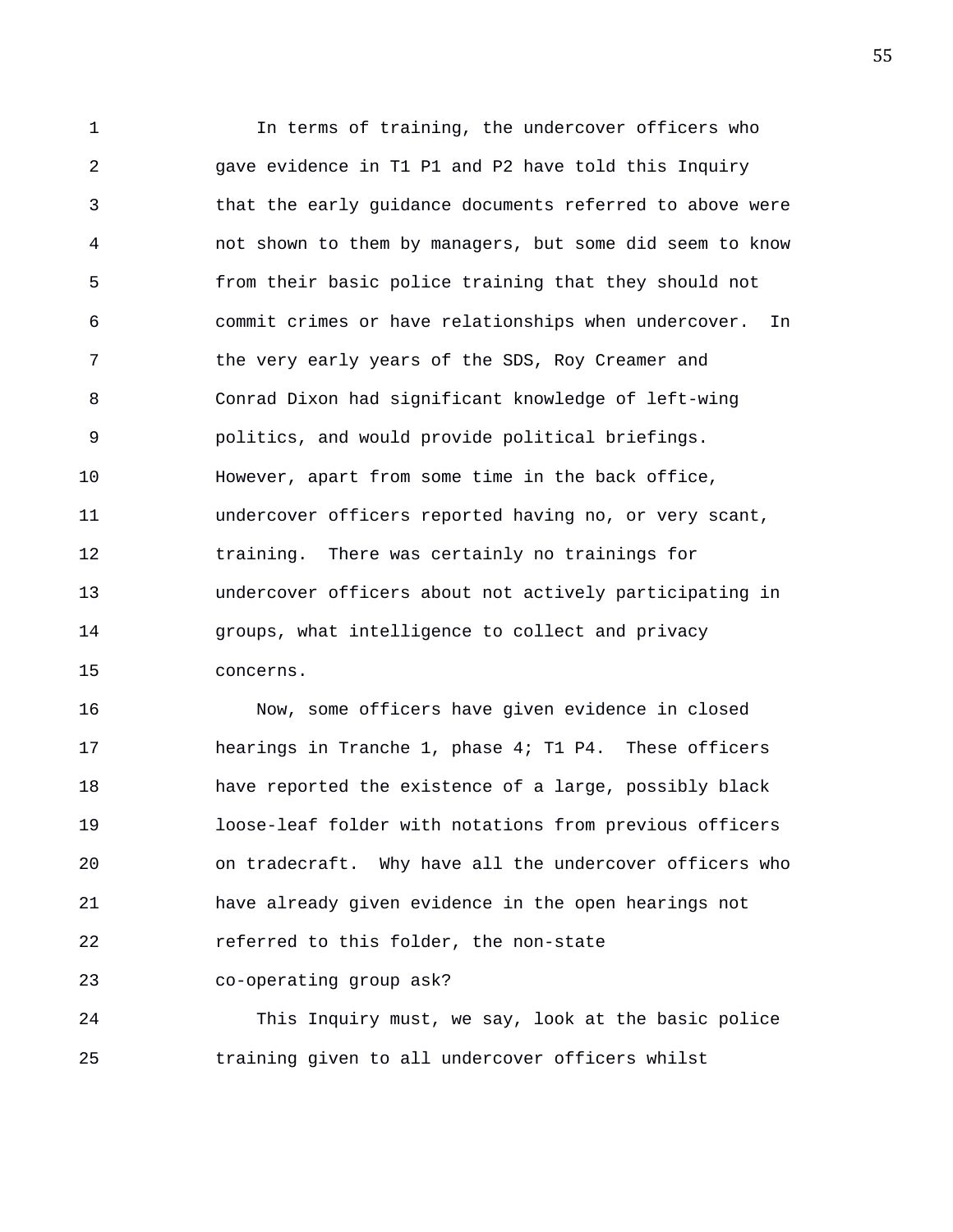In terms of training, the undercover officers who gave evidence in T1 P1 and P2 have told this Inquiry that the early guidance documents referred to above were not shown to them by managers, but some did seem to know from their basic police training that they should not commit crimes or have relationships when undercover. In the very early years of the SDS, Roy Creamer and Conrad Dixon had significant knowledge of left-wing politics, and would provide political briefings. However, apart from some time in the back office, undercover officers reported having no, or very scant, training. There was certainly no trainings for undercover officers about not actively participating in groups, what intelligence to collect and privacy concerns.

Now, some officers have given evidence in closed hearings in Tranche 1, phase 4; T1 P4. These officers have reported the existence of a large, possibly black loose-leaf folder with notations from previous officers on tradecraft. Why have all the undercover officers who have already given evidence in the open hearings not referred to this folder, the non-state co-operating group ask?

This Inquiry must, we say, look at the basic police training given to all undercover officers whilst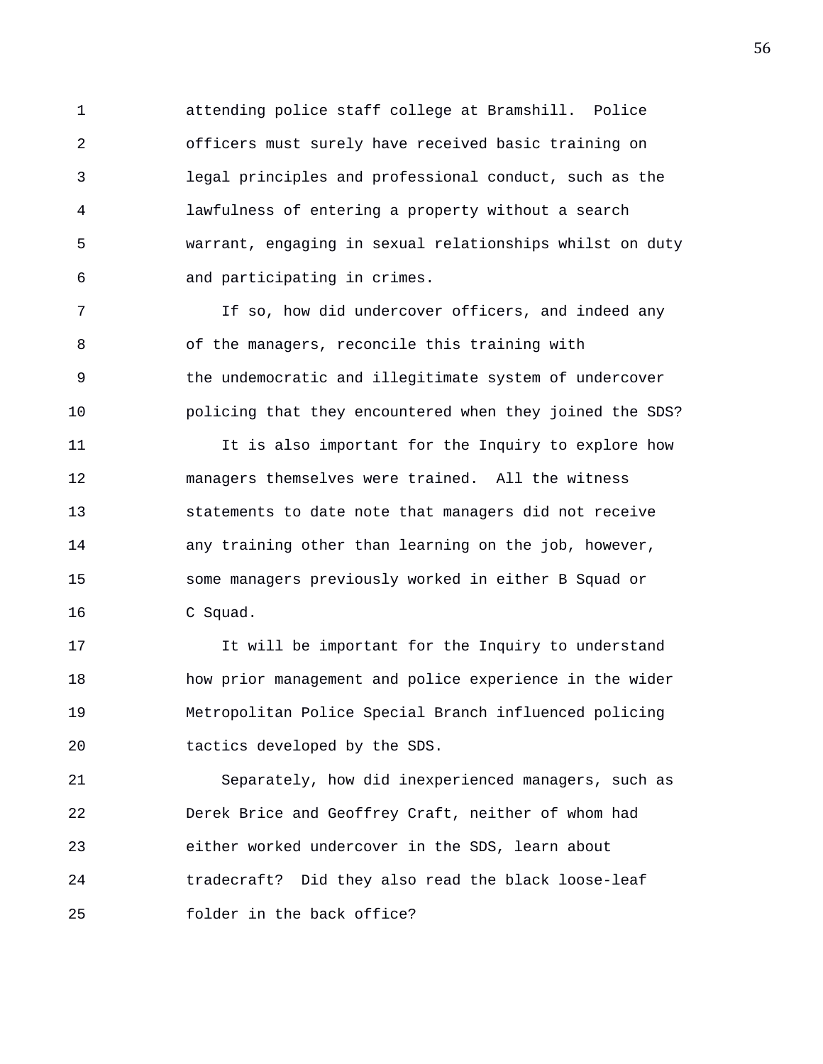attending police staff college at Bramshill. Police officers must surely have received basic training on legal principles and professional conduct, such as the lawfulness of entering a property without a search warrant, engaging in sexual relationships whilst on duty and participating in crimes.

If so, how did undercover officers, and indeed any of the managers, reconcile this training with the undemocratic and illegitimate system of undercover policing that they encountered when they joined the SDS?

It is also important for the Inquiry to explore how managers themselves were trained. All the witness statements to date note that managers did not receive any training other than learning on the job, however, some managers previously worked in either B Squad or C Squad.

It will be important for the Inquiry to understand how prior management and police experience in the wider Metropolitan Police Special Branch influenced policing tactics developed by the SDS.

Separately, how did inexperienced managers, such as Derek Brice and Geoffrey Craft, neither of whom had either worked undercover in the SDS, learn about tradecraft? Did they also read the black loose-leaf folder in the back office?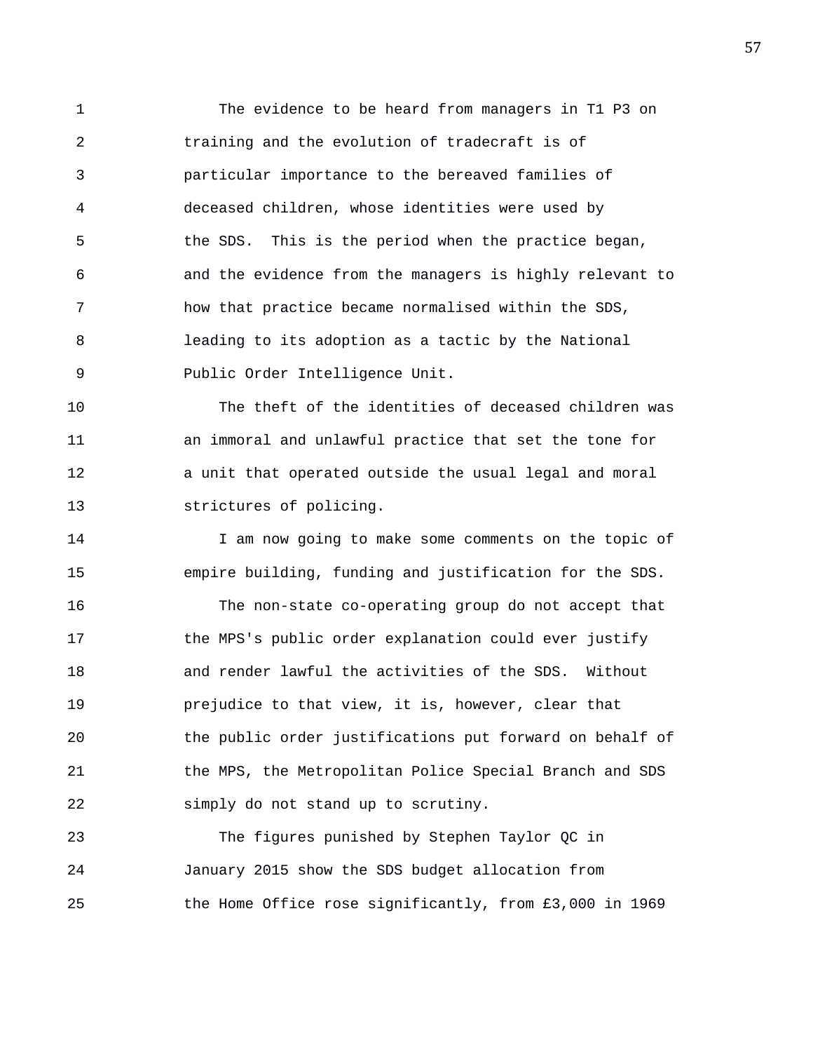The evidence to be heard from managers in T1 P3 on training and the evolution of tradecraft is of particular importance to the bereaved families of deceased children, whose identities were used by the SDS. This is the period when the practice began, and the evidence from the managers is highly relevant to how that practice became normalised within the SDS, leading to its adoption as a tactic by the National Public Order Intelligence Unit.

The theft of the identities of deceased children was an immoral and unlawful practice that set the tone for a unit that operated outside the usual legal and moral strictures of policing.

I am now going to make some comments on the topic of empire building, funding and justification for the SDS.

The non-state co-operating group do not accept that the MPS's public order explanation could ever justify and render lawful the activities of the SDS. Without prejudice to that view, it is, however, clear that the public order justifications put forward on behalf of the MPS, the Metropolitan Police Special Branch and SDS simply do not stand up to scrutiny.

The figures punished by Stephen Taylor QC in January 2015 show the SDS budget allocation from the Home Office rose significantly, from £3,000 in 1969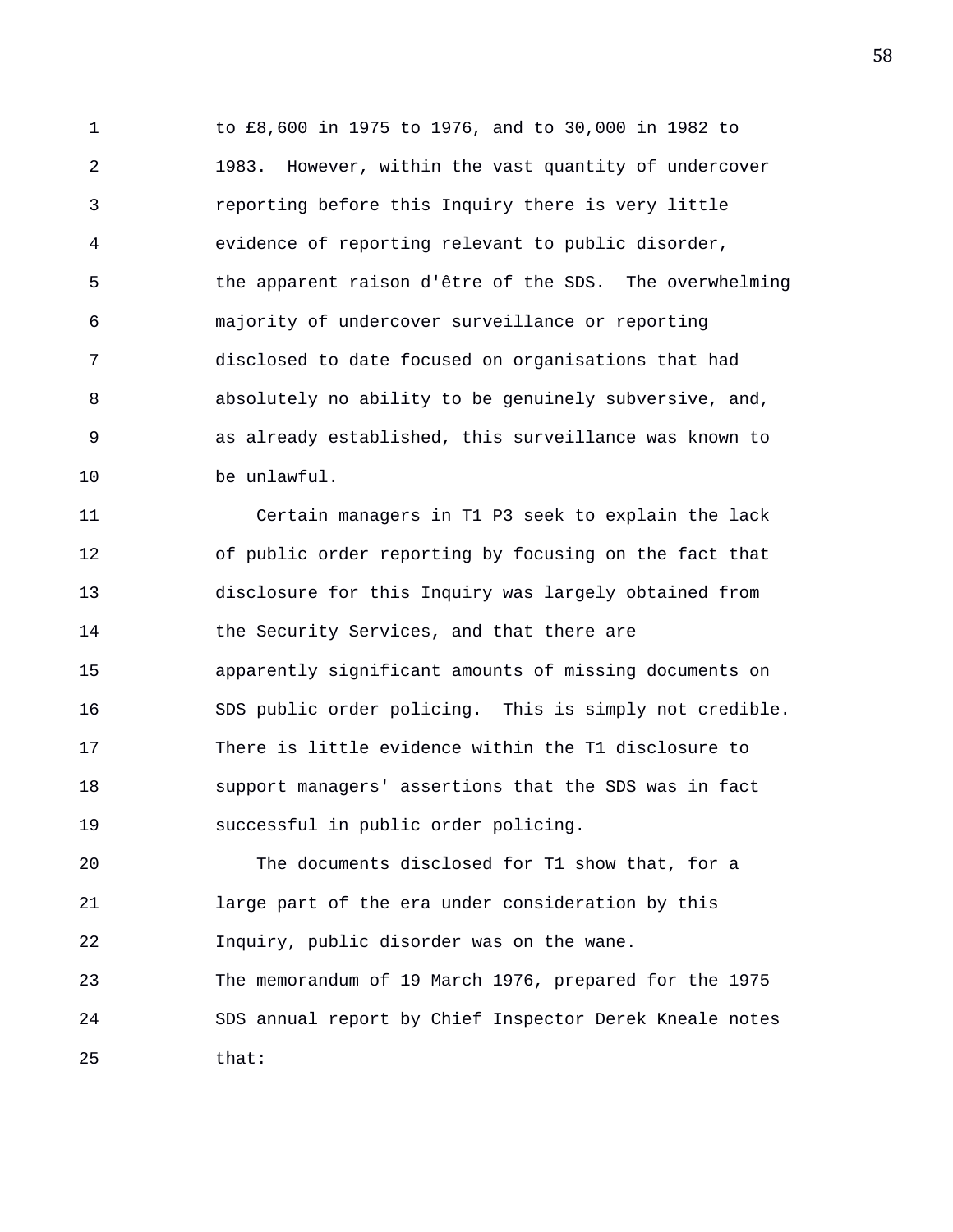to £8,600 in 1975 to 1976, and to 30,000 in 1982 to 1983. However, within the vast quantity of undercover reporting before this Inquiry there is very little evidence of reporting relevant to public disorder, the apparent raison d'être of the SDS. The overwhelming majority of undercover surveillance or reporting disclosed to date focused on organisations that had absolutely no ability to be genuinely subversive, and, as already established, this surveillance was known to be unlawful.

Certain managers in T1 P3 seek to explain the lack of public order reporting by focusing on the fact that disclosure for this Inquiry was largely obtained from the Security Services, and that there are apparently significant amounts of missing documents on SDS public order policing. This is simply not credible. There is little evidence within the T1 disclosure to support managers' assertions that the SDS was in fact successful in public order policing.

The documents disclosed for T1 show that, for a large part of the era under consideration by this Inquiry, public disorder was on the wane.

The memorandum of 19 March 1976, prepared for the 1975 SDS annual report by Chief Inspector Derek Kneale notes that: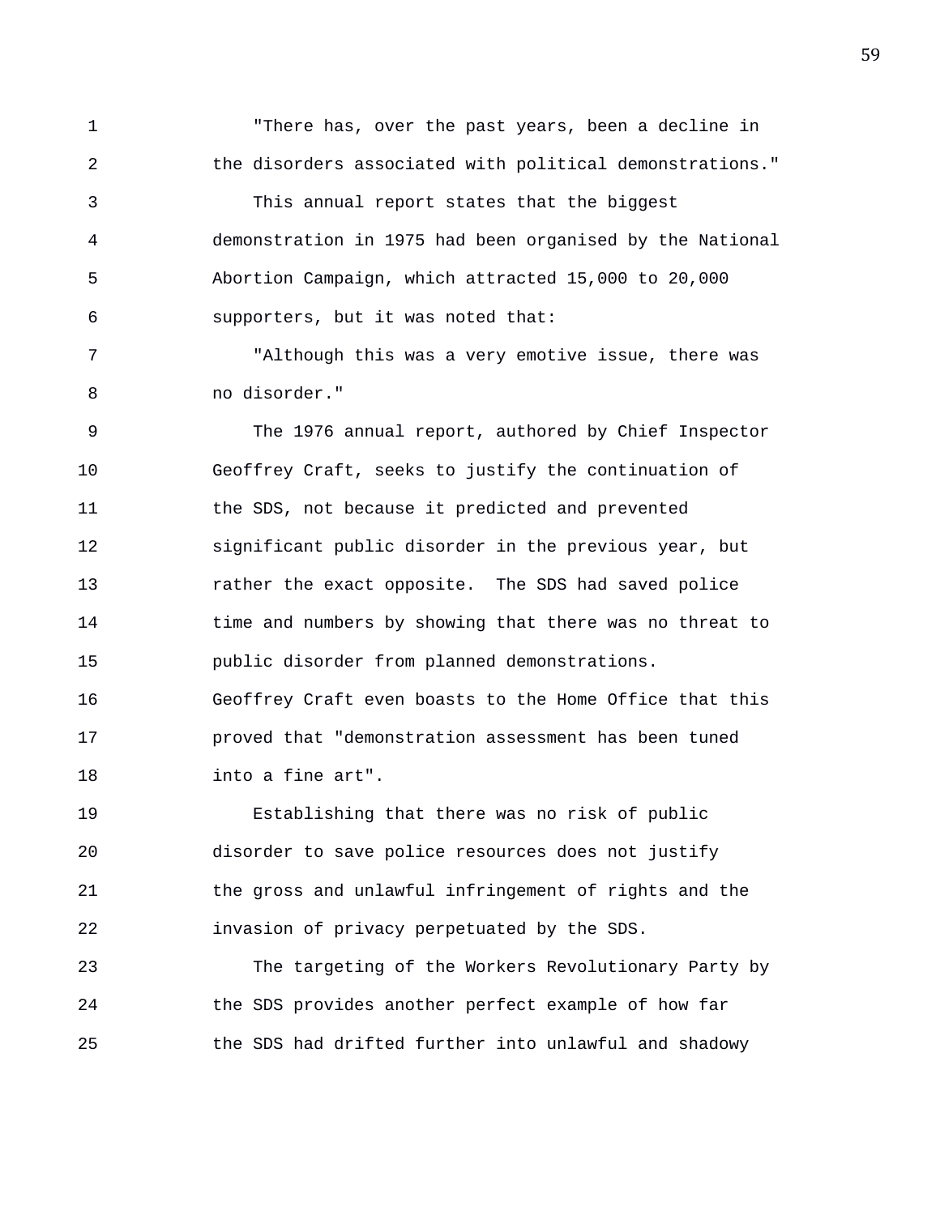"There has, over the past years, been a decline in the disorders associated with political demonstrations."

This annual report states that the biggest demonstration in 1975 had been organised by the National Abortion Campaign, which attracted 15,000 to 20,000 supporters, but it was noted that:

"Although this was a very emotive issue, there was no disorder."

The 1976 annual report, authored by Chief Inspector Geoffrey Craft, seeks to justify the continuation of the SDS, not because it predicted and prevented significant public disorder in the previous year, but rather the exact opposite. The SDS had saved police time and numbers by showing that there was no threat to public disorder from planned demonstrations. Geoffrey Craft even boasts to the Home Office that this proved that "demonstration assessment has been tuned into a fine art".

Establishing that there was no risk of public disorder to save police resources does not justify the gross and unlawful infringement of rights and the invasion of privacy perpetuated by the SDS.

The targeting of the Workers Revolutionary Party by the SDS provides another perfect example of how far the SDS had drifted further into unlawful and shadowy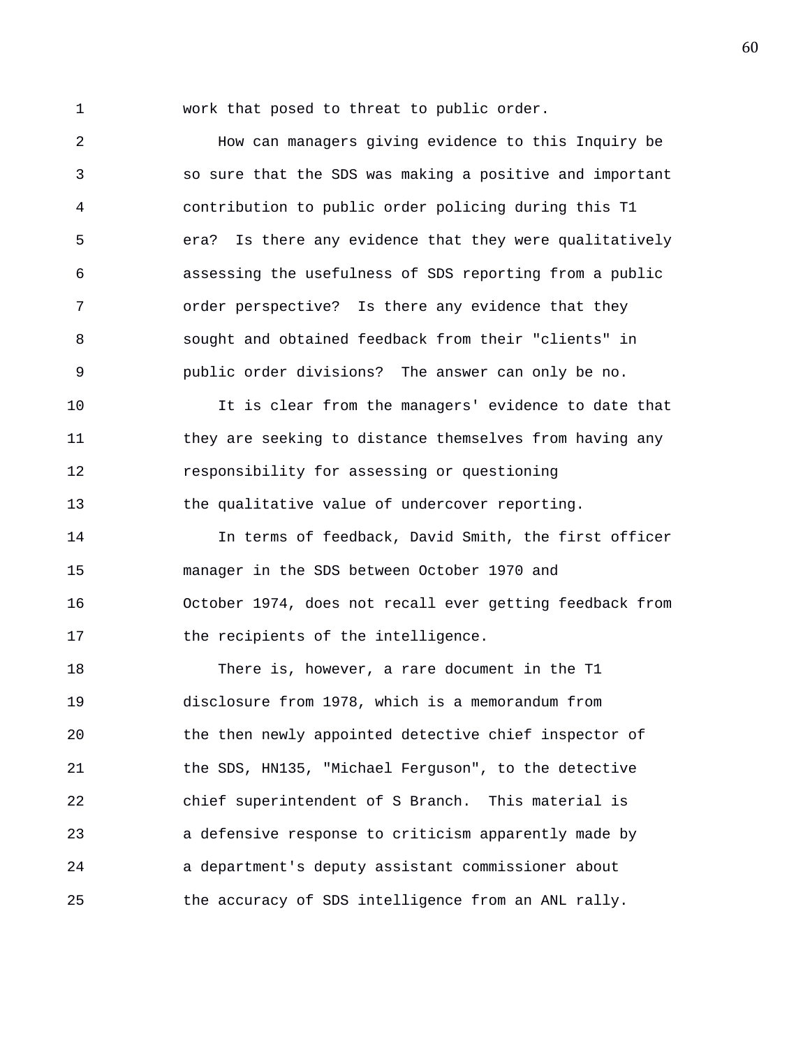work that posed to threat to public order.

How can managers giving evidence to this Inquiry be so sure that the SDS was making a positive and important contribution to public order policing during this T1 era? Is there any evidence that they were qualitatively assessing the usefulness of SDS reporting from a public order perspective? Is there any evidence that they sought and obtained feedback from their "clients" in public order divisions? The answer can only be no.

It is clear from the managers' evidence to date that they are seeking to distance themselves from having any responsibility for assessing or questioning the qualitative value of undercover reporting.

In terms of feedback, David Smith, the first officer manager in the SDS between October 1970 and October 1974, does not recall ever getting feedback from the recipients of the intelligence.

There is, however, a rare document in the T1 disclosure from 1978, which is a memorandum from the then newly appointed detective chief inspector of the SDS, HN135, "Michael Ferguson", to the detective chief superintendent of S Branch. This material is a defensive response to criticism apparently made by a department's deputy assistant commissioner about the accuracy of SDS intelligence from an ANL rally.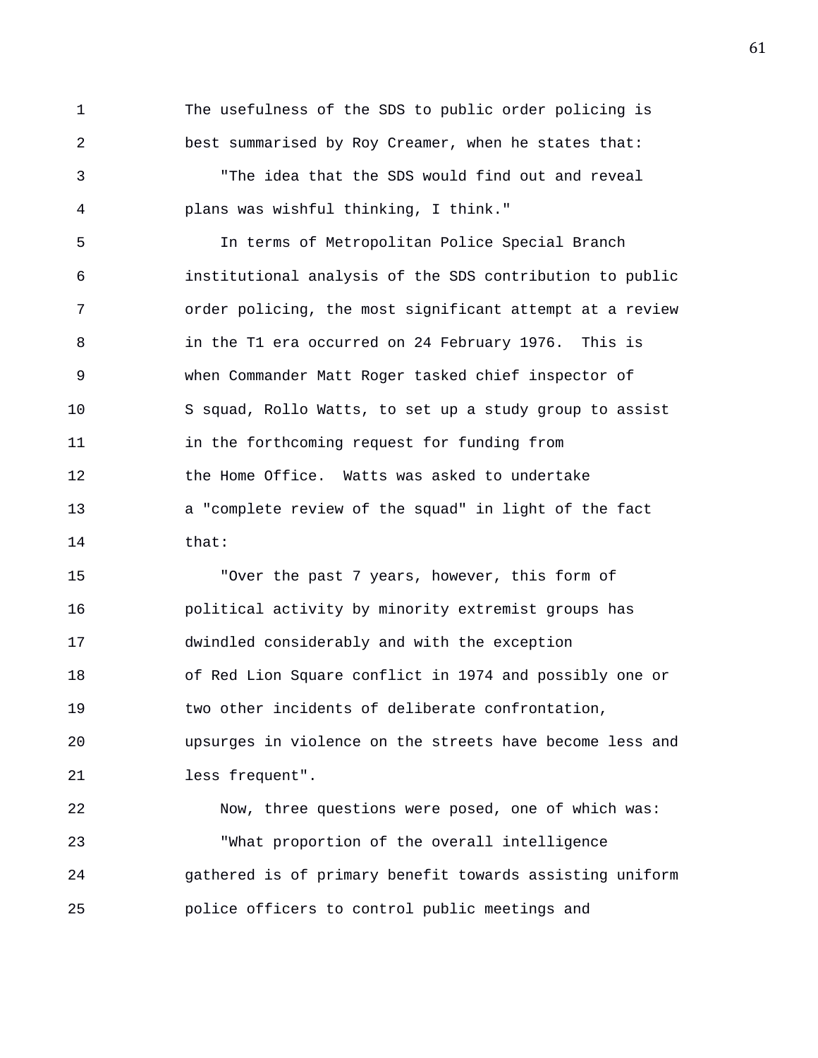The usefulness of the SDS to public order policing is best summarised by Roy Creamer, when he states that:

"The idea that the SDS would find out and reveal plans was wishful thinking, I think."

In terms of Metropolitan Police Special Branch institutional analysis of the SDS contribution to public order policing, the most significant attempt at a review in the T1 era occurred on 24 February 1976. This is when Commander Matt Roger tasked chief inspector of S squad, Rollo Watts, to set up a study group to assist in the forthcoming request for funding from the Home Office. Watts was asked to undertake a "complete review of the squad" in light of the fact that:

"Over the past 7 years, however, this form of political activity by minority extremist groups has dwindled considerably and with the exception of Red Lion Square conflict in 1974 and possibly one or two other incidents of deliberate confrontation, upsurges in violence on the streets have become less and less frequent".

Now, three questions were posed, one of which was:

"What proportion of the overall intelligence gathered is of primary benefit towards assisting uniform police officers to control public meetings and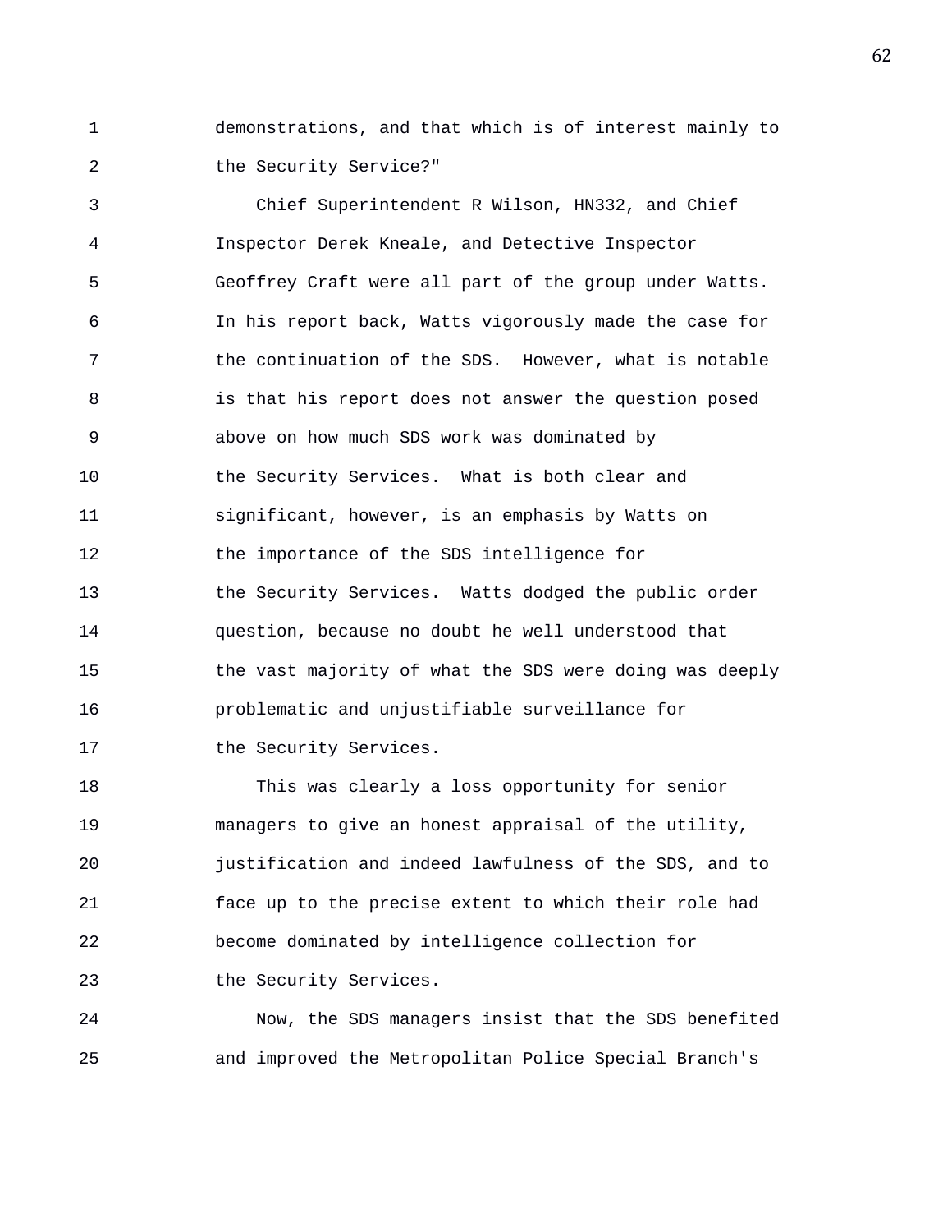demonstrations, and that which is of interest mainly to the Security Service?"

Chief Superintendent R Wilson, HN332, and Chief Inspector Derek Kneale, and Detective Inspector Geoffrey Craft were all part of the group under Watts. In his report back, Watts vigorously made the case for the continuation of the SDS. However, what is notable is that his report does not answer the question posed above on how much SDS work was dominated by the Security Services. What is both clear and significant, however, is an emphasis by Watts on the importance of the SDS intelligence for the Security Services. Watts dodged the public order question, because no doubt he well understood that the vast majority of what the SDS were doing was deeply problematic and unjustifiable surveillance for the Security Services.

This was clearly a loss opportunity for senior managers to give an honest appraisal of the utility, justification and indeed lawfulness of the SDS, and to face up to the precise extent to which their role had become dominated by intelligence collection for the Security Services.

Now, the SDS managers insist that the SDS benefited and improved the Metropolitan Police Special Branch's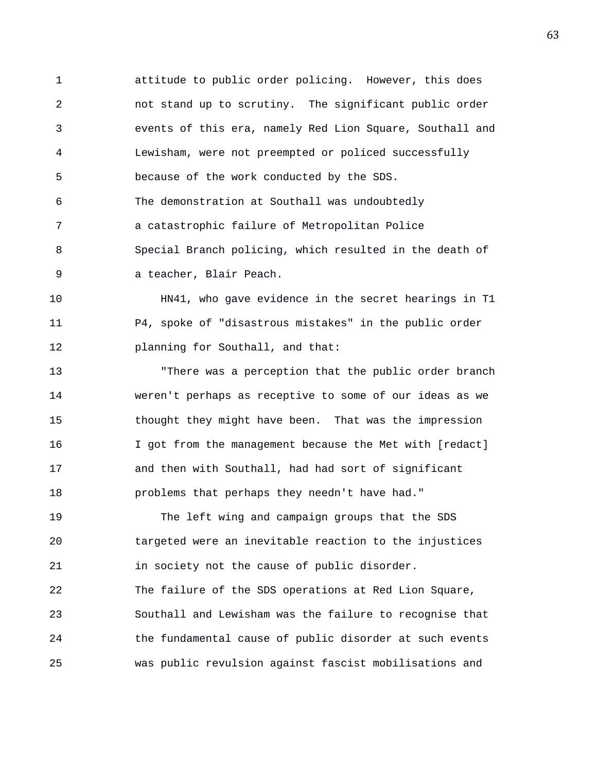attitude to public order policing. However, this does not stand up to scrutiny. The significant public order events of this era, namely Red Lion Square, Southall and Lewisham, were not preempted or policed successfully because of the work conducted by the SDS.

The demonstration at Southall was undoubtedly a catastrophic failure of Metropolitan Police Special Branch policing, which resulted in the death of a teacher, Blair Peach.

HN41, who gave evidence in the secret hearings in T1 P4, spoke of "disastrous mistakes" in the public order planning for Southall, and that:

"There was a perception that the public order branch weren't perhaps as receptive to some of our ideas as we thought they might have been. That was the impression I got from the management because the Met with [redact] and then with Southall, had had sort of significant problems that perhaps they needn't have had."

The left wing and campaign groups that the SDS targeted were an inevitable reaction to the injustices in society not the cause of public disorder.

The failure of the SDS operations at Red Lion Square, Southall and Lewisham was the failure to recognise that the fundamental cause of public disorder at such events was public revulsion against fascist mobilisations and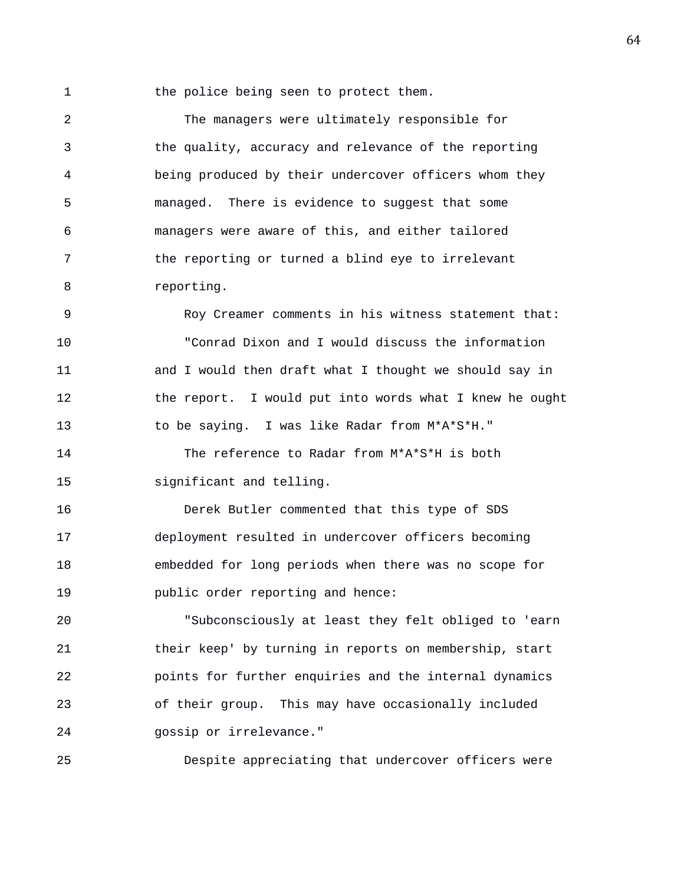the police being seen to protect them.

The managers were ultimately responsible for the quality, accuracy and relevance of the reporting being produced by their undercover officers whom they managed. There is evidence to suggest that some managers were aware of this, and either tailored the reporting or turned a blind eye to irrelevant reporting.

Roy Creamer comments in his witness statement that:

"Conrad Dixon and I would discuss the information and I would then draft what I thought we should say in the report. I would put into words what I knew he ought to be saying. I was like Radar from M*A*S*H."

The reference to Radar from M*A*S*H is both significant and telling.

Derek Butler commented that this type of SDS deployment resulted in undercover officers becoming embedded for long periods when there was no scope for public order reporting and hence:

"Subconsciously at least they felt obliged to 'earn their keep' by turning in reports on membership, start points for further enquiries and the internal dynamics of their group. This may have occasionally included gossip or irrelevance."

Despite appreciating that undercover officers were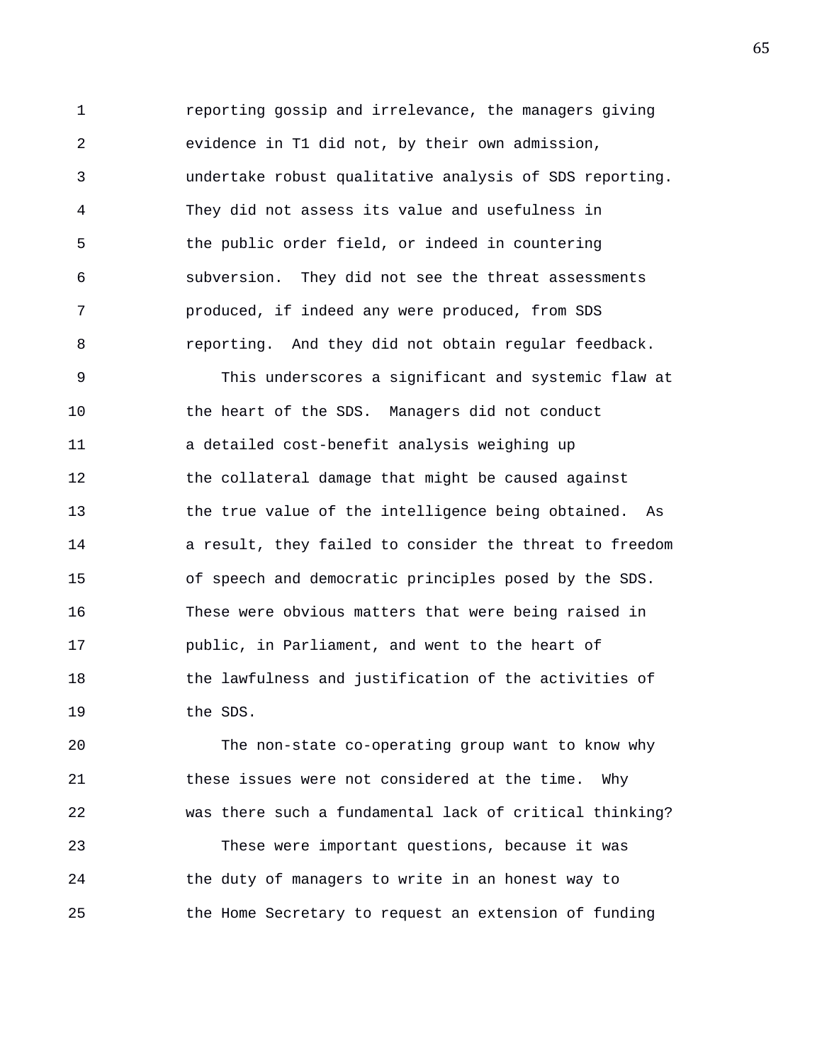reporting gossip and irrelevance, the managers giving evidence in T1 did not, by their own admission, undertake robust qualitative analysis of SDS reporting. They did not assess its value and usefulness in the public order field, or indeed in countering subversion. They did not see the threat assessments produced, if indeed any were produced, from SDS reporting. And they did not obtain regular feedback.

This underscores a significant and systemic flaw at the heart of the SDS. Managers did not conduct a detailed cost-benefit analysis weighing up the collateral damage that might be caused against the true value of the intelligence being obtained. As a result, they failed to consider the threat to freedom of speech and democratic principles posed by the SDS. These were obvious matters that were being raised in public, in Parliament, and went to the heart of the lawfulness and justification of the activities of the SDS.

The non-state co-operating group want to know why these issues were not considered at the time. Why was there such a fundamental lack of critical thinking?

These were important questions, because it was the duty of managers to write in an honest way to the Home Secretary to request an extension of funding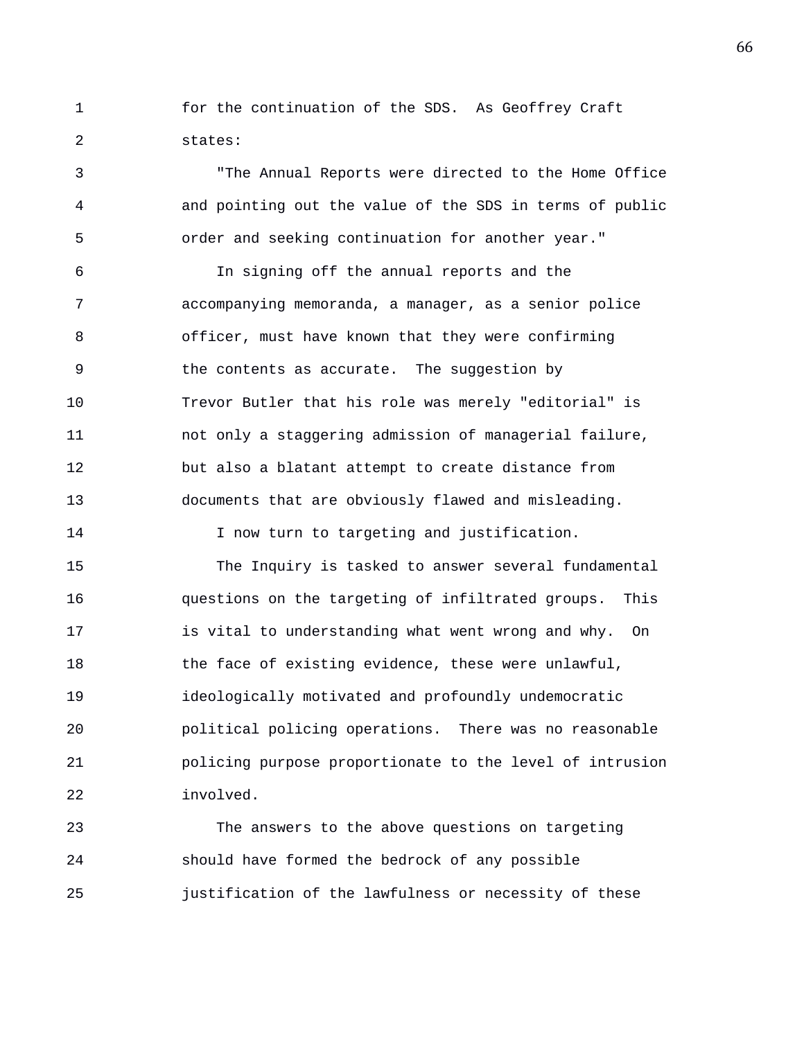for the continuation of the SDS. As Geoffrey Craft states:

"The Annual Reports were directed to the Home Office and pointing out the value of the SDS in terms of public order and seeking continuation for another year."

In signing off the annual reports and the accompanying memoranda, a manager, as a senior police officer, must have known that they were confirming the contents as accurate. The suggestion by Trevor Butler that his role was merely "editorial" is not only a staggering admission of managerial failure, but also a blatant attempt to create distance from documents that are obviously flawed and misleading.

I now turn to targeting and justification.

The Inquiry is tasked to answer several fundamental questions on the targeting of infiltrated groups. This is vital to understanding what went wrong and why. On the face of existing evidence, these were unlawful, ideologically motivated and profoundly undemocratic political policing operations. There was no reasonable policing purpose proportionate to the level of intrusion involved.

The answers to the above questions on targeting should have formed the bedrock of any possible justification of the lawfulness or necessity of these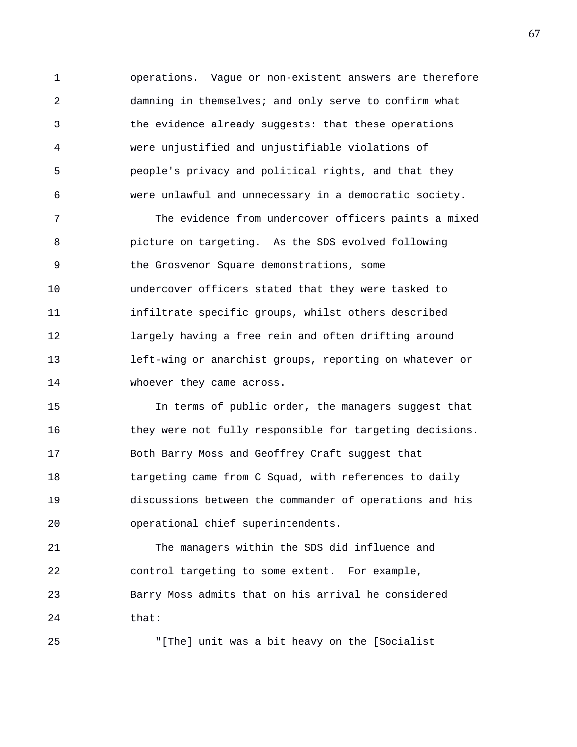operations. Vague or non-existent answers are therefore damning in themselves; and only serve to confirm what the evidence already suggests: that these operations were unjustified and unjustifiable violations of people's privacy and political rights, and that they were unlawful and unnecessary in a democratic society.

The evidence from undercover officers paints a mixed picture on targeting. As the SDS evolved following the Grosvenor Square demonstrations, some undercover officers stated that they were tasked to infiltrate specific groups, whilst others described largely having a free rein and often drifting around left-wing or anarchist groups, reporting on whatever or whoever they came across.

In terms of public order, the managers suggest that they were not fully responsible for targeting decisions. Both Barry Moss and Geoffrey Craft suggest that targeting came from C Squad, with references to daily discussions between the commander of operations and his operational chief superintendents.

The managers within the SDS did influence and control targeting to some extent. For example, Barry Moss admits that on his arrival he considered that:

"[The] unit was a bit heavy on the [Socialist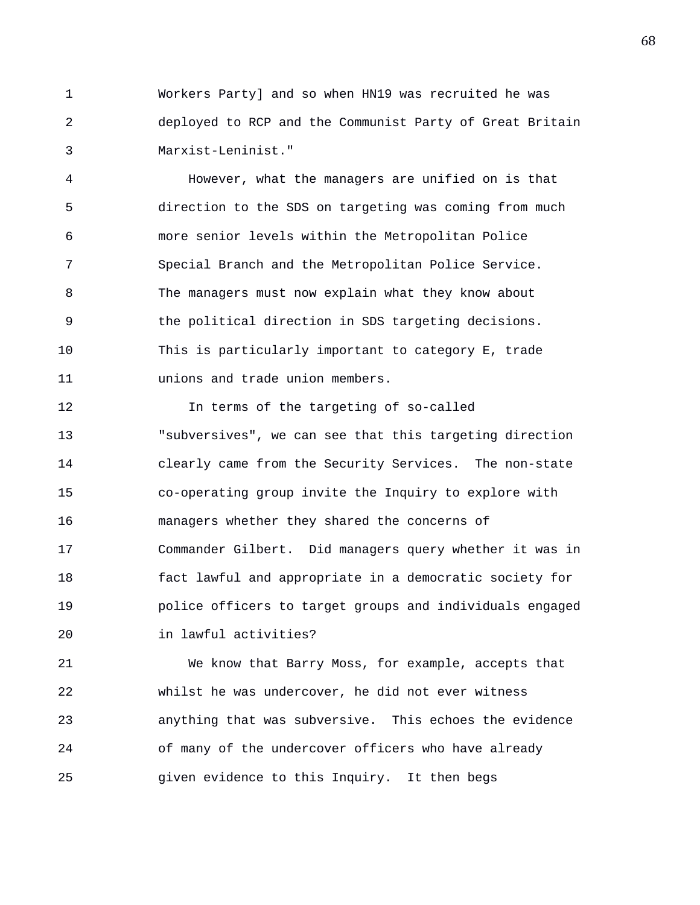Workers Party] and so when HN19 was recruited he was deployed to RCP and the Communist Party of Great Britain Marxist-Leninist."

However, what the managers are unified on is that direction to the SDS on targeting was coming from much more senior levels within the Metropolitan Police Special Branch and the Metropolitan Police Service. The managers must now explain what they know about the political direction in SDS targeting decisions. This is particularly important to category E, trade unions and trade union members.

In terms of the targeting of so-called "subversives", we can see that this targeting direction clearly came from the Security Services. The non-state co-operating group invite the Inquiry to explore with managers whether they shared the concerns of Commander Gilbert. Did managers query whether it was in fact lawful and appropriate in a democratic society for police officers to target groups and individuals engaged in lawful activities?

We know that Barry Moss, for example, accepts that whilst he was undercover, he did not ever witness anything that was subversive. This echoes the evidence of many of the undercover officers who have already given evidence to this Inquiry. It then begs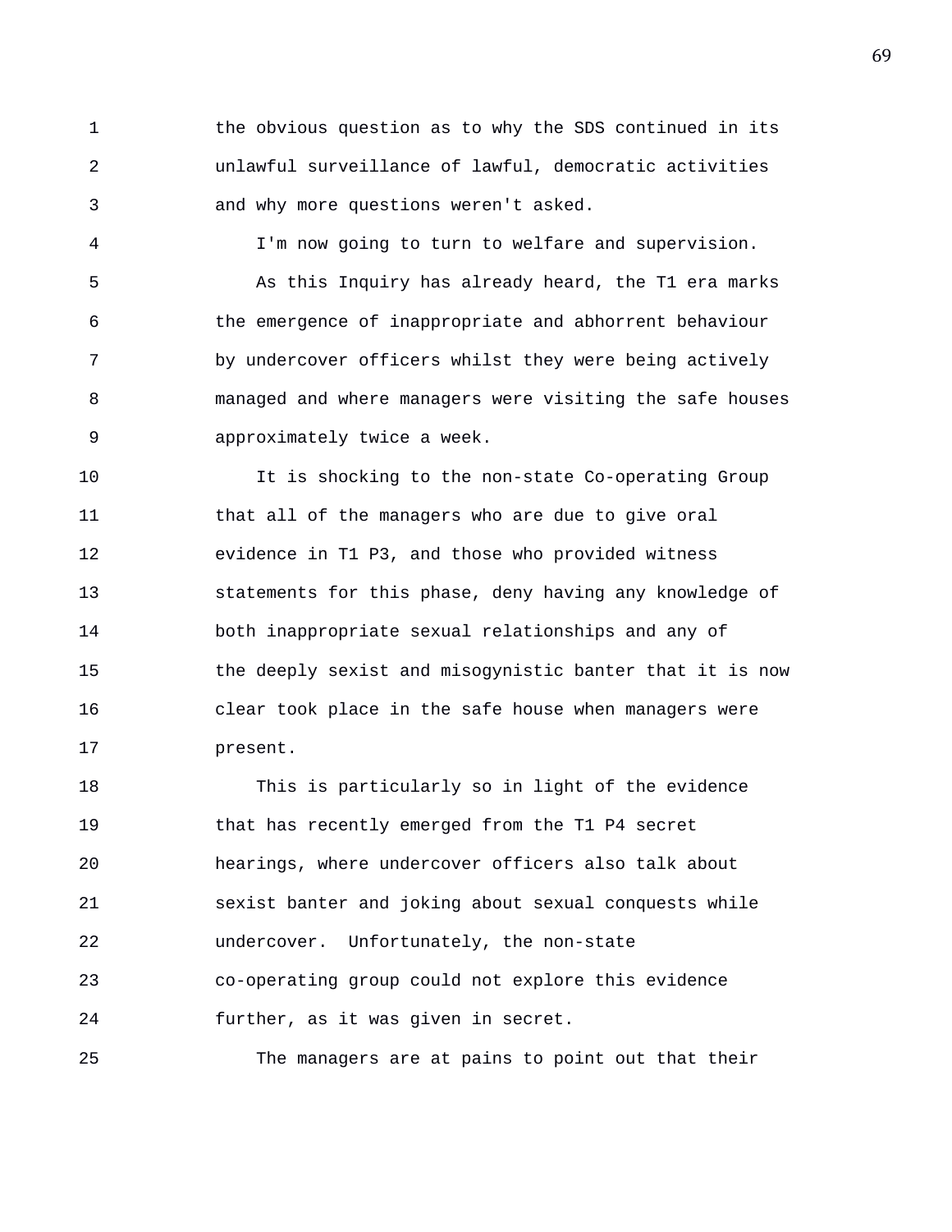the obvious question as to why the SDS continued in its unlawful surveillance of lawful, democratic activities and why more questions weren't asked.

I'm now going to turn to welfare and supervision.

As this Inquiry has already heard, the T1 era marks the emergence of inappropriate and abhorrent behaviour by undercover officers whilst they were being actively managed and where managers were visiting the safe houses approximately twice a week.

It is shocking to the non-state Co-operating Group that all of the managers who are due to give oral evidence in T1 P3, and those who provided witness statements for this phase, deny having any knowledge of both inappropriate sexual relationships and any of the deeply sexist and misogynistic banter that it is now clear took place in the safe house when managers were present.

This is particularly so in light of the evidence that has recently emerged from the T1 P4 secret hearings, where undercover officers also talk about sexist banter and joking about sexual conquests while undercover. Unfortunately, the non-state co-operating group could not explore this evidence further, as it was given in secret.

The managers are at pains to point out that their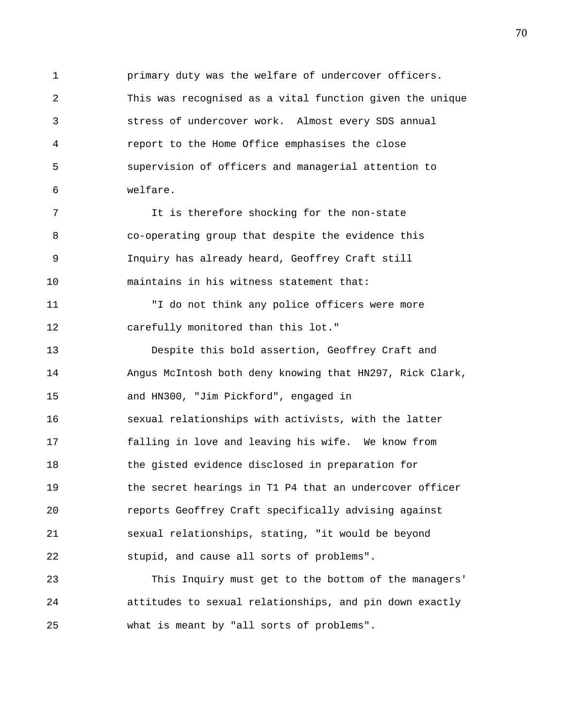primary duty was the welfare of undercover officers. This was recognised as a vital function given the unique stress of undercover work. Almost every SDS annual report to the Home Office emphasises the close supervision of officers and managerial attention to welfare.

It is therefore shocking for the non-state co-operating group that despite the evidence this Inquiry has already heard, Geoffrey Craft still maintains in his witness statement that:

"I do not think any police officers were more carefully monitored than this lot."

Despite this bold assertion, Geoffrey Craft and Angus McIntosh both deny knowing that HN297, Rick Clark, and HN300, "Jim Pickford", engaged in sexual relationships with activists, with the latter falling in love and leaving his wife. We know from the gisted evidence disclosed in preparation for the secret hearings in T1 P4 that an undercover officer reports Geoffrey Craft specifically advising against sexual relationships, stating, "it would be beyond stupid, and cause all sorts of problems".

This Inquiry must get to the bottom of the managers' attitudes to sexual relationships, and pin down exactly what is meant by "all sorts of problems".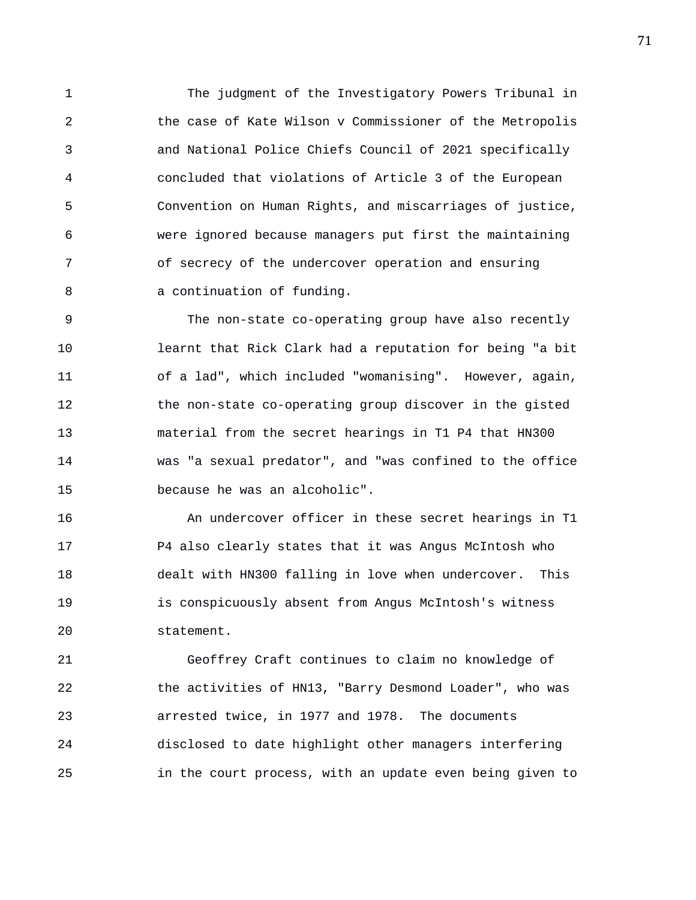The judgment of the Investigatory Powers Tribunal in the case of Kate Wilson v Commissioner of the Metropolis and National Police Chiefs Council of 2021 specifically concluded that violations of Article 3 of the European Convention on Human Rights, and miscarriages of justice, were ignored because managers put first the maintaining of secrecy of the undercover operation and ensuring a continuation of funding.

The non-state co-operating group have also recently learnt that Rick Clark had a reputation for being "a bit of a lad", which included "womanising". However, again, the non-state co-operating group discover in the gisted material from the secret hearings in T1 P4 that HN300 was "a sexual predator", and "was confined to the office because he was an alcoholic".

An undercover officer in these secret hearings in T1 P4 also clearly states that it was Angus McIntosh who dealt with HN300 falling in love when undercover. This is conspicuously absent from Angus McIntosh's witness statement.

Geoffrey Craft continues to claim no knowledge of the activities of HN13, "Barry Desmond Loader", who was arrested twice, in 1977 and 1978. The documents disclosed to date highlight other managers interfering in the court process, with an update even being given to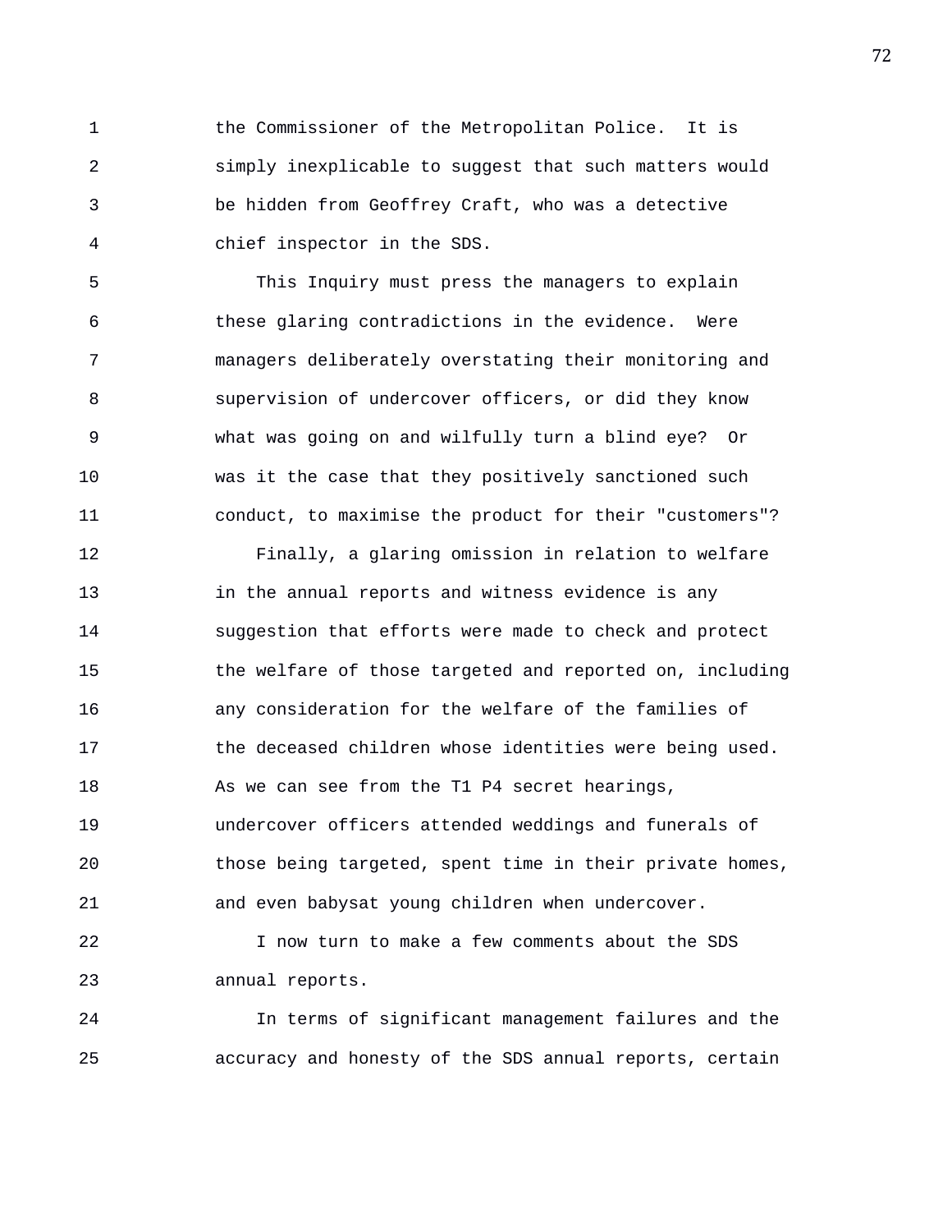the Commissioner of the Metropolitan Police. It is simply inexplicable to suggest that such matters would be hidden from Geoffrey Craft, who was a detective chief inspector in the SDS.

This Inquiry must press the managers to explain these glaring contradictions in the evidence. Were managers deliberately overstating their monitoring and supervision of undercover officers, or did they know what was going on and wilfully turn a blind eye? Or was it the case that they positively sanctioned such conduct, to maximise the product for their "customers"?

Finally, a glaring omission in relation to welfare in the annual reports and witness evidence is any suggestion that efforts were made to check and protect the welfare of those targeted and reported on, including any consideration for the welfare of the families of the deceased children whose identities were being used. As we can see from the T1 P4 secret hearings, undercover officers attended weddings and funerals of those being targeted, spent time in their private homes, and even babysat young children when undercover.

I now turn to make a few comments about the SDS annual reports.

In terms of significant management failures and the accuracy and honesty of the SDS annual reports, certain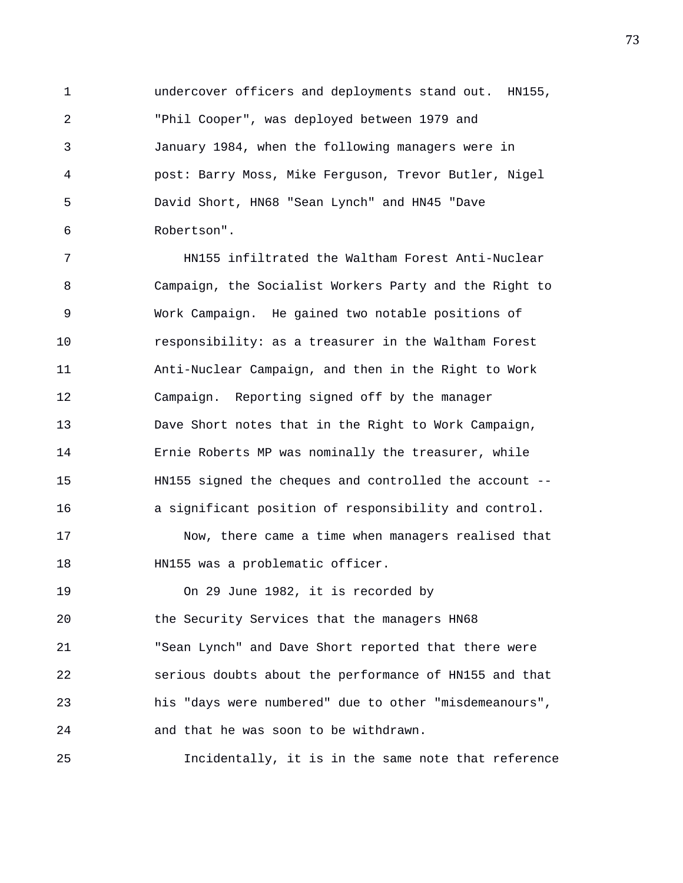undercover officers and deployments stand out. HN155, "Phil Cooper", was deployed between 1979 and January 1984, when the following managers were in post: Barry Moss, Mike Ferguson, Trevor Butler, Nigel David Short, HN68 "Sean Lynch" and HN45 "Dave Robertson".

HN155 infiltrated the Waltham Forest Anti-Nuclear Campaign, the Socialist Workers Party and the Right to Work Campaign. He gained two notable positions of responsibility: as a treasurer in the Waltham Forest Anti-Nuclear Campaign, and then in the Right to Work Campaign. Reporting signed off by the manager Dave Short notes that in the Right to Work Campaign, Ernie Roberts MP was nominally the treasurer, while HN155 signed the cheques and controlled the account -- a significant position of responsibility and control.

Now, there came a time when managers realised that HN155 was a problematic officer.

On 29 June 1982, it is recorded by the Security Services that the managers HN68 "Sean Lynch" and Dave Short reported that there were serious doubts about the performance of HN155 and that his "days were numbered" due to other "misdemeanours", and that he was soon to be withdrawn.

Incidentally, it is in the same note that reference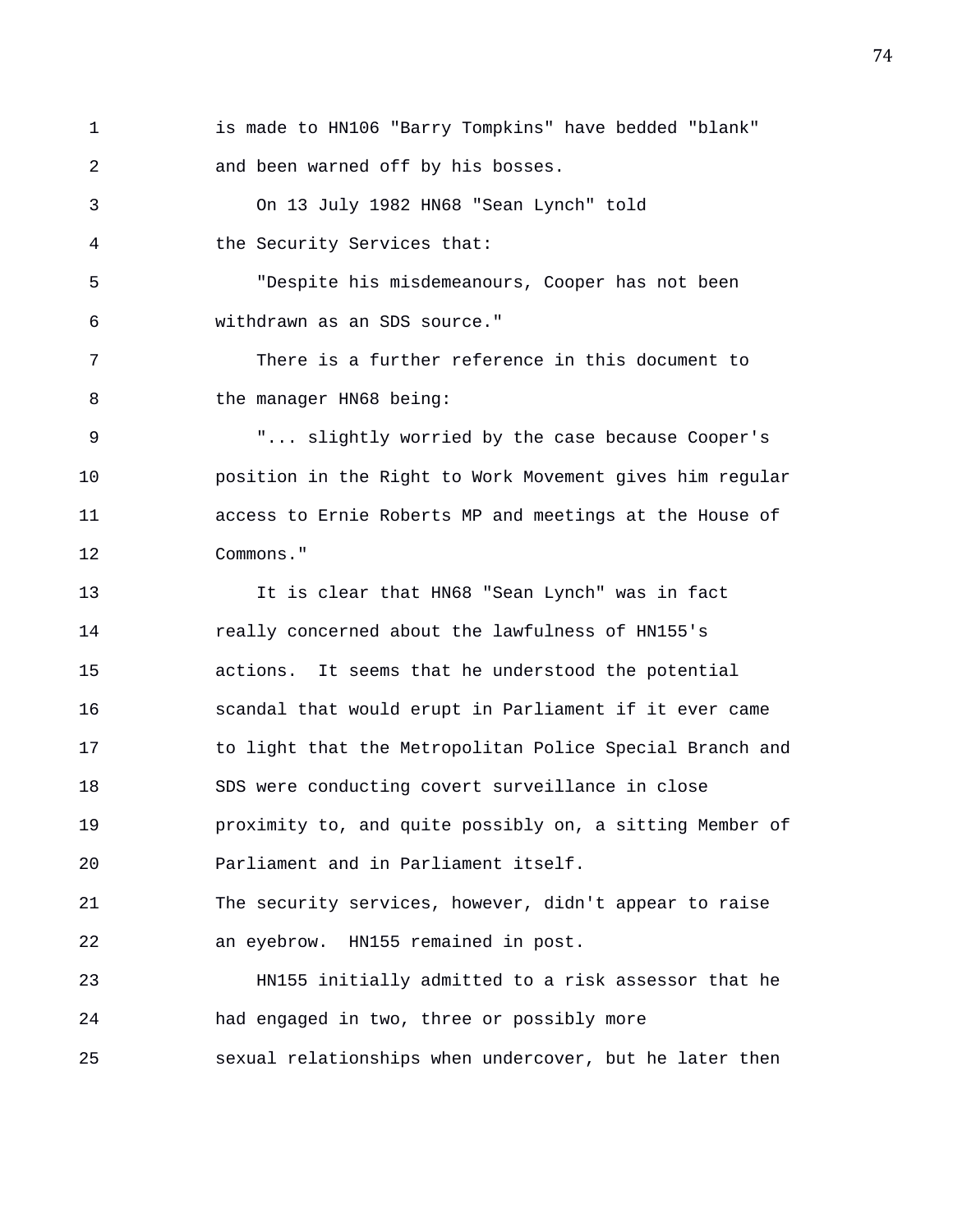is made to HN106 "Barry Tompkins" have bedded "blank" and been warned off by his bosses.

On 13 July 1982 HN68 "Sean Lynch" told the Security Services that:

"Despite his misdemeanours, Cooper has not been withdrawn as an SDS source."

There is a further reference in this document to the manager HN68 being:

"... slightly worried by the case because Cooper's position in the Right to Work Movement gives him regular access to Ernie Roberts MP and meetings at the House of Commons."

It is clear that HN68 "Sean Lynch" was in fact really concerned about the lawfulness of HN155's actions. It seems that he understood the potential scandal that would erupt in Parliament if it ever came to light that the Metropolitan Police Special Branch and SDS were conducting covert surveillance in close proximity to, and quite possibly on, a sitting Member of Parliament and in Parliament itself.

The security services, however, didn't appear to raise an eyebrow. HN155 remained in post.

HN155 initially admitted to a risk assessor that he had engaged in two, three or possibly more sexual relationships when undercover, but he later then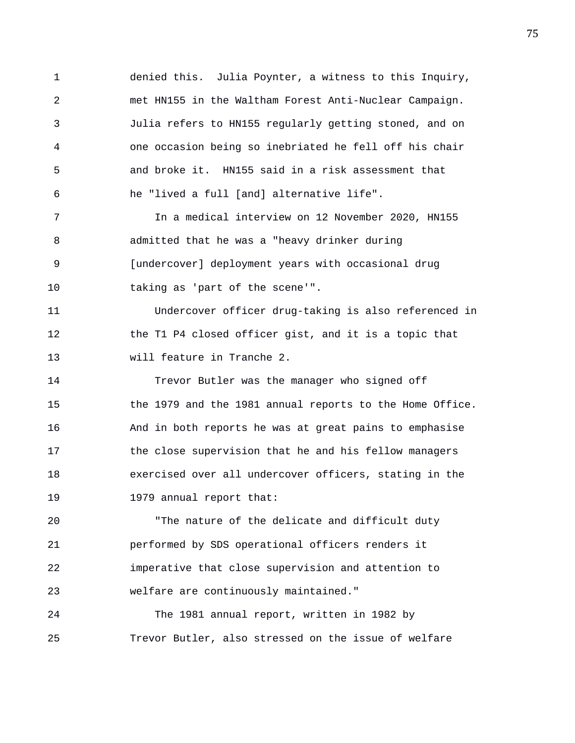denied this. Julia Poynter, a witness to this Inquiry, met HN155 in the Waltham Forest Anti-Nuclear Campaign. Julia refers to HN155 regularly getting stoned, and on one occasion being so inebriated he fell off his chair and broke it. HN155 said in a risk assessment that he "lived a full [and] alternative life".

In a medical interview on 12 November 2020, HN155 admitted that he was a "heavy drinker during [undercover] deployment years with occasional drug taking as 'part of the scene'".

Undercover officer drug-taking is also referenced in the T1 P4 closed officer gist, and it is a topic that will feature in Tranche 2.

Trevor Butler was the manager who signed off the 1979 and the 1981 annual reports to the Home Office. And in both reports he was at great pains to emphasise the close supervision that he and his fellow managers exercised over all undercover officers, stating in the 1979 annual report that:

"The nature of the delicate and difficult duty performed by SDS operational officers renders it imperative that close supervision and attention to welfare are continuously maintained."

The 1981 annual report, written in 1982 by Trevor Butler, also stressed on the issue of welfare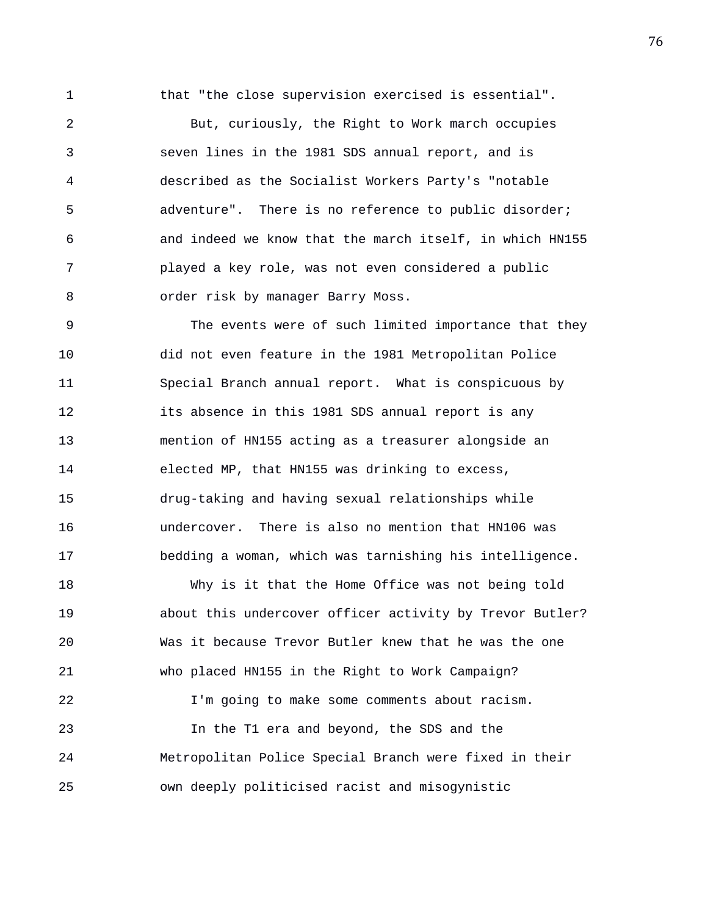that "the close supervision exercised is essential".

But, curiously, the Right to Work march occupies seven lines in the 1981 SDS annual report, and is described as the Socialist Workers Party's "notable adventure". There is no reference to public disorder; and indeed we know that the march itself, in which HN155 played a key role, was not even considered a public order risk by manager Barry Moss.

The events were of such limited importance that they did not even feature in the 1981 Metropolitan Police Special Branch annual report. What is conspicuous by its absence in this 1981 SDS annual report is any mention of HN155 acting as a treasurer alongside an elected MP, that HN155 was drinking to excess, drug-taking and having sexual relationships while undercover. There is also no mention that HN106 was bedding a woman, which was tarnishing his intelligence.

Why is it that the Home Office was not being told about this undercover officer activity by Trevor Butler? Was it because Trevor Butler knew that he was the one who placed HN155 in the Right to Work Campaign?

I'm going to make some comments about racism.

In the T1 era and beyond, the SDS and the Metropolitan Police Special Branch were fixed in their own deeply politicised racist and misogynistic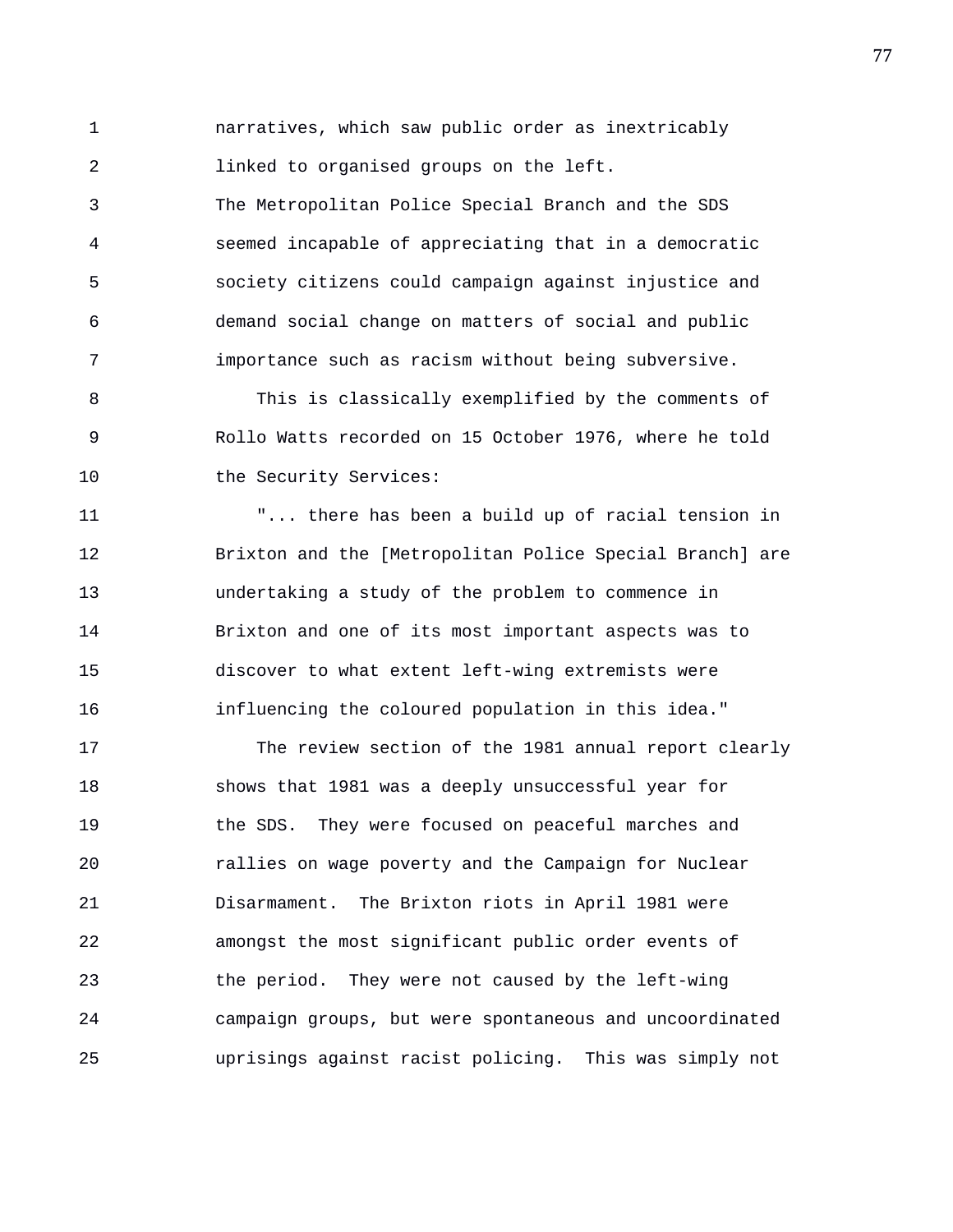narratives, which saw public order as inextricably linked to organised groups on the left.

The Metropolitan Police Special Branch and the SDS seemed incapable of appreciating that in a democratic society citizens could campaign against injustice and demand social change on matters of social and public importance such as racism without being subversive.

This is classically exemplified by the comments of Rollo Watts recorded on 15 October 1976, where he told the Security Services:

"... there has been a build up of racial tension in Brixton and the [Metropolitan Police Special Branch] are undertaking a study of the problem to commence in Brixton and one of its most important aspects was to discover to what extent left-wing extremists were influencing the coloured population in this idea."

The review section of the 1981 annual report clearly shows that 1981 was a deeply unsuccessful year for the SDS. They were focused on peaceful marches and rallies on wage poverty and the Campaign for Nuclear Disarmament. The Brixton riots in April 1981 were amongst the most significant public order events of the period. They were not caused by the left-wing campaign groups, but were spontaneous and uncoordinated uprisings against racist policing. This was simply not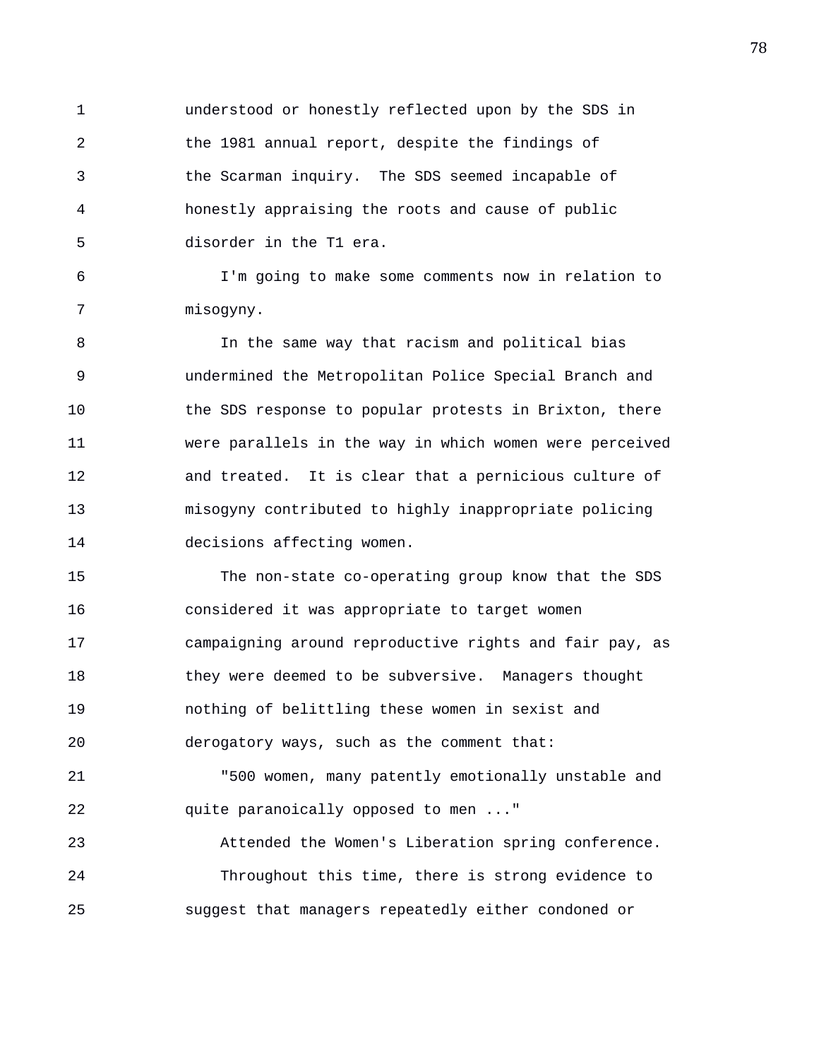understood or honestly reflected upon by the SDS in the 1981 annual report, despite the findings of the Scarman inquiry. The SDS seemed incapable of honestly appraising the roots and cause of public disorder in the T1 era.

I'm going to make some comments now in relation to misogyny.

In the same way that racism and political bias undermined the Metropolitan Police Special Branch and the SDS response to popular protests in Brixton, there were parallels in the way in which women were perceived and treated. It is clear that a pernicious culture of misogyny contributed to highly inappropriate policing decisions affecting women.

The non-state co-operating group know that the SDS considered it was appropriate to target women campaigning around reproductive rights and fair pay, as they were deemed to be subversive. Managers thought nothing of belittling these women in sexist and derogatory ways, such as the comment that:

"500 women, many patently emotionally unstable and quite paranoically opposed to men ..."

Attended the Women's Liberation spring conference.

Throughout this time, there is strong evidence to suggest that managers repeatedly either condoned or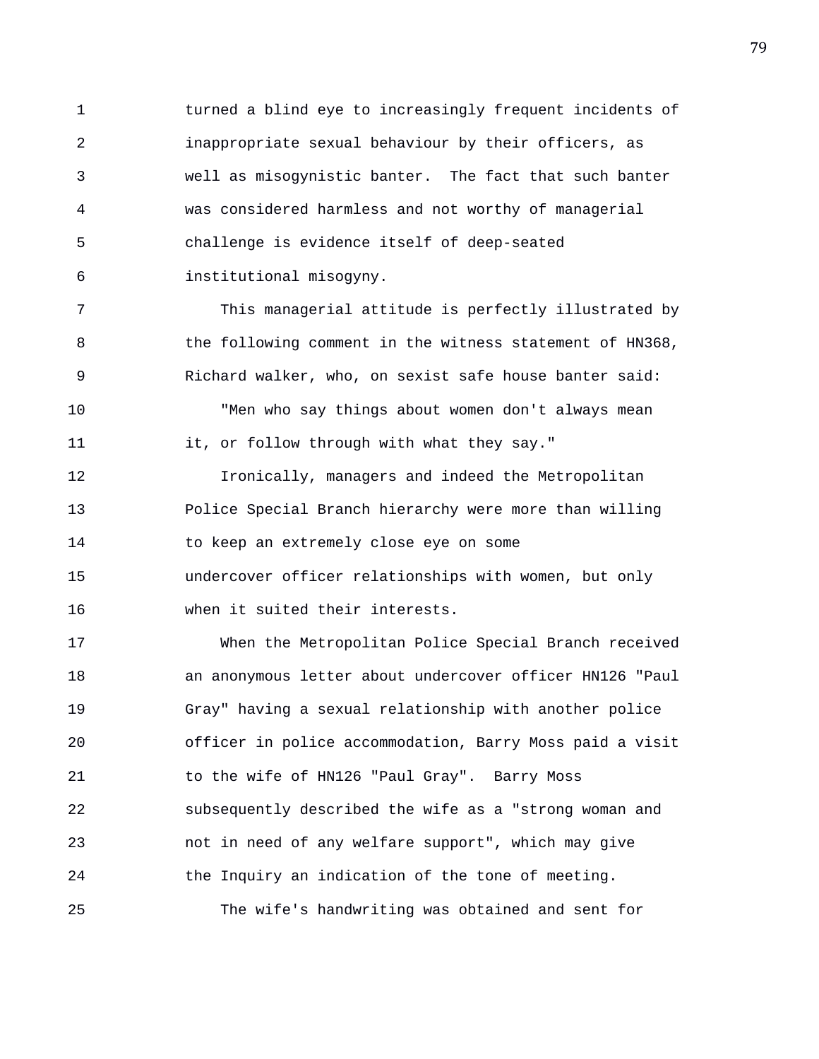turned a blind eye to increasingly frequent incidents of inappropriate sexual behaviour by their officers, as well as misogynistic banter. The fact that such banter was considered harmless and not worthy of managerial challenge is evidence itself of deep-seated institutional misogyny.

This managerial attitude is perfectly illustrated by the following comment in the witness statement of HN368, Richard walker, who, on sexist safe house banter said:

"Men who say things about women don't always mean it, or follow through with what they say."

Ironically, managers and indeed the Metropolitan Police Special Branch hierarchy were more than willing to keep an extremely close eye on some undercover officer relationships with women, but only when it suited their interests.

When the Metropolitan Police Special Branch received an anonymous letter about undercover officer HN126 "Paul Gray" having a sexual relationship with another police officer in police accommodation, Barry Moss paid a visit to the wife of HN126 "Paul Gray". Barry Moss subsequently described the wife as a "strong woman and not in need of any welfare support", which may give the Inquiry an indication of the tone of meeting.

The wife's handwriting was obtained and sent for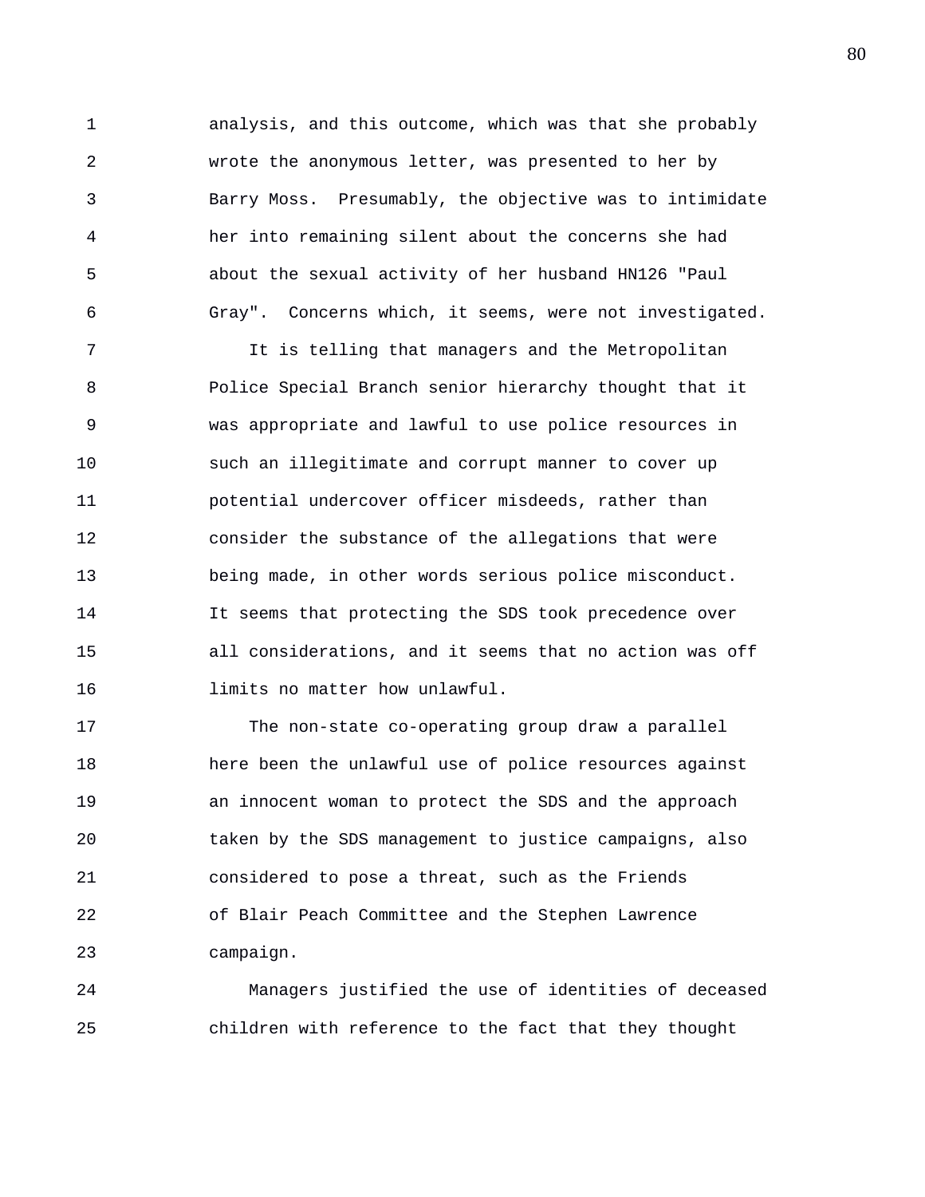analysis, and this outcome, which was that she probably wrote the anonymous letter, was presented to her by Barry Moss. Presumably, the objective was to intimidate her into remaining silent about the concerns she had about the sexual activity of her husband HN126 "Paul Gray". Concerns which, it seems, were not investigated.

It is telling that managers and the Metropolitan Police Special Branch senior hierarchy thought that it was appropriate and lawful to use police resources in such an illegitimate and corrupt manner to cover up potential undercover officer misdeeds, rather than consider the substance of the allegations that were being made, in other words serious police misconduct. It seems that protecting the SDS took precedence over all considerations, and it seems that no action was off limits no matter how unlawful.

The non-state co-operating group draw a parallel here been the unlawful use of police resources against an innocent woman to protect the SDS and the approach taken by the SDS management to justice campaigns, also considered to pose a threat, such as the Friends of Blair Peach Committee and the Stephen Lawrence campaign.

Managers justified the use of identities of deceased children with reference to the fact that they thought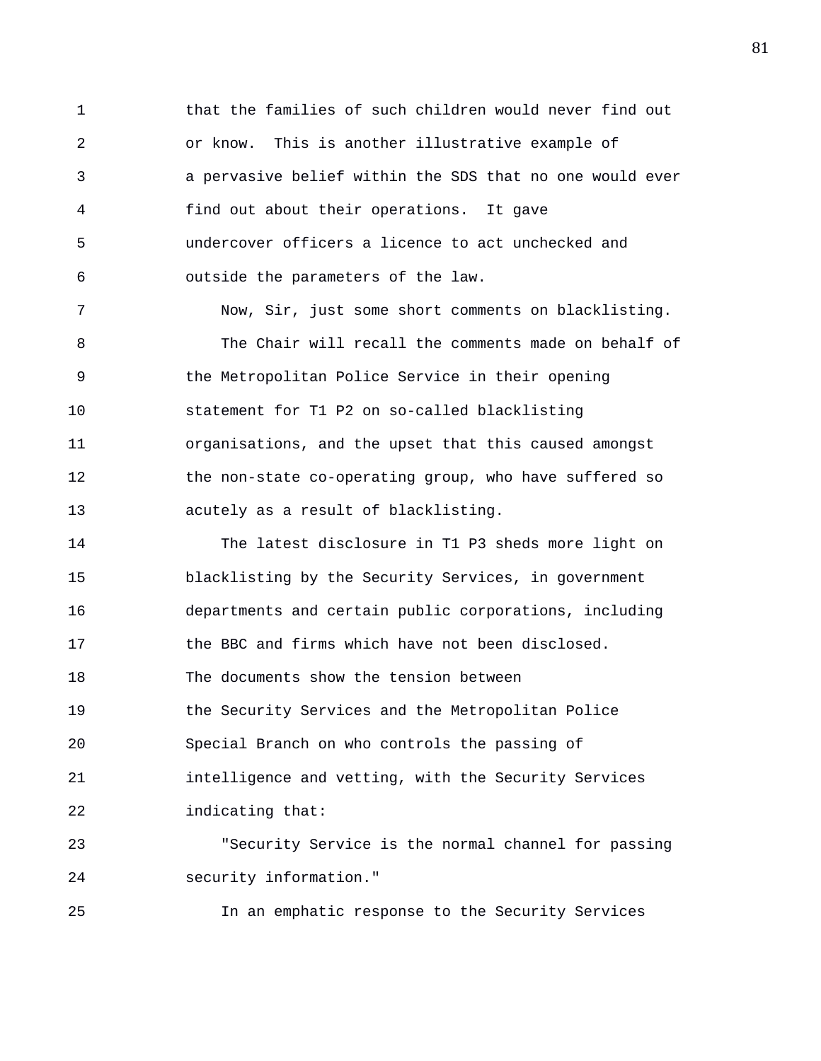that the families of such children would never find out or know. This is another illustrative example of a pervasive belief within the SDS that no one would ever find out about their operations. It gave undercover officers a licence to act unchecked and outside the parameters of the law.

Now, Sir, just some short comments on blacklisting.

The Chair will recall the comments made on behalf of the Metropolitan Police Service in their opening statement for T1 P2 on so-called blacklisting organisations, and the upset that this caused amongst the non-state co-operating group, who have suffered so acutely as a result of blacklisting.

The latest disclosure in T1 P3 sheds more light on blacklisting by the Security Services, in government departments and certain public corporations, including the BBC and firms which have not been disclosed. The documents show the tension between the Security Services and the Metropolitan Police Special Branch on who controls the passing of intelligence and vetting, with the Security Services indicating that:

"Security Service is the normal channel for passing security information."

In an emphatic response to the Security Services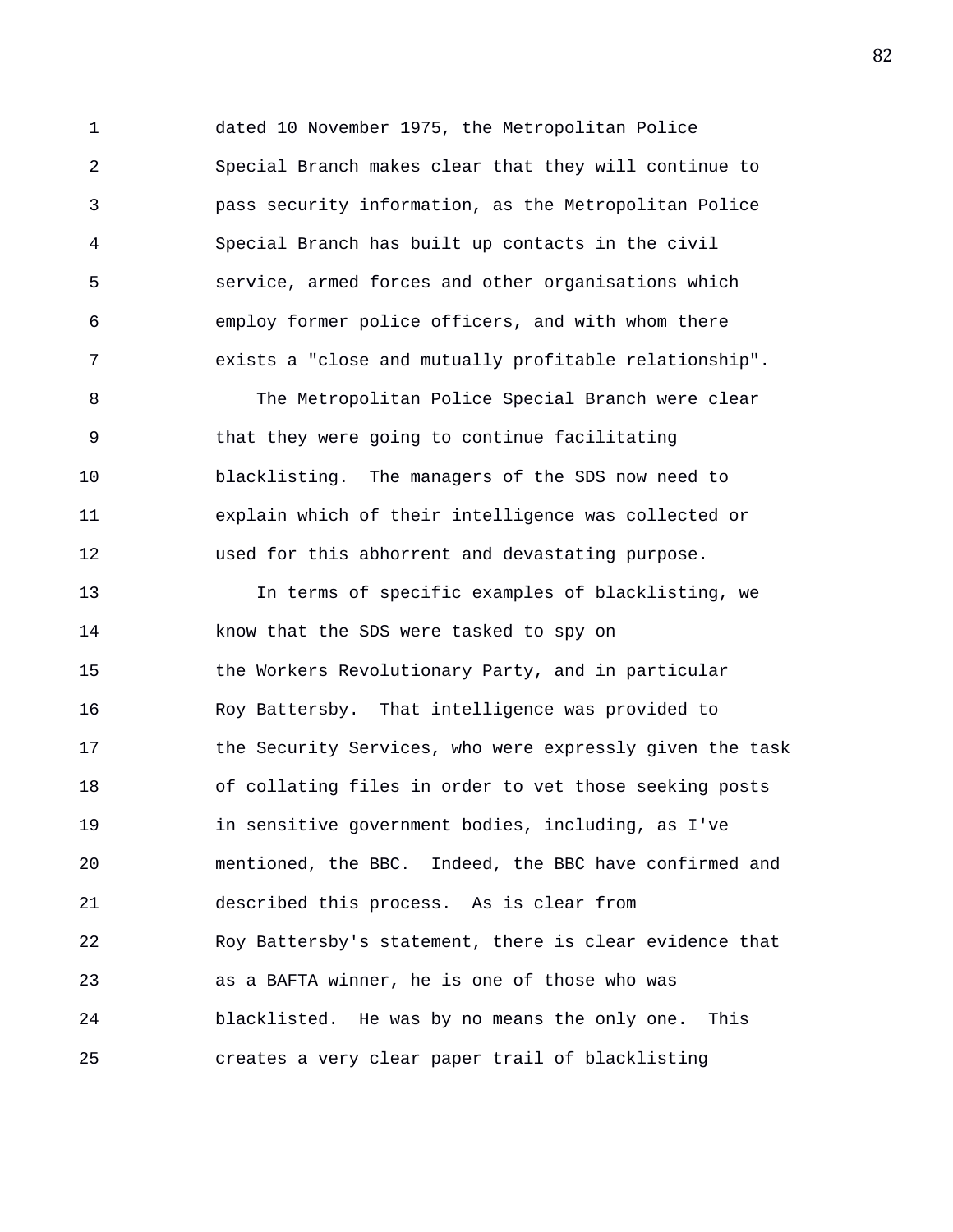dated 10 November 1975, the Metropolitan Police Special Branch makes clear that they will continue to pass security information, as the Metropolitan Police Special Branch has built up contacts in the civil service, armed forces and other organisations which employ former police officers, and with whom there exists a "close and mutually profitable relationship".

The Metropolitan Police Special Branch were clear that they were going to continue facilitating blacklisting. The managers of the SDS now need to explain which of their intelligence was collected or used for this abhorrent and devastating purpose.

In terms of specific examples of blacklisting, we know that the SDS were tasked to spy on the Workers Revolutionary Party, and in particular Roy Battersby. That intelligence was provided to the Security Services, who were expressly given the task of collating files in order to vet those seeking posts in sensitive government bodies, including, as I've mentioned, the BBC. Indeed, the BBC have confirmed and described this process. As is clear from Roy Battersby's statement, there is clear evidence that as a BAFTA winner, he is one of those who was blacklisted. He was by no means the only one. This creates a very clear paper trail of blacklisting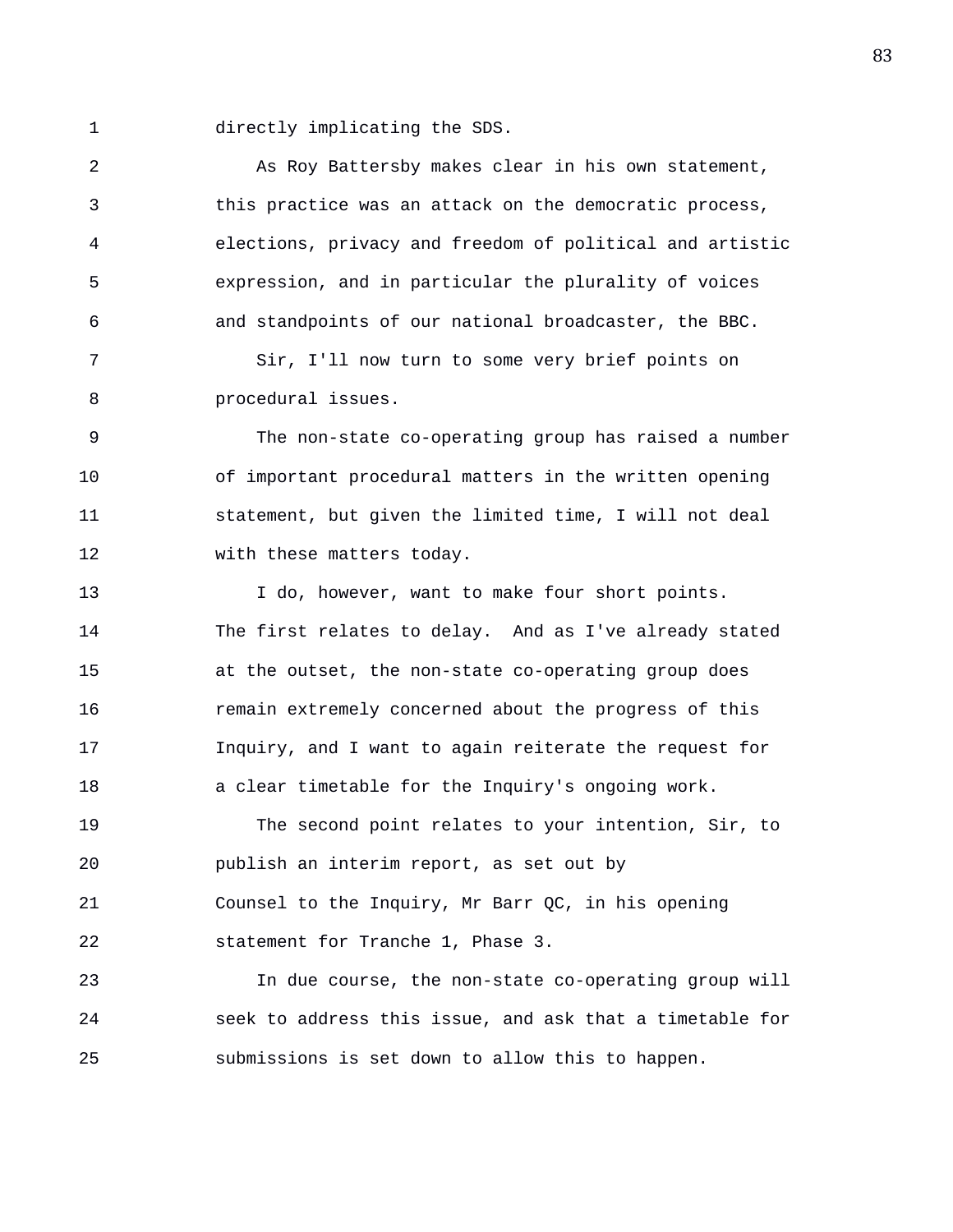directly implicating the SDS.

As Roy Battersby makes clear in his own statement, this practice was an attack on the democratic process, elections, privacy and freedom of political and artistic expression, and in particular the plurality of voices and standpoints of our national broadcaster, the BBC.

Sir, I'll now turn to some very brief points on procedural issues.

The non-state co-operating group has raised a number of important procedural matters in the written opening statement, but given the limited time, I will not deal with these matters today.

I do, however, want to make four short points. The first relates to delay. And as I've already stated at the outset, the non-state co-operating group does remain extremely concerned about the progress of this Inquiry, and I want to again reiterate the request for a clear timetable for the Inquiry's ongoing work.

The second point relates to your intention, Sir, to publish an interim report, as set out by Counsel to the Inquiry, Mr Barr QC, in his opening statement for Tranche 1, Phase 3.

In due course, the non-state co-operating group will seek to address this issue, and ask that a timetable for submissions is set down to allow this to happen.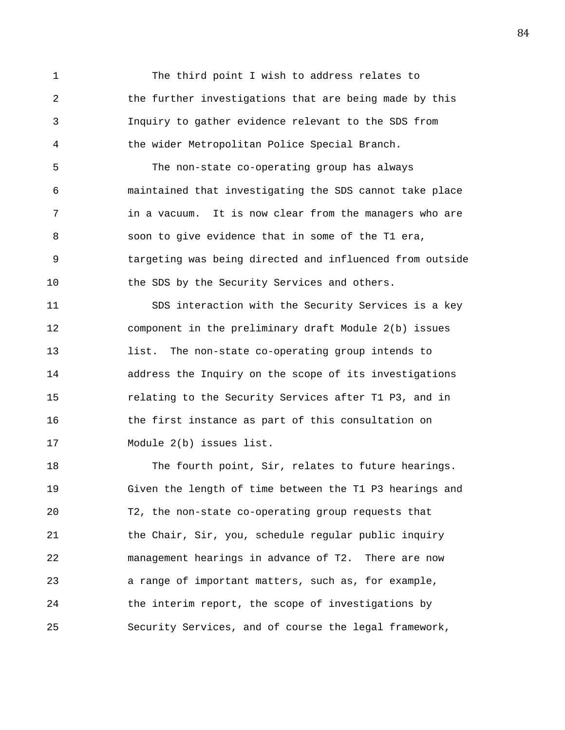The third point I wish to address relates to the further investigations that are being made by this Inquiry to gather evidence relevant to the SDS from the wider Metropolitan Police Special Branch.

The non-state co-operating group has always maintained that investigating the SDS cannot take place in a vacuum. It is now clear from the managers who are soon to give evidence that in some of the T1 era, targeting was being directed and influenced from outside the SDS by the Security Services and others.

SDS interaction with the Security Services is a key component in the preliminary draft Module 2(b) issues list. The non-state co-operating group intends to address the Inquiry on the scope of its investigations relating to the Security Services after T1 P3, and in the first instance as part of this consultation on Module 2(b) issues list.

The fourth point, Sir, relates to future hearings. Given the length of time between the T1 P3 hearings and T2, the non-state co-operating group requests that the Chair, Sir, you, schedule regular public inquiry management hearings in advance of T2. There are now a range of important matters, such as, for example, the interim report, the scope of investigations by Security Services, and of course the legal framework,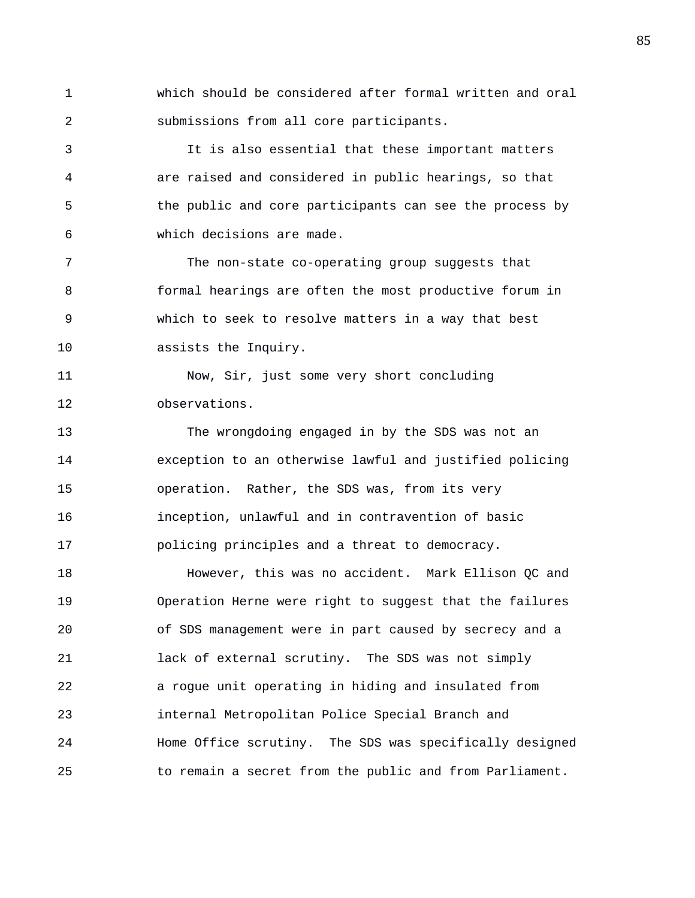which should be considered after formal written and oral submissions from all core participants.

It is also essential that these important matters are raised and considered in public hearings, so that the public and core participants can see the process by which decisions are made.

The non-state co-operating group suggests that formal hearings are often the most productive forum in which to seek to resolve matters in a way that best assists the Inquiry.

Now, Sir, just some very short concluding observations.

The wrongdoing engaged in by the SDS was not an exception to an otherwise lawful and justified policing operation. Rather, the SDS was, from its very inception, unlawful and in contravention of basic policing principles and a threat to democracy.

However, this was no accident. Mark Ellison QC and Operation Herne were right to suggest that the failures of SDS management were in part caused by secrecy and a lack of external scrutiny. The SDS was not simply a rogue unit operating in hiding and insulated from internal Metropolitan Police Special Branch and Home Office scrutiny. The SDS was specifically designed to remain a secret from the public and from Parliament.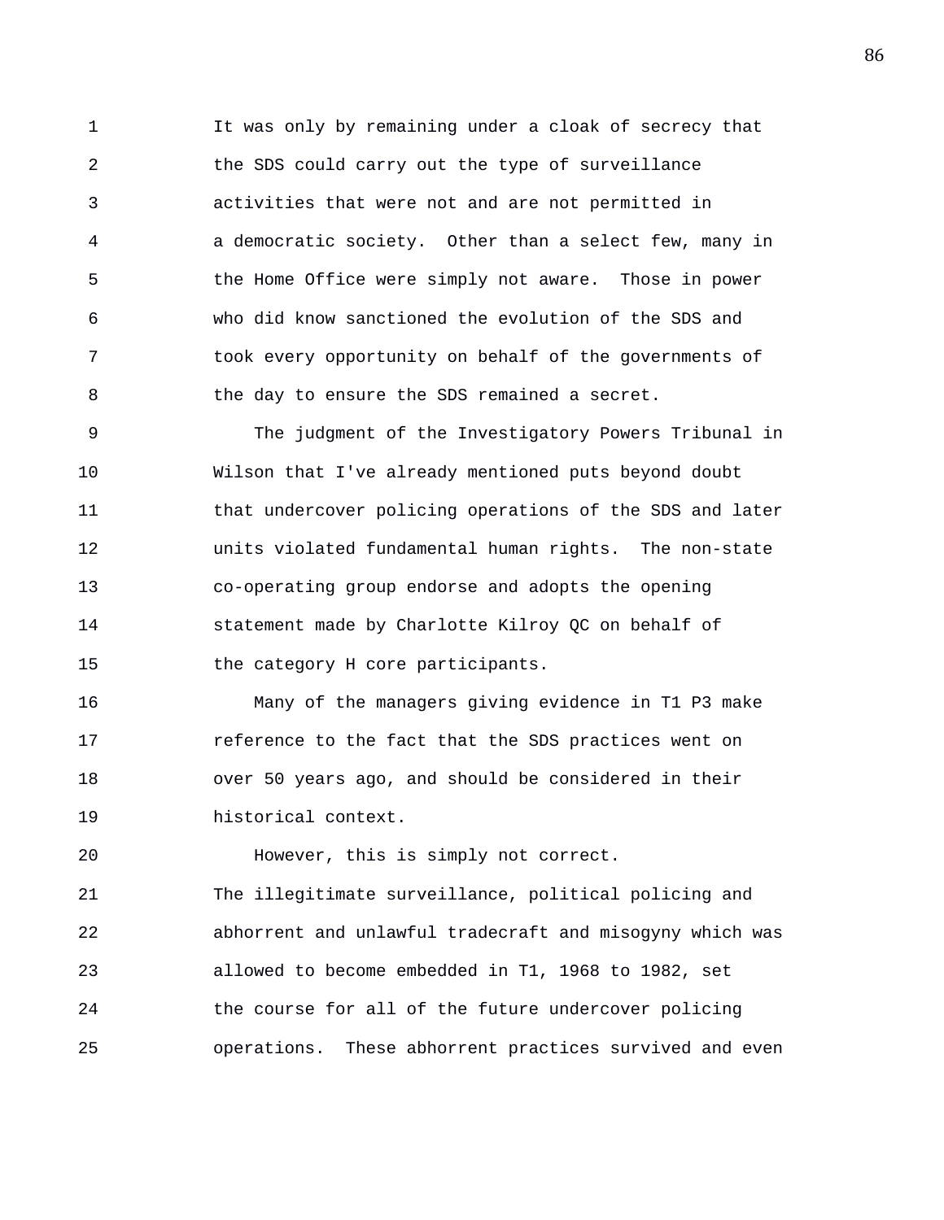It was only by remaining under a cloak of secrecy that the SDS could carry out the type of surveillance activities that were not and are not permitted in a democratic society. Other than a select few, many in the Home Office were simply not aware. Those in power who did know sanctioned the evolution of the SDS and took every opportunity on behalf of the governments of the day to ensure the SDS remained a secret.

The judgment of the Investigatory Powers Tribunal in Wilson that I've already mentioned puts beyond doubt that undercover policing operations of the SDS and later units violated fundamental human rights. The non-state co-operating group endorse and adopts the opening statement made by Charlotte Kilroy QC on behalf of the category H core participants.

Many of the managers giving evidence in T1 P3 make reference to the fact that the SDS practices went on over 50 years ago, and should be considered in their historical context.

However, this is simply not correct.

The illegitimate surveillance, political policing and abhorrent and unlawful tradecraft and misogyny which was allowed to become embedded in T1, 1968 to 1982, set the course for all of the future undercover policing operations. These abhorrent practices survived and even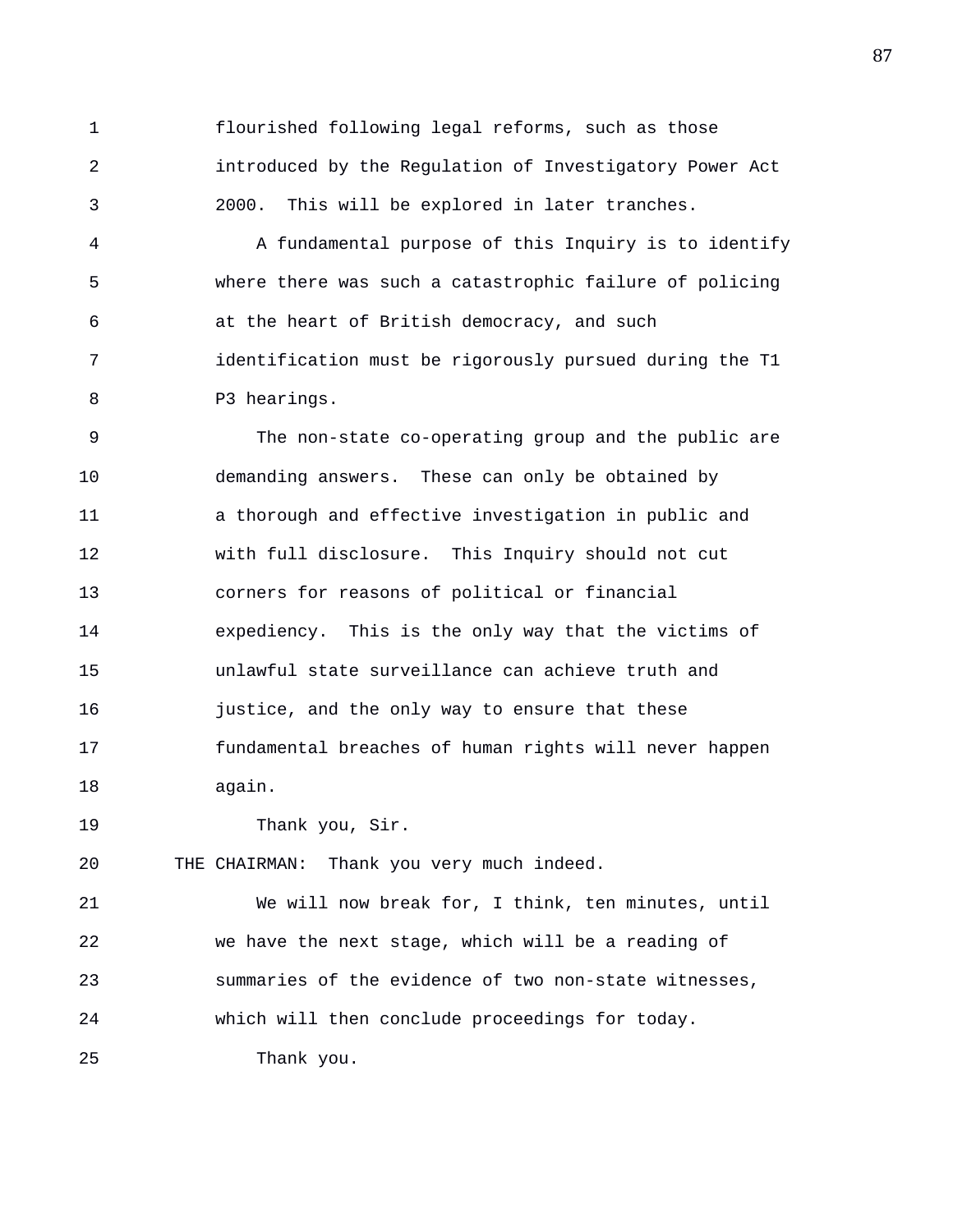flourished following legal reforms, such as those introduced by the Regulation of Investigatory Power Act 2000. This will be explored in later tranches.

A fundamental purpose of this Inquiry is to identify where there was such a catastrophic failure of policing at the heart of British democracy, and such identification must be rigorously pursued during the T1 P3 hearings.

The non-state co-operating group and the public are demanding answers. These can only be obtained by a thorough and effective investigation in public and with full disclosure. This Inquiry should not cut corners for reasons of political or financial expediency. This is the only way that the victims of unlawful state surveillance can achieve truth and justice, and the only way to ensure that these fundamental breaches of human rights will never happen again.

Thank you, Sir.

THE CHAIRMAN: Thank you very much indeed.

We will now break for, I think, ten minutes, until we have the next stage, which will be a reading of summaries of the evidence of two non-state witnesses, which will then conclude proceedings for today.

Thank you.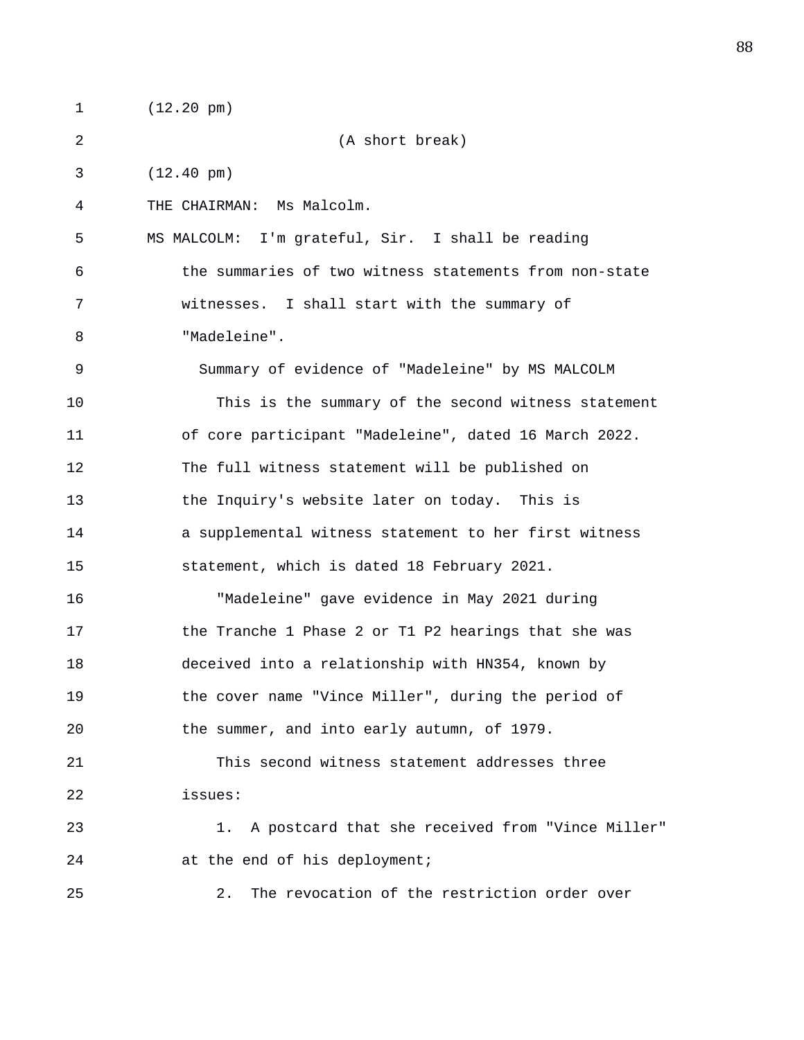(12.20 pm)

(A short break)

(12.40 pm)

THE CHAIRMAN: Ms Malcolm.

MS MALCOLM: I'm grateful, Sir. I shall be reading the summaries of two witness statements from non-state witnesses. I shall start with the summary of "Madeleine".

Summary of evidence of "Madeleine" by MS MALCOLM

This is the summary of the second witness statement of core participant "Madeleine", dated 16 March 2022. The full witness statement will be published on the Inquiry's website later on today. This is a supplemental witness statement to her first witness statement, which is dated 18 February 2021.

"Madeleine" gave evidence in May 2021 during the Tranche 1 Phase 2 or T1 P2 hearings that she was deceived into a relationship with HN354, known by the cover name "Vince Miller", during the period of the summer, and into early autumn, of 1979.

This second witness statement addresses three issues:

1. A postcard that she received from "Vince Miller" at the end of his deployment;

2. The revocation of the restriction order over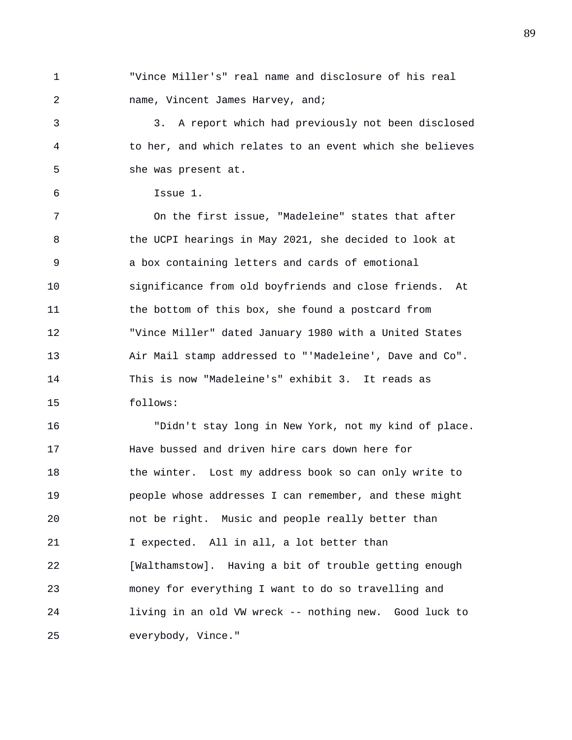"Vince Miller's" real name and disclosure of his real name, Vincent James Harvey, and;

3. A report which had previously not been disclosed to her, and which relates to an event which she believes she was present at.

Issue 1.

On the first issue, "Madeleine" states that after the UCPI hearings in May 2021, she decided to look at a box containing letters and cards of emotional significance from old boyfriends and close friends. At the bottom of this box, she found a postcard from "Vince Miller" dated January 1980 with a United States Air Mail stamp addressed to "'Madeleine', Dave and Co". This is now "Madeleine's" exhibit 3. It reads as follows:

"Didn't stay long in New York, not my kind of place. Have bussed and driven hire cars down here for the winter. Lost my address book so can only write to people whose addresses I can remember, and these might not be right. Music and people really better than I expected. All in all, a lot better than [Walthamstow]. Having a bit of trouble getting enough money for everything I want to do so travelling and living in an old VW wreck -- nothing new. Good luck to everybody, Vince."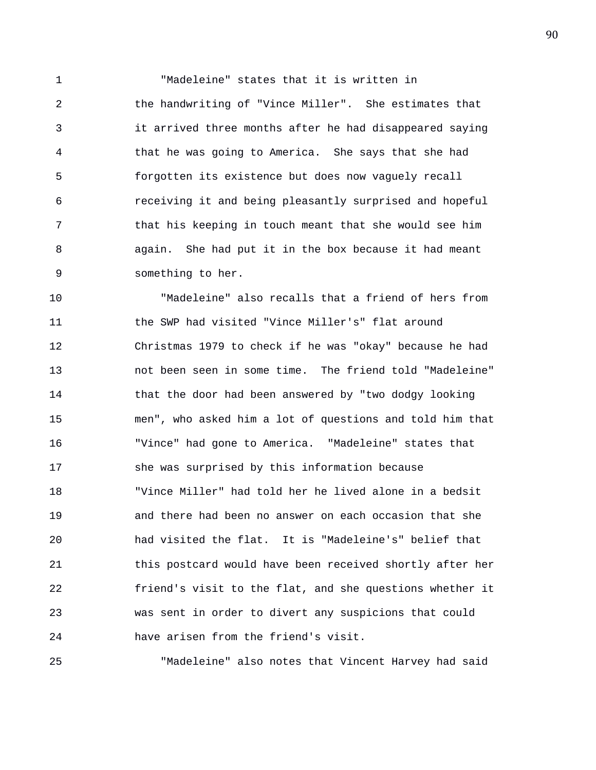"Madeleine" states that it is written in the handwriting of "Vince Miller". She estimates that it arrived three months after he had disappeared saying that he was going to America. She says that she had forgotten its existence but does now vaguely recall receiving it and being pleasantly surprised and hopeful that his keeping in touch meant that she would see him again. She had put it in the box because it had meant something to her.

"Madeleine" also recalls that a friend of hers from the SWP had visited "Vince Miller's" flat around Christmas 1979 to check if he was "okay" because he had not been seen in some time. The friend told "Madeleine" that the door had been answered by "two dodgy looking men", who asked him a lot of questions and told him that "Vince" had gone to America. "Madeleine" states that she was surprised by this information because "Vince Miller" had told her he lived alone in a bedsit and there had been no answer on each occasion that she had visited the flat. It is "Madeleine's" belief that this postcard would have been received shortly after her friend's visit to the flat, and she questions whether it was sent in order to divert any suspicions that could have arisen from the friend's visit.

"Madeleine" also notes that Vincent Harvey had said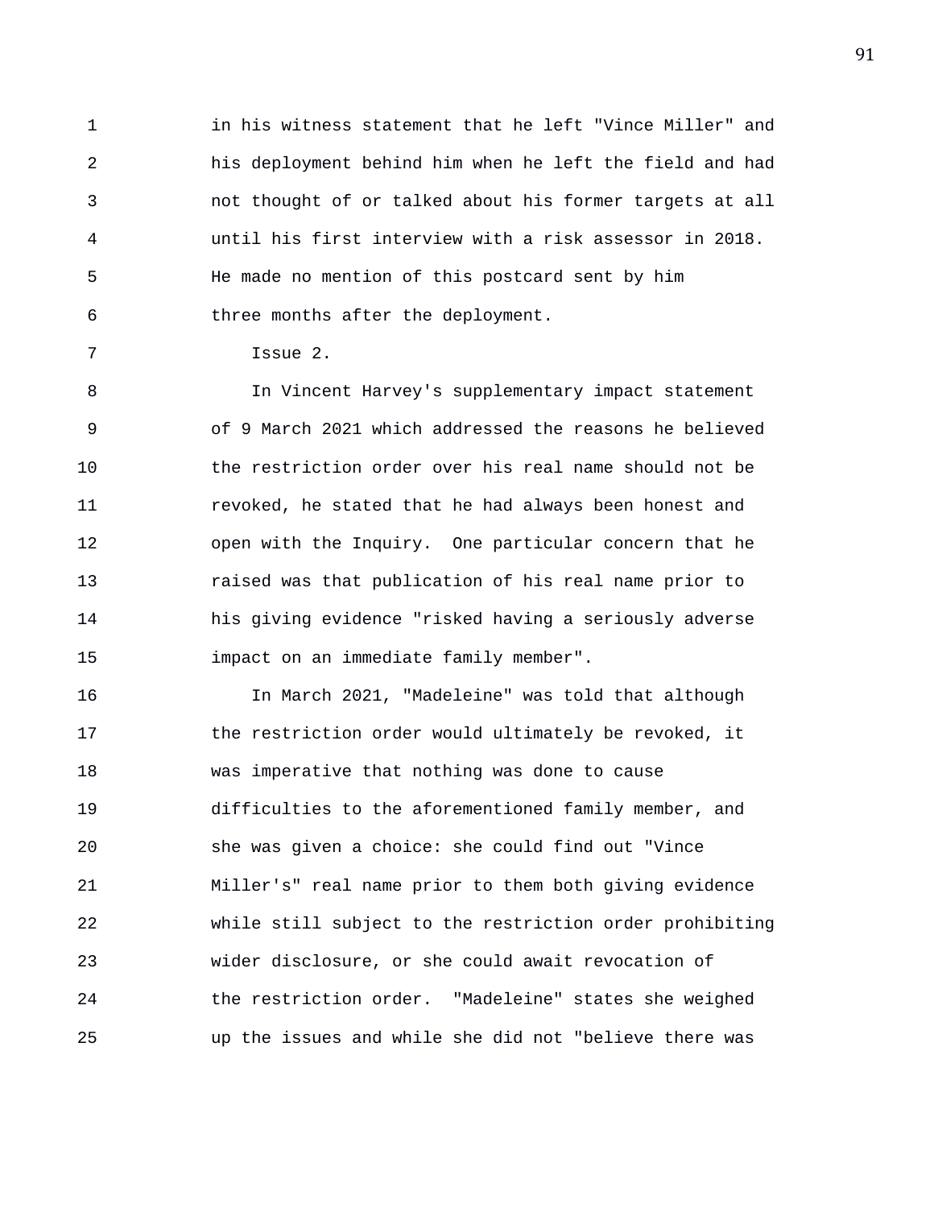in his witness statement that he left "Vince Miller" and his deployment behind him when he left the field and had not thought of or talked about his former targets at all until his first interview with a risk assessor in 2018. He made no mention of this postcard sent by him three months after the deployment.

Issue 2.

In Vincent Harvey's supplementary impact statement of 9 March 2021 which addressed the reasons he believed the restriction order over his real name should not be revoked, he stated that he had always been honest and open with the Inquiry. One particular concern that he raised was that publication of his real name prior to his giving evidence "risked having a seriously adverse impact on an immediate family member".

In March 2021, "Madeleine" was told that although the restriction order would ultimately be revoked, it was imperative that nothing was done to cause difficulties to the aforementioned family member, and she was given a choice: she could find out "Vince Miller's" real name prior to them both giving evidence while still subject to the restriction order prohibiting wider disclosure, or she could await revocation of the restriction order. "Madeleine" states she weighed up the issues and while she did not "believe there was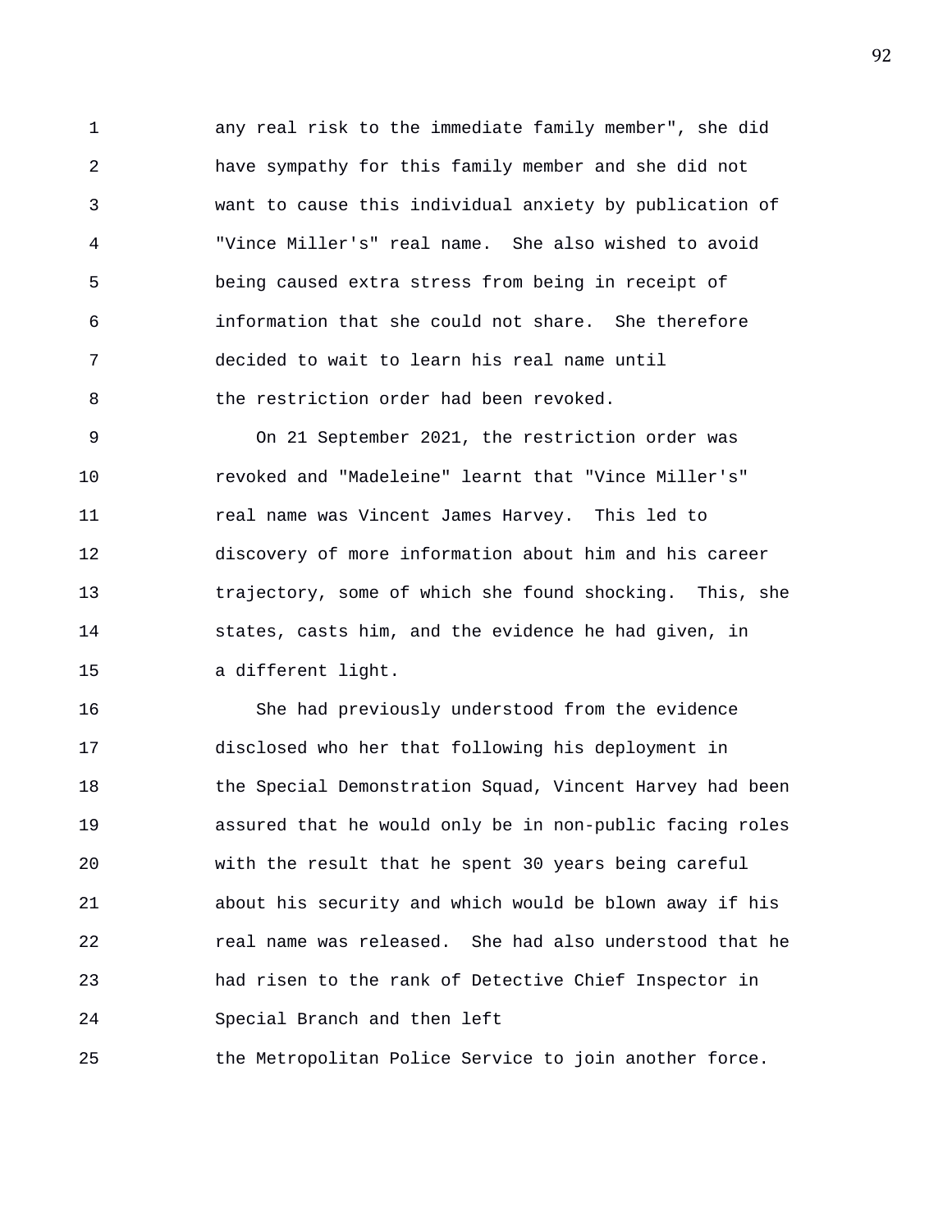any real risk to the immediate family member", she did have sympathy for this family member and she did not want to cause this individual anxiety by publication of "Vince Miller's" real name. She also wished to avoid being caused extra stress from being in receipt of information that she could not share. She therefore decided to wait to learn his real name until the restriction order had been revoked.

On 21 September 2021, the restriction order was revoked and "Madeleine" learnt that "Vince Miller's" real name was Vincent James Harvey. This led to discovery of more information about him and his career trajectory, some of which she found shocking. This, she states, casts him, and the evidence he had given, in a different light.

She had previously understood from the evidence disclosed who her that following his deployment in the Special Demonstration Squad, Vincent Harvey had been assured that he would only be in non-public facing roles with the result that he spent 30 years being careful about his security and which would be blown away if his real name was released. She had also understood that he had risen to the rank of Detective Chief Inspector in Special Branch and then left the Metropolitan Police Service to join another force.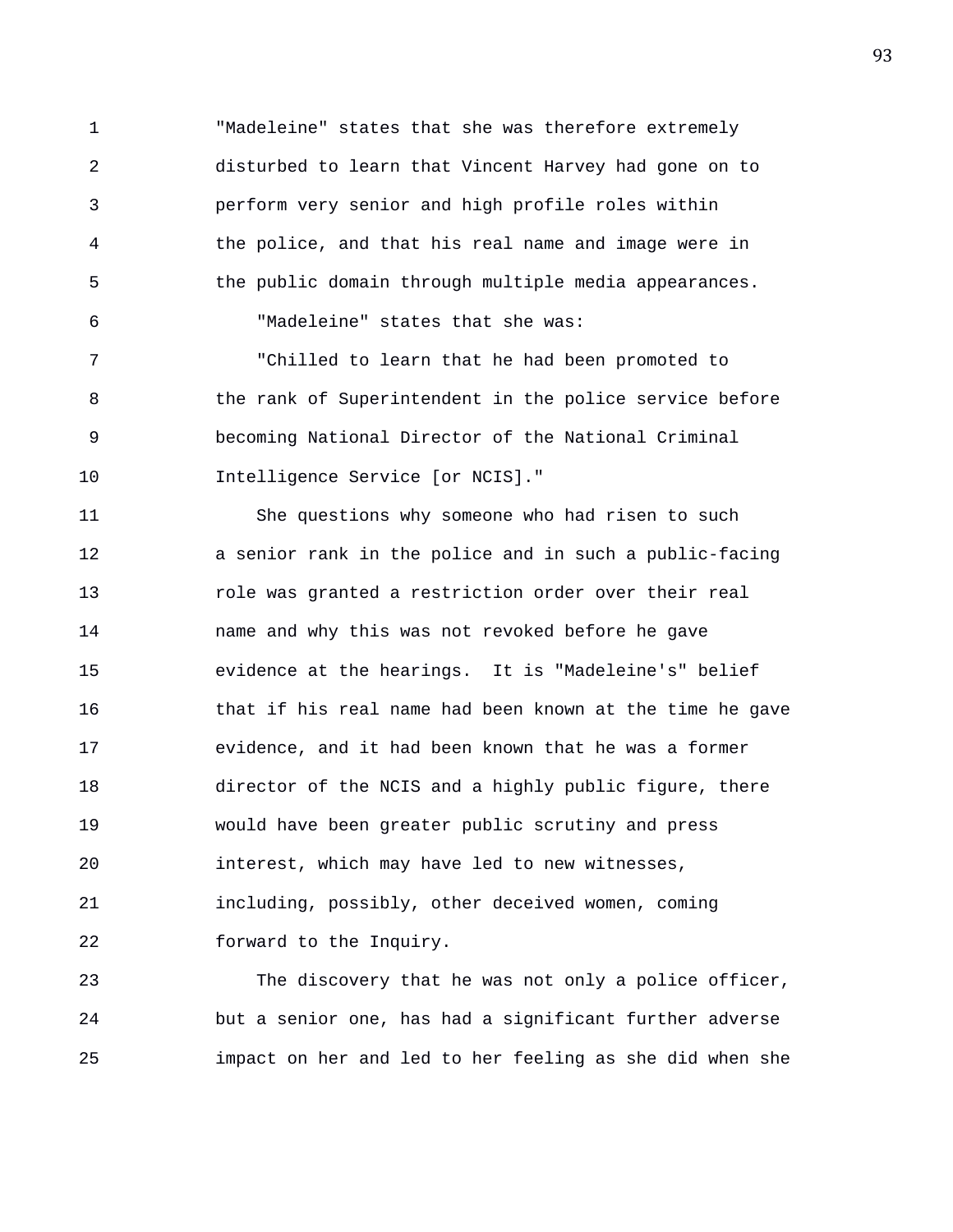"Madeleine" states that she was therefore extremely disturbed to learn that Vincent Harvey had gone on to perform very senior and high profile roles within the police, and that his real name and image were in the public domain through multiple media appearances.

"Madeleine" states that she was:

"Chilled to learn that he had been promoted to the rank of Superintendent in the police service before becoming National Director of the National Criminal Intelligence Service [or NCIS]."

She questions why someone who had risen to such a senior rank in the police and in such a public-facing role was granted a restriction order over their real name and why this was not revoked before he gave evidence at the hearings. It is "Madeleine's" belief that if his real name had been known at the time he gave evidence, and it had been known that he was a former director of the NCIS and a highly public figure, there would have been greater public scrutiny and press interest, which may have led to new witnesses, including, possibly, other deceived women, coming forward to the Inquiry.

The discovery that he was not only a police officer, but a senior one, has had a significant further adverse impact on her and led to her feeling as she did when she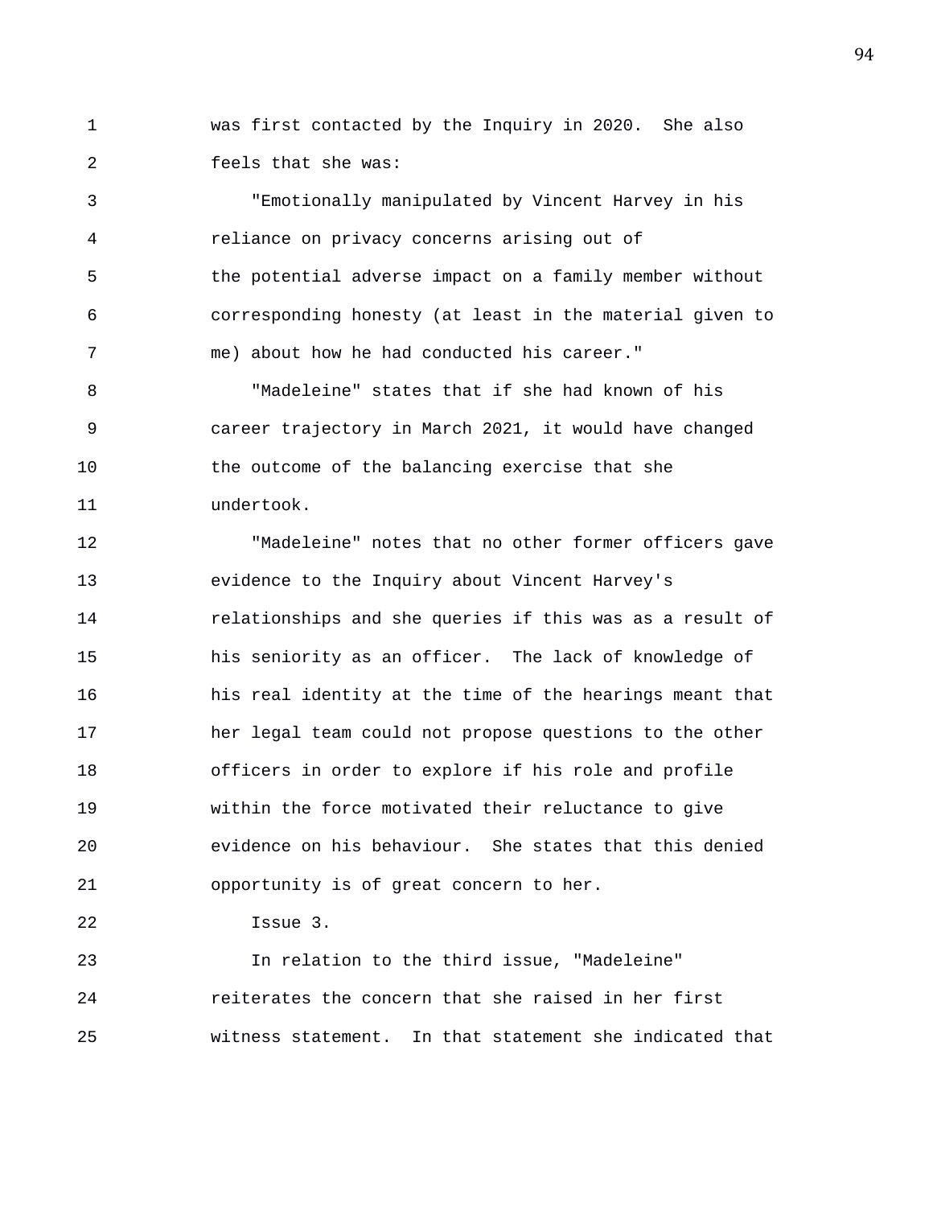was first contacted by the Inquiry in 2020. She also feels that she was:

"Emotionally manipulated by Vincent Harvey in his reliance on privacy concerns arising out of the potential adverse impact on a family member without corresponding honesty (at least in the material given to me) about how he had conducted his career."

"Madeleine" states that if she had known of his career trajectory in March 2021, it would have changed the outcome of the balancing exercise that she undertook.

"Madeleine" notes that no other former officers gave evidence to the Inquiry about Vincent Harvey's relationships and she queries if this was as a result of his seniority as an officer. The lack of knowledge of his real identity at the time of the hearings meant that her legal team could not propose questions to the other officers in order to explore if his role and profile within the force motivated their reluctance to give evidence on his behaviour. She states that this denied opportunity is of great concern to her.

Issue 3.

In relation to the third issue, "Madeleine" reiterates the concern that she raised in her first witness statement. In that statement she indicated that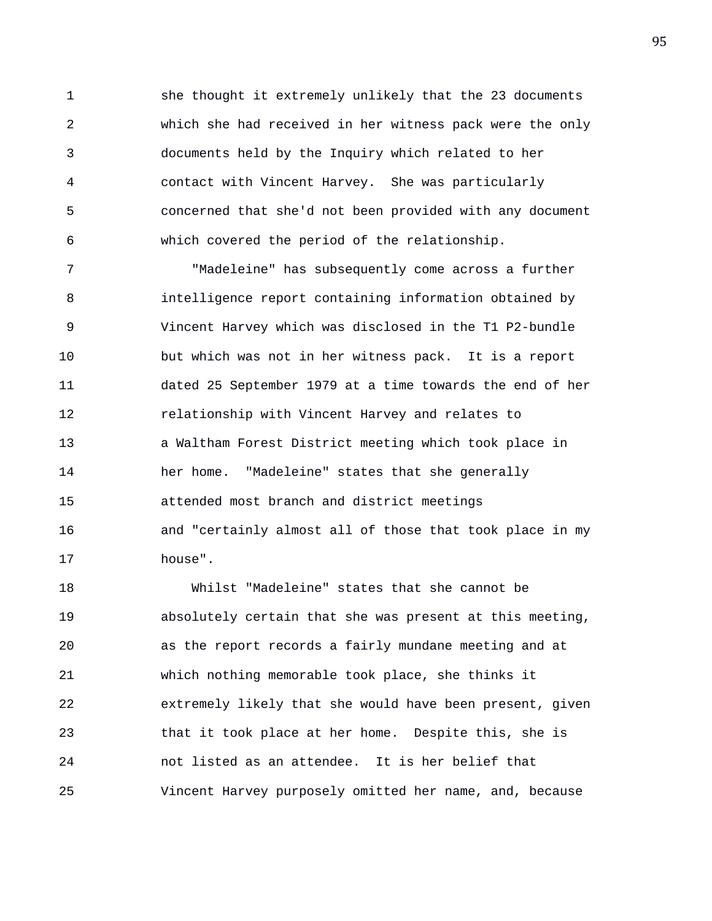she thought it extremely unlikely that the 23 documents which she had received in her witness pack were the only documents held by the Inquiry which related to her contact with Vincent Harvey. She was particularly concerned that she'd not been provided with any document which covered the period of the relationship.

"Madeleine" has subsequently come across a further intelligence report containing information obtained by Vincent Harvey which was disclosed in the T1 P2-bundle but which was not in her witness pack. It is a report dated 25 September 1979 at a time towards the end of her relationship with Vincent Harvey and relates to a Waltham Forest District meeting which took place in her home. "Madeleine" states that she generally attended most branch and district meetings and "certainly almost all of those that took place in my house".

Whilst "Madeleine" states that she cannot be absolutely certain that she was present at this meeting, as the report records a fairly mundane meeting and at which nothing memorable took place, she thinks it extremely likely that she would have been present, given that it took place at her home. Despite this, she is not listed as an attendee. It is her belief that Vincent Harvey purposely omitted her name, and, because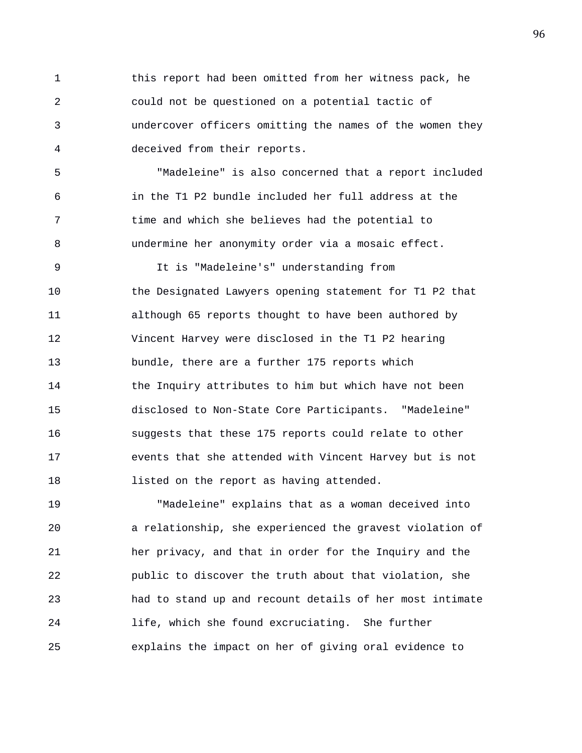this report had been omitted from her witness pack, he could not be questioned on a potential tactic of undercover officers omitting the names of the women they deceived from their reports.

"Madeleine" is also concerned that a report included in the T1 P2 bundle included her full address at the time and which she believes had the potential to undermine her anonymity order via a mosaic effect.

It is "Madeleine's" understanding from the Designated Lawyers opening statement for T1 P2 that although 65 reports thought to have been authored by Vincent Harvey were disclosed in the T1 P2 hearing bundle, there are a further 175 reports which the Inquiry attributes to him but which have not been disclosed to Non-State Core Participants. "Madeleine" suggests that these 175 reports could relate to other events that she attended with Vincent Harvey but is not listed on the report as having attended.

"Madeleine" explains that as a woman deceived into a relationship, she experienced the gravest violation of her privacy, and that in order for the Inquiry and the public to discover the truth about that violation, she had to stand up and recount details of her most intimate life, which she found excruciating. She further explains the impact on her of giving oral evidence to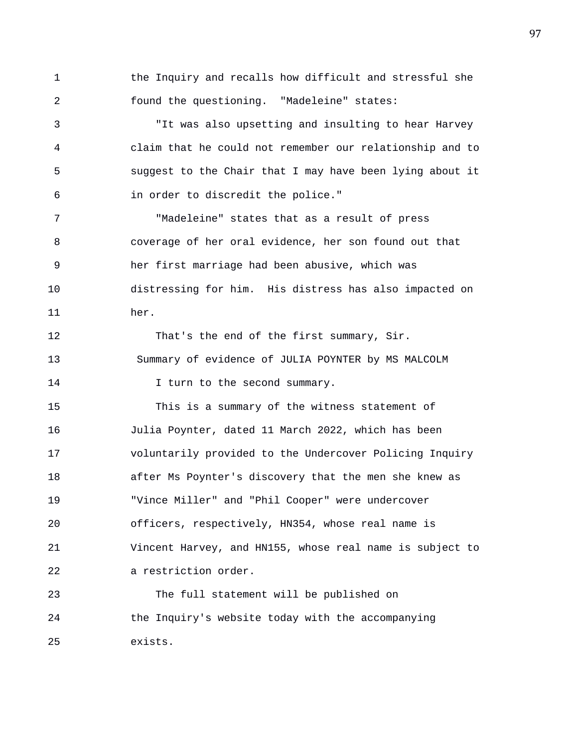the Inquiry and recalls how difficult and stressful she found the questioning. "Madeleine" states:

"It was also upsetting and insulting to hear Harvey claim that he could not remember our relationship and to suggest to the Chair that I may have been lying about it in order to discredit the police."

"Madeleine" states that as a result of press coverage of her oral evidence, her son found out that her first marriage had been abusive, which was distressing for him. His distress has also impacted on her.

That's the end of the first summary, Sir.

Summary of evidence of JULIA POYNTER by MS MALCOLM

I turn to the second summary.

This is a summary of the witness statement of Julia Poynter, dated 11 March 2022, which has been voluntarily provided to the Undercover Policing Inquiry after Ms Poynter's discovery that the men she knew as "Vince Miller" and "Phil Cooper" were undercover officers, respectively, HN354, whose real name is Vincent Harvey, and HN155, whose real name is subject to a restriction order.

The full statement will be published on the Inquiry's website today with the accompanying exists.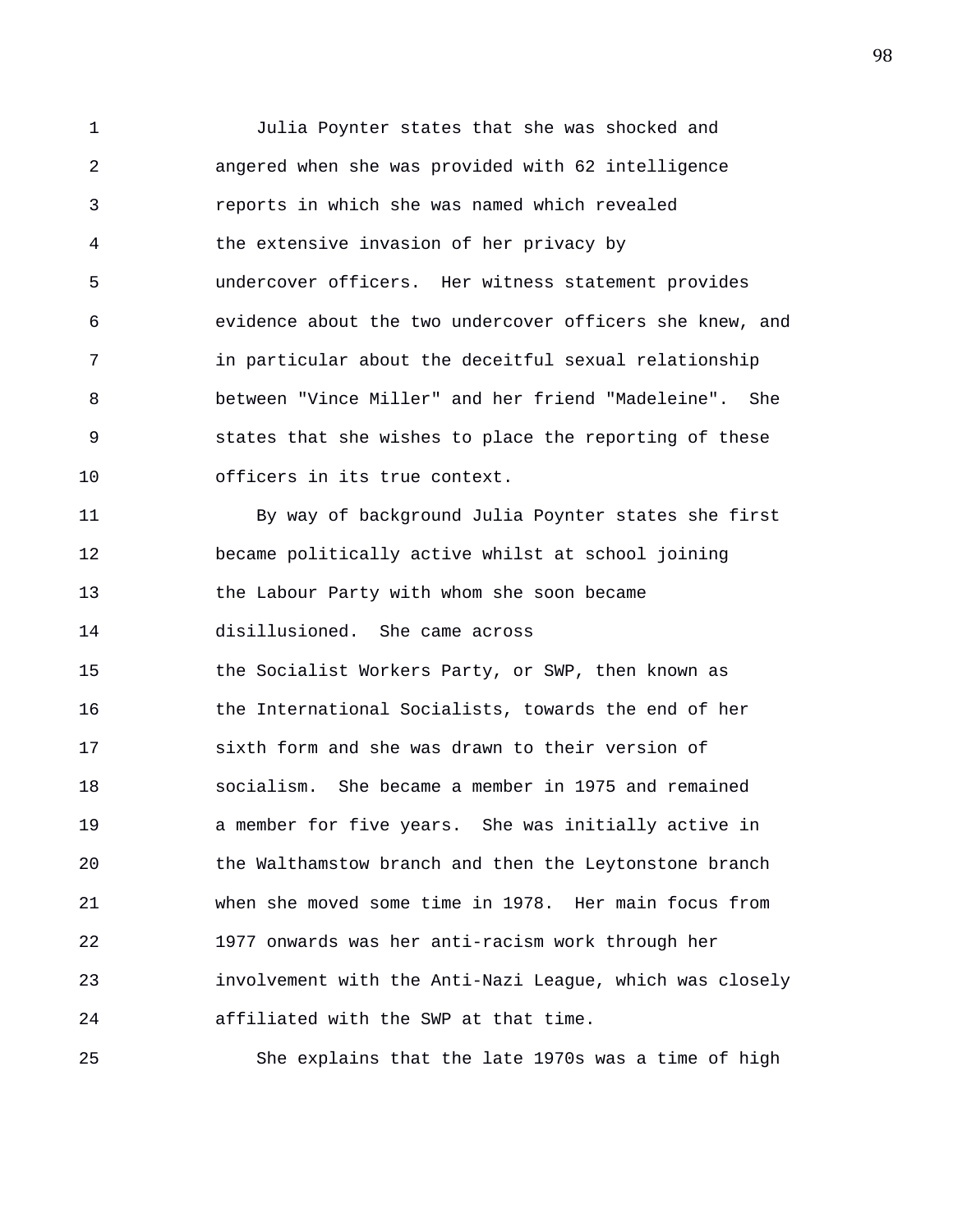Julia Poynter states that she was shocked and angered when she was provided with 62 intelligence reports in which she was named which revealed the extensive invasion of her privacy by undercover officers. Her witness statement provides evidence about the two undercover officers she knew, and in particular about the deceitful sexual relationship between "Vince Miller" and her friend "Madeleine". She states that she wishes to place the reporting of these officers in its true context.

By way of background Julia Poynter states she first became politically active whilst at school joining the Labour Party with whom she soon became disillusioned. She came across the Socialist Workers Party, or SWP, then known as the International Socialists, towards the end of her sixth form and she was drawn to their version of socialism. She became a member in 1975 and remained a member for five years. She was initially active in the Walthamstow branch and then the Leytonstone branch when she moved some time in 1978. Her main focus from 1977 onwards was her anti-racism work through her involvement with the Anti-Nazi League, which was closely affiliated with the SWP at that time.

She explains that the late 1970s was a time of high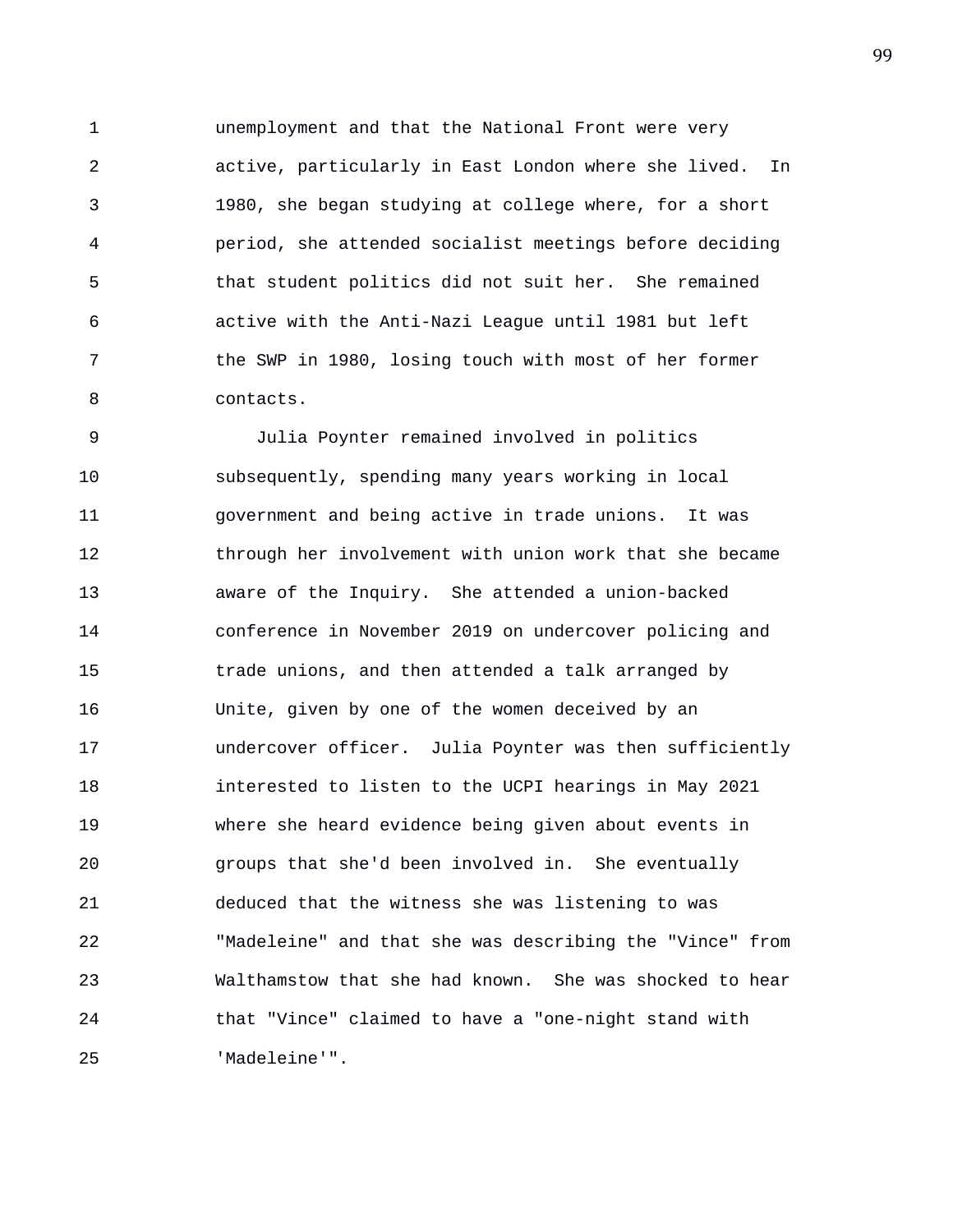unemployment and that the National Front were very active, particularly in East London where she lived. In 1980, she began studying at college where, for a short period, she attended socialist meetings before deciding that student politics did not suit her. She remained active with the Anti-Nazi League until 1981 but left the SWP in 1980, losing touch with most of her former contacts.

Julia Poynter remained involved in politics subsequently, spending many years working in local government and being active in trade unions. It was through her involvement with union work that she became aware of the Inquiry. She attended a union-backed conference in November 2019 on undercover policing and trade unions, and then attended a talk arranged by Unite, given by one of the women deceived by an undercover officer. Julia Poynter was then sufficiently interested to listen to the UCPI hearings in May 2021 where she heard evidence being given about events in groups that she'd been involved in. She eventually deduced that the witness she was listening to was "Madeleine" and that she was describing the "Vince" from Walthamstow that she had known. She was shocked to hear that "Vince" claimed to have a "one-night stand with 'Madeleine'".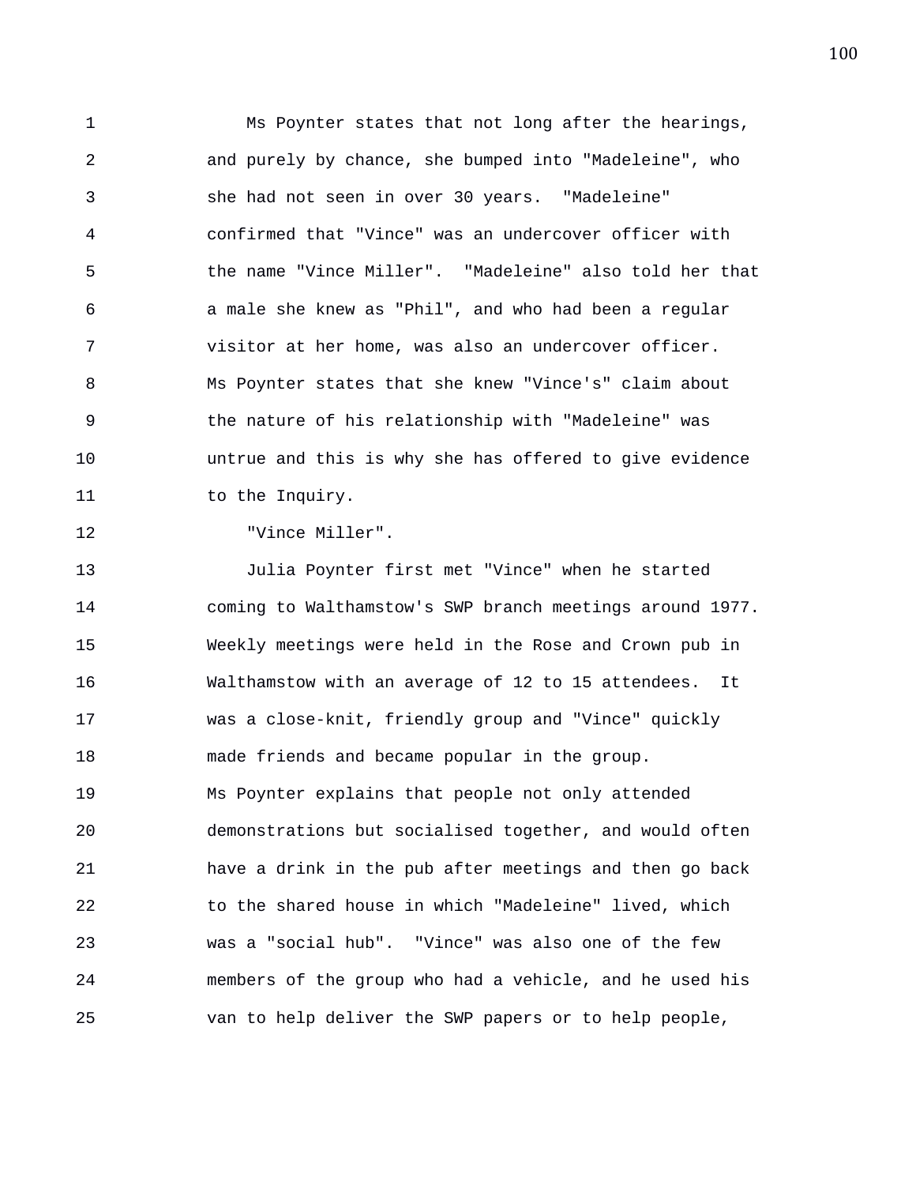Ms Poynter states that not long after the hearings, and purely by chance, she bumped into "Madeleine", who she had not seen in over 30 years. "Madeleine" confirmed that "Vince" was an undercover officer with the name "Vince Miller". "Madeleine" also told her that a male she knew as "Phil", and who had been a regular visitor at her home, was also an undercover officer. Ms Poynter states that she knew "Vince's" claim about the nature of his relationship with "Madeleine" was untrue and this is why she has offered to give evidence to the Inquiry.

"Vince Miller".

Julia Poynter first met "Vince" when he started coming to Walthamstow's SWP branch meetings around 1977. Weekly meetings were held in the Rose and Crown pub in Walthamstow with an average of 12 to 15 attendees. It was a close-knit, friendly group and "Vince" quickly made friends and became popular in the group. Ms Poynter explains that people not only attended demonstrations but socialised together, and would often have a drink in the pub after meetings and then go back to the shared house in which "Madeleine" lived, which was a "social hub". "Vince" was also one of the few members of the group who had a vehicle, and he used his van to help deliver the SWP papers or to help people,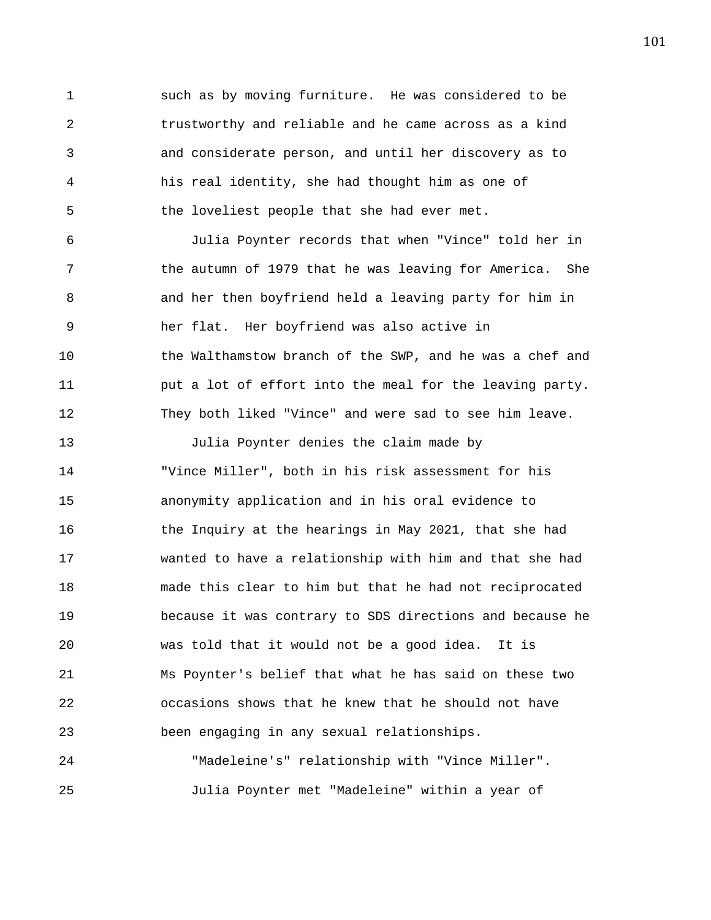such as by moving furniture. He was considered to be trustworthy and reliable and he came across as a kind and considerate person, and until her discovery as to his real identity, she had thought him as one of the loveliest people that she had ever met.

Julia Poynter records that when "Vince" told her in the autumn of 1979 that he was leaving for America. She and her then boyfriend held a leaving party for him in her flat. Her boyfriend was also active in the Walthamstow branch of the SWP, and he was a chef and put a lot of effort into the meal for the leaving party. They both liked "Vince" and were sad to see him leave.

Julia Poynter denies the claim made by "Vince Miller", both in his risk assessment for his anonymity application and in his oral evidence to the Inquiry at the hearings in May 2021, that she had wanted to have a relationship with him and that she had made this clear to him but that he had not reciprocated because it was contrary to SDS directions and because he was told that it would not be a good idea. It is Ms Poynter's belief that what he has said on these two occasions shows that he knew that he should not have been engaging in any sexual relationships.

"Madeleine's" relationship with "Vince Miller".

Julia Poynter met "Madeleine" within a year of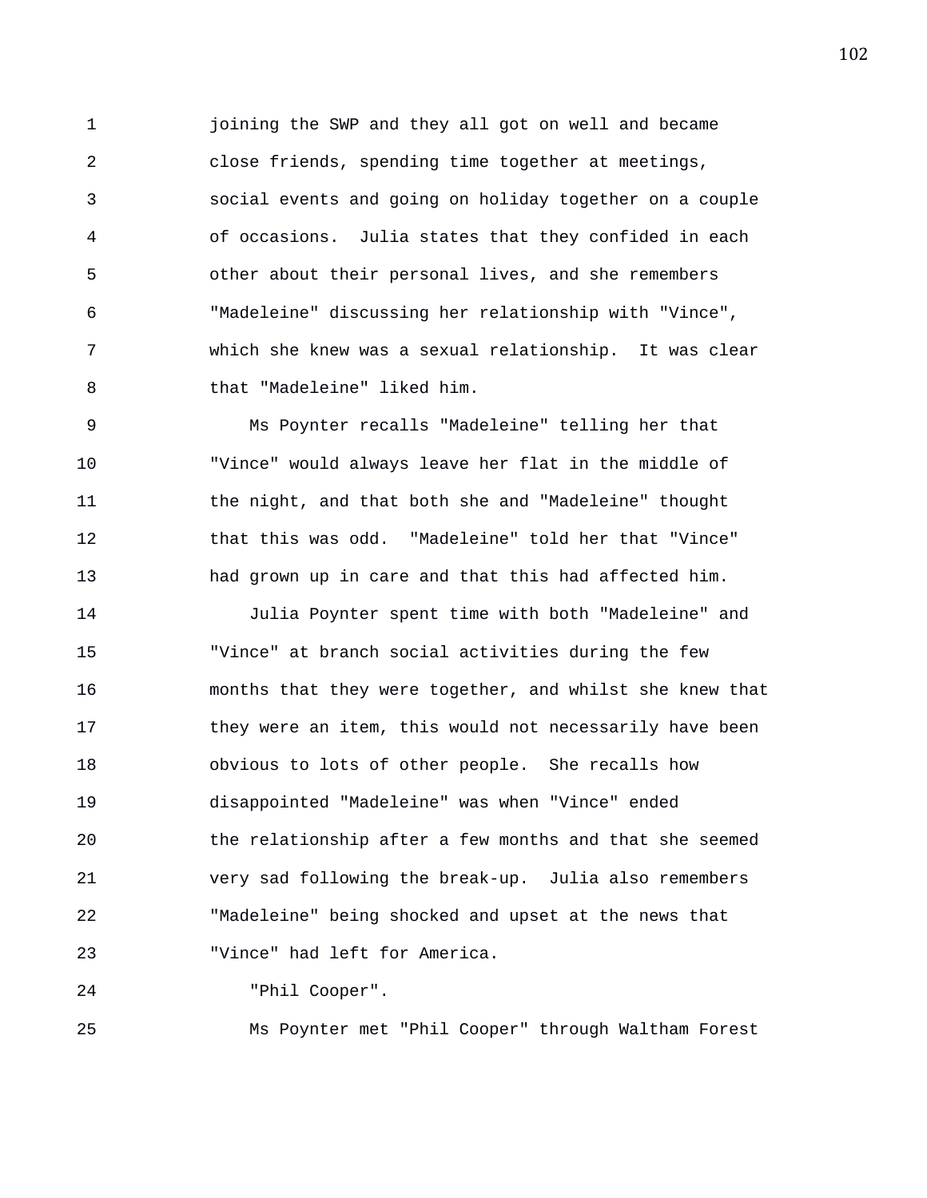joining the SWP and they all got on well and became close friends, spending time together at meetings, social events and going on holiday together on a couple of occasions. Julia states that they confided in each other about their personal lives, and she remembers "Madeleine" discussing her relationship with "Vince", which she knew was a sexual relationship. It was clear that "Madeleine" liked him.

Ms Poynter recalls "Madeleine" telling her that "Vince" would always leave her flat in the middle of the night, and that both she and "Madeleine" thought that this was odd. "Madeleine" told her that "Vince" had grown up in care and that this had affected him.

Julia Poynter spent time with both "Madeleine" and "Vince" at branch social activities during the few months that they were together, and whilst she knew that they were an item, this would not necessarily have been obvious to lots of other people. She recalls how disappointed "Madeleine" was when "Vince" ended the relationship after a few months and that she seemed very sad following the break-up. Julia also remembers "Madeleine" being shocked and upset at the news that "Vince" had left for America.

"Phil Cooper".

Ms Poynter met "Phil Cooper" through Waltham Forest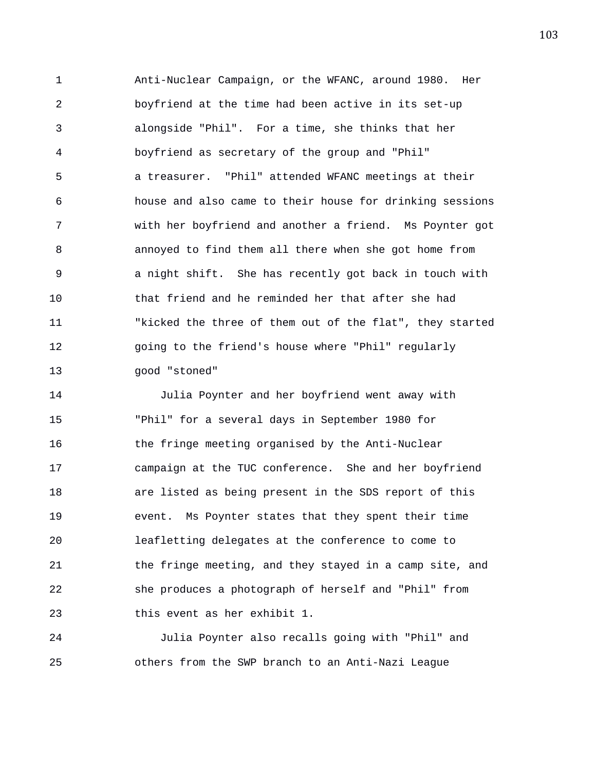Anti-Nuclear Campaign, or the WFANC, around 1980. Her boyfriend at the time had been active in its set-up alongside "Phil". For a time, she thinks that her boyfriend as secretary of the group and "Phil" a treasurer. "Phil" attended WFANC meetings at their house and also came to their house for drinking sessions with her boyfriend and another a friend. Ms Poynter got annoyed to find them all there when she got home from a night shift. She has recently got back in touch with that friend and he reminded her that after she had "kicked the three of them out of the flat", they started going to the friend's house where "Phil" regularly good "stoned"

Julia Poynter and her boyfriend went away with "Phil" for a several days in September 1980 for the fringe meeting organised by the Anti-Nuclear campaign at the TUC conference. She and her boyfriend are listed as being present in the SDS report of this event. Ms Poynter states that they spent their time leafletting delegates at the conference to come to the fringe meeting, and they stayed in a camp site, and she produces a photograph of herself and "Phil" from this event as her exhibit 1.

Julia Poynter also recalls going with "Phil" and others from the SWP branch to an Anti-Nazi League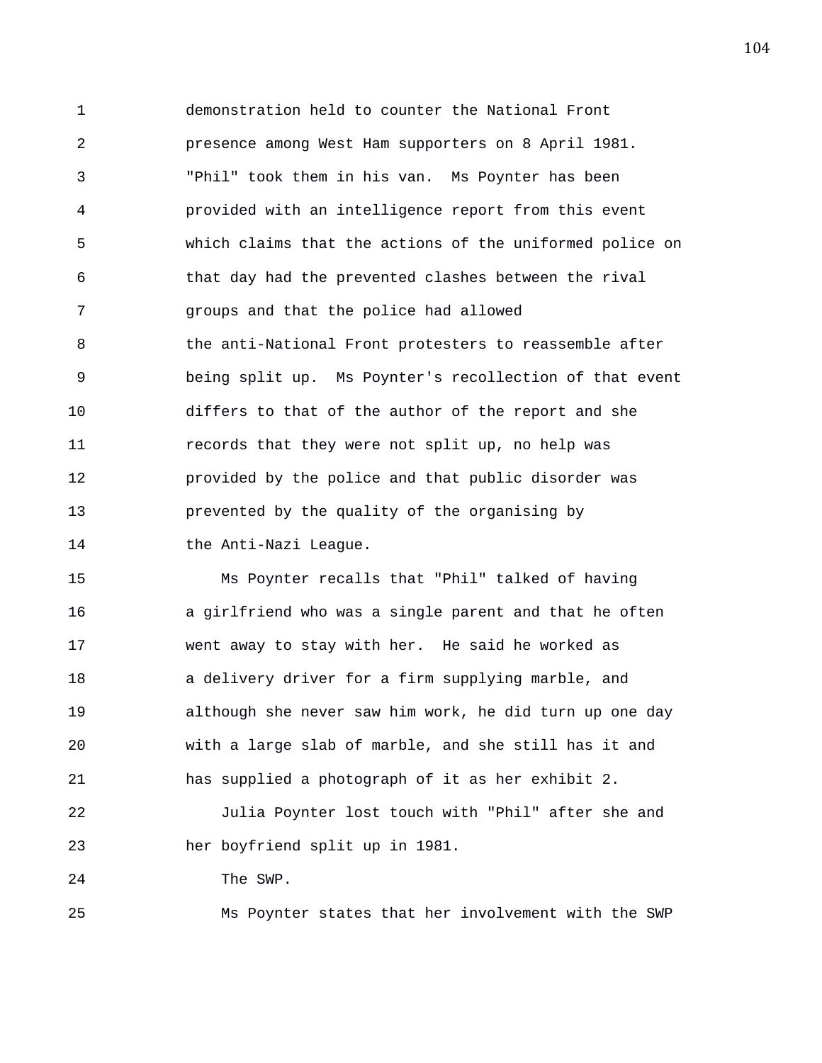demonstration held to counter the National Front presence among West Ham supporters on 8 April 1981. "Phil" took them in his van. Ms Poynter has been provided with an intelligence report from this event which claims that the actions of the uniformed police on that day had the prevented clashes between the rival groups and that the police had allowed the anti-National Front protesters to reassemble after being split up. Ms Poynter's recollection of that event differs to that of the author of the report and she records that they were not split up, no help was provided by the police and that public disorder was prevented by the quality of the organising by the Anti-Nazi League.

Ms Poynter recalls that "Phil" talked of having a girlfriend who was a single parent and that he often went away to stay with her. He said he worked as a delivery driver for a firm supplying marble, and although she never saw him work, he did turn up one day with a large slab of marble, and she still has it and has supplied a photograph of it as her exhibit 2.

Julia Poynter lost touch with "Phil" after she and her boyfriend split up in 1981.

The SWP.

Ms Poynter states that her involvement with the SWP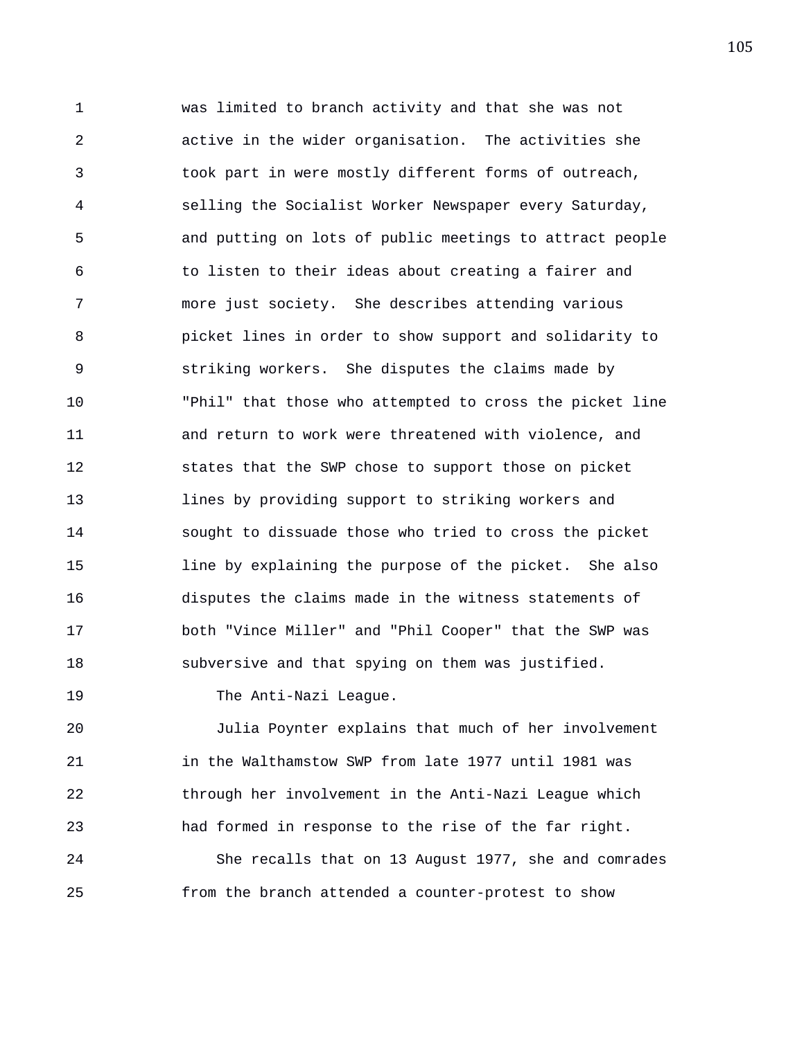was limited to branch activity and that she was not active in the wider organisation. The activities she took part in were mostly different forms of outreach, selling the Socialist Worker Newspaper every Saturday, and putting on lots of public meetings to attract people to listen to their ideas about creating a fairer and more just society. She describes attending various picket lines in order to show support and solidarity to striking workers. She disputes the claims made by "Phil" that those who attempted to cross the picket line and return to work were threatened with violence, and states that the SWP chose to support those on picket lines by providing support to striking workers and sought to dissuade those who tried to cross the picket line by explaining the purpose of the picket. She also disputes the claims made in the witness statements of both "Vince Miller" and "Phil Cooper" that the SWP was subversive and that spying on them was justified.

The Anti-Nazi League.

Julia Poynter explains that much of her involvement in the Walthamstow SWP from late 1977 until 1981 was through her involvement in the Anti-Nazi League which had formed in response to the rise of the far right.

She recalls that on 13 August 1977, she and comrades from the branch attended a counter-protest to show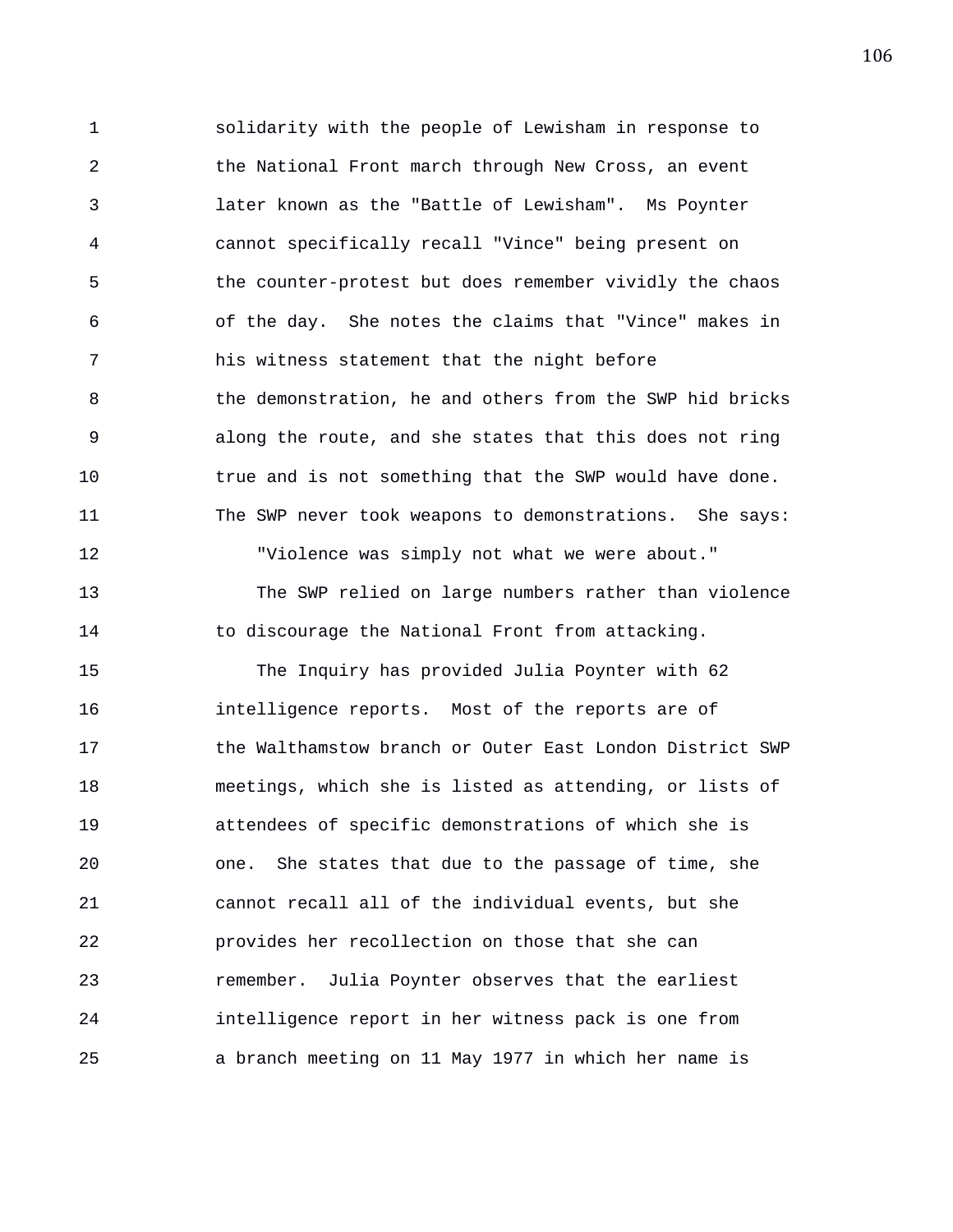solidarity with the people of Lewisham in response to the National Front march through New Cross, an event later known as the "Battle of Lewisham". Ms Poynter cannot specifically recall "Vince" being present on the counter-protest but does remember vividly the chaos of the day. She notes the claims that "Vince" makes in his witness statement that the night before the demonstration, he and others from the SWP hid bricks along the route, and she states that this does not ring true and is not something that the SWP would have done. The SWP never took weapons to demonstrations. She says:

"Violence was simply not what we were about."

The SWP relied on large numbers rather than violence to discourage the National Front from attacking.

The Inquiry has provided Julia Poynter with 62 intelligence reports. Most of the reports are of the Walthamstow branch or Outer East London District SWP meetings, which she is listed as attending, or lists of attendees of specific demonstrations of which she is one. She states that due to the passage of time, she cannot recall all of the individual events, but she provides her recollection on those that she can remember. Julia Poynter observes that the earliest intelligence report in her witness pack is one from a branch meeting on 11 May 1977 in which her name is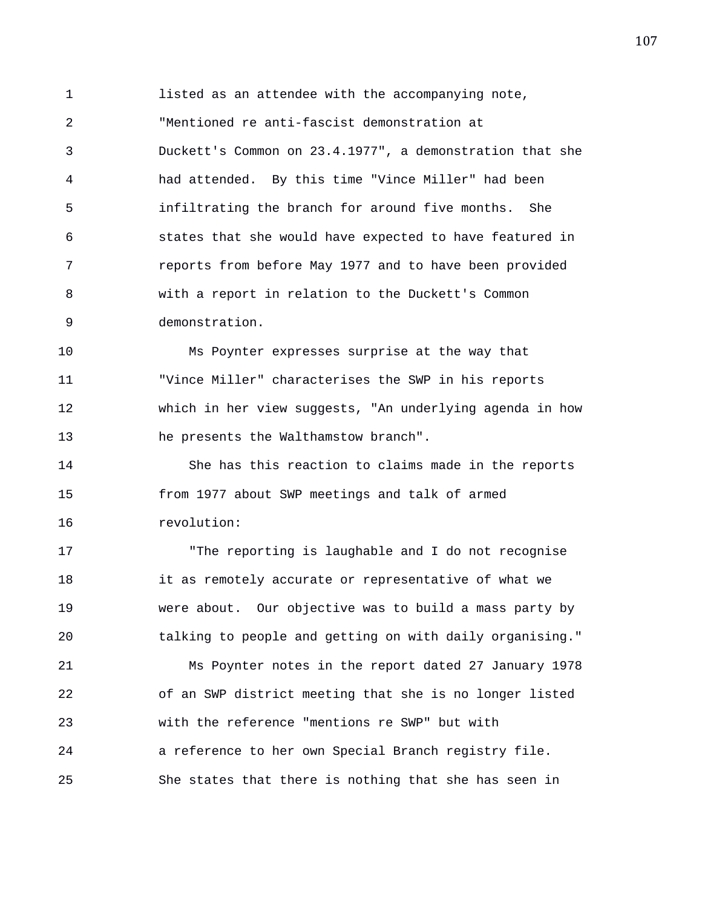listed as an attendee with the accompanying note, "Mentioned re anti-fascist demonstration at Duckett's Common on 23.4.1977", a demonstration that she had attended. By this time "Vince Miller" had been infiltrating the branch for around five months. She states that she would have expected to have featured in reports from before May 1977 and to have been provided with a report in relation to the Duckett's Common demonstration.

Ms Poynter expresses surprise at the way that "Vince Miller" characterises the SWP in his reports which in her view suggests, "An underlying agenda in how he presents the Walthamstow branch".

She has this reaction to claims made in the reports from 1977 about SWP meetings and talk of armed revolution:

"The reporting is laughable and I do not recognise it as remotely accurate or representative of what we were about. Our objective was to build a mass party by talking to people and getting on with daily organising."

Ms Poynter notes in the report dated 27 January 1978 of an SWP district meeting that she is no longer listed with the reference "mentions re SWP" but with a reference to her own Special Branch registry file. She states that there is nothing that she has seen in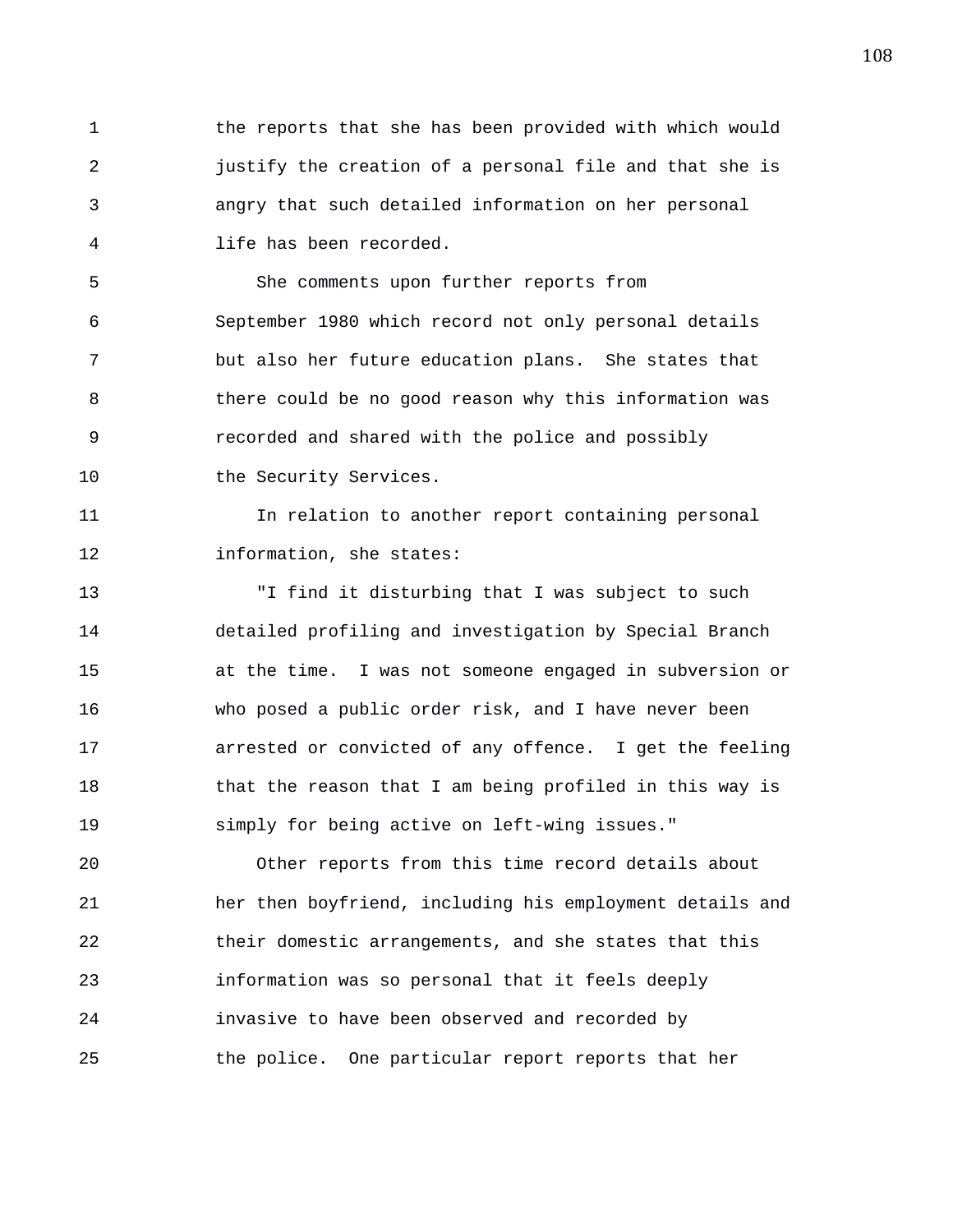the reports that she has been provided with which would justify the creation of a personal file and that she is angry that such detailed information on her personal life has been recorded.

She comments upon further reports from September 1980 which record not only personal details but also her future education plans. She states that there could be no good reason why this information was recorded and shared with the police and possibly the Security Services.

In relation to another report containing personal information, she states:

"I find it disturbing that I was subject to such detailed profiling and investigation by Special Branch at the time. I was not someone engaged in subversion or who posed a public order risk, and I have never been arrested or convicted of any offence. I get the feeling that the reason that I am being profiled in this way is simply for being active on left-wing issues."

Other reports from this time record details about her then boyfriend, including his employment details and their domestic arrangements, and she states that this information was so personal that it feels deeply invasive to have been observed and recorded by the police. One particular report reports that her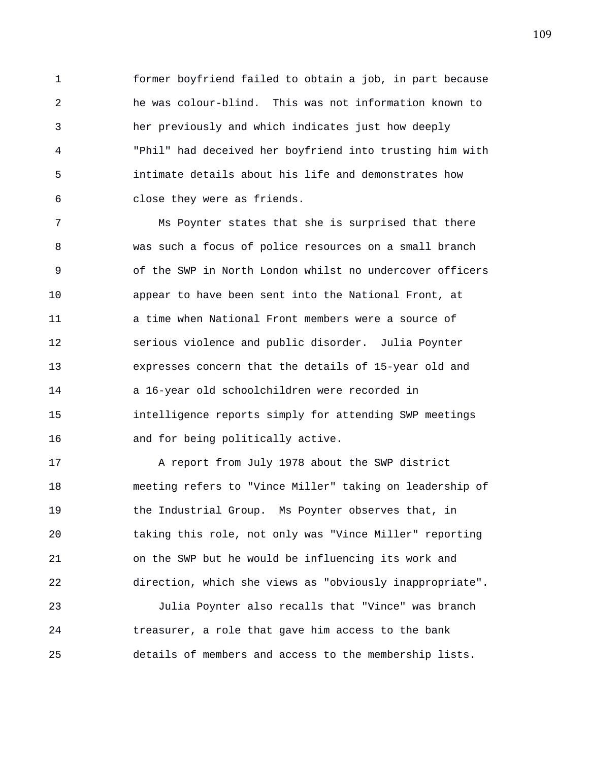former boyfriend failed to obtain a job, in part because he was colour-blind. This was not information known to her previously and which indicates just how deeply "Phil" had deceived her boyfriend into trusting him with intimate details about his life and demonstrates how close they were as friends.

Ms Poynter states that she is surprised that there was such a focus of police resources on a small branch of the SWP in North London whilst no undercover officers appear to have been sent into the National Front, at a time when National Front members were a source of serious violence and public disorder. Julia Poynter expresses concern that the details of 15-year old and a 16-year old schoolchildren were recorded in intelligence reports simply for attending SWP meetings and for being politically active.

A report from July 1978 about the SWP district meeting refers to "Vince Miller" taking on leadership of the Industrial Group. Ms Poynter observes that, in taking this role, not only was "Vince Miller" reporting on the SWP but he would be influencing its work and direction, which she views as "obviously inappropriate".

Julia Poynter also recalls that "Vince" was branch treasurer, a role that gave him access to the bank details of members and access to the membership lists.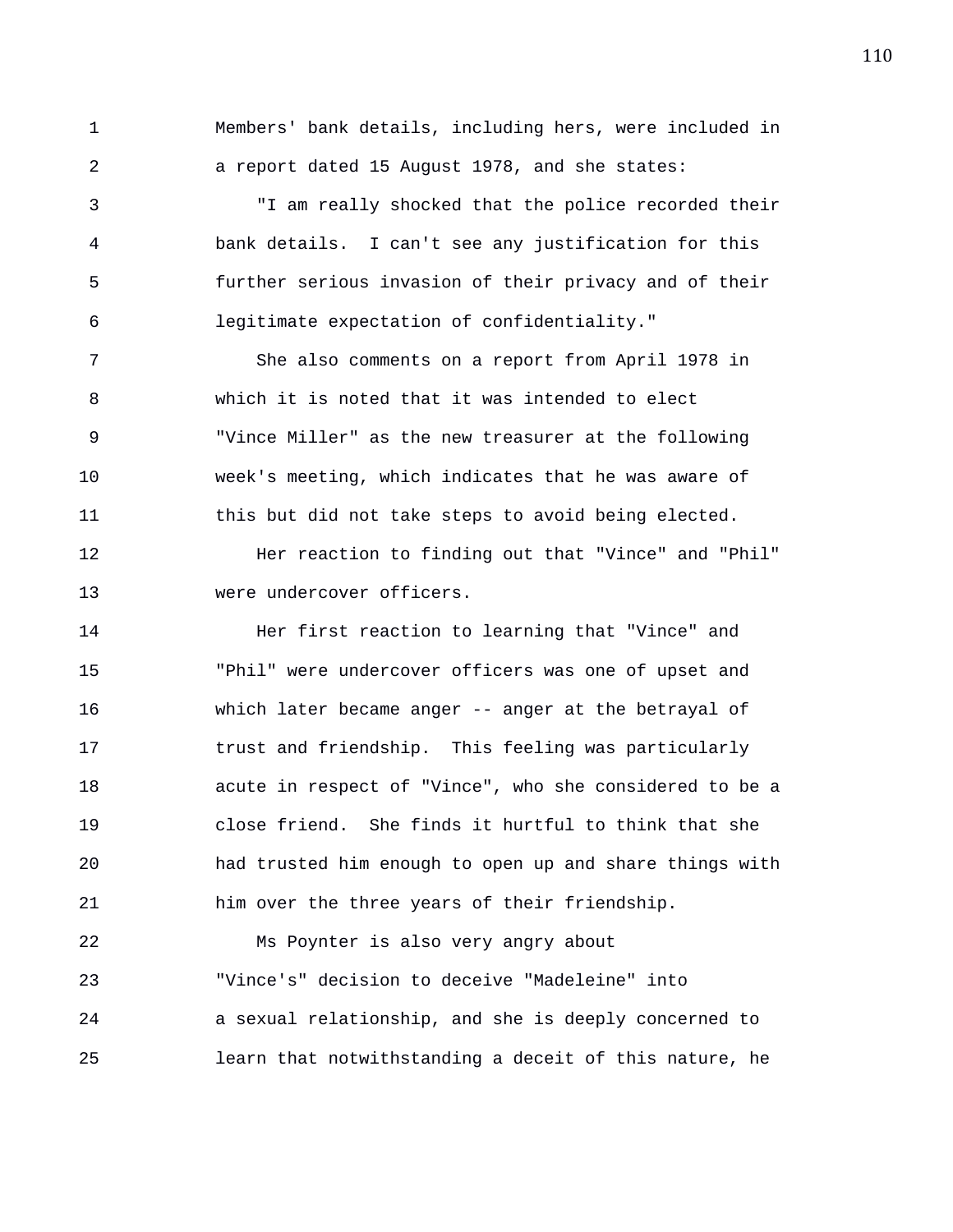Members' bank details, including hers, were included in a report dated 15 August 1978, and she states:

"I am really shocked that the police recorded their bank details. I can't see any justification for this further serious invasion of their privacy and of their legitimate expectation of confidentiality."

She also comments on a report from April 1978 in which it is noted that it was intended to elect "Vince Miller" as the new treasurer at the following week's meeting, which indicates that he was aware of this but did not take steps to avoid being elected.

Her reaction to finding out that "Vince" and "Phil" were undercover officers.

Her first reaction to learning that "Vince" and "Phil" were undercover officers was one of upset and which later became anger -- anger at the betrayal of trust and friendship. This feeling was particularly acute in respect of "Vince", who she considered to be a close friend. She finds it hurtful to think that she had trusted him enough to open up and share things with him over the three years of their friendship.

Ms Poynter is also very angry about "Vince's" decision to deceive "Madeleine" into a sexual relationship, and she is deeply concerned to learn that notwithstanding a deceit of this nature, he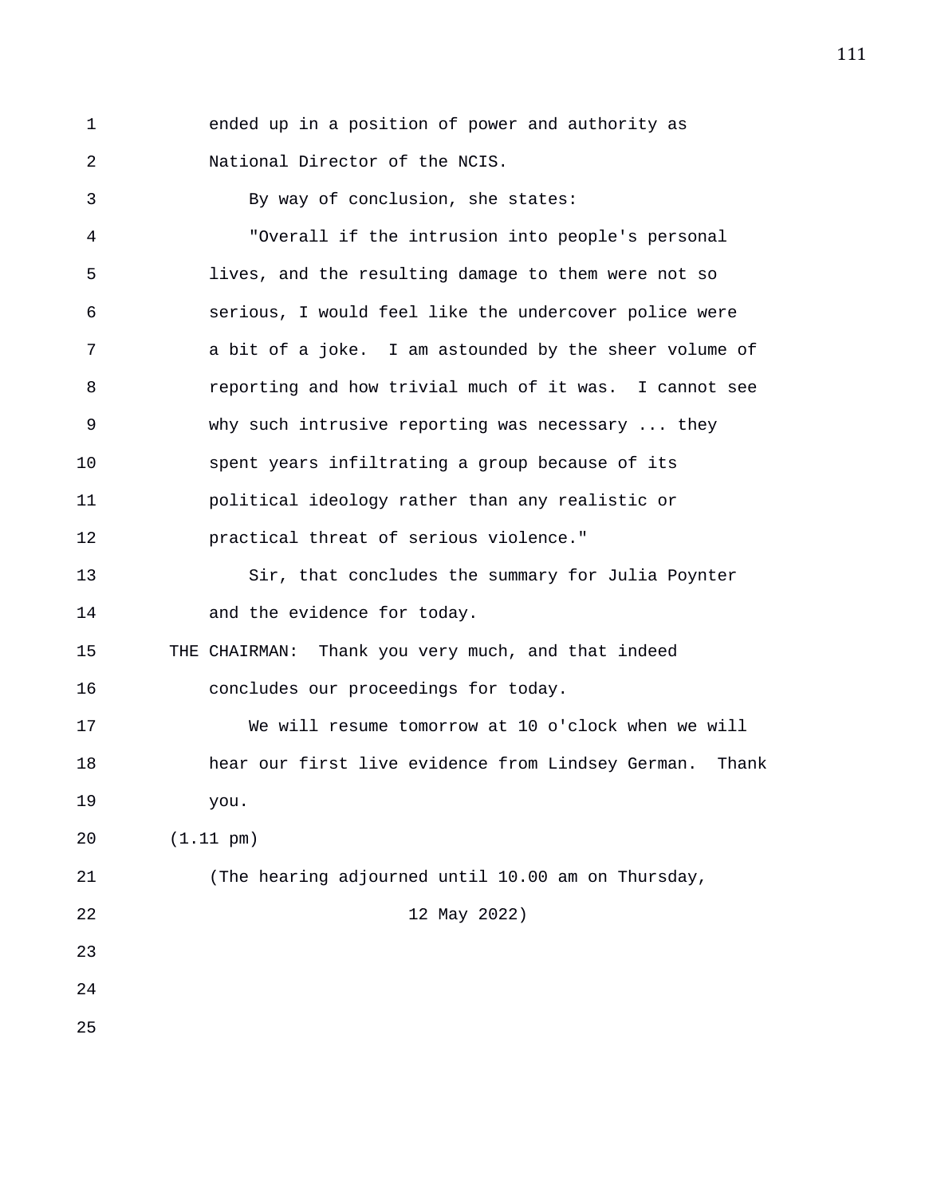ended up in a position of power and authority as National Director of the NCIS.

By way of conclusion, she states:

"Overall if the intrusion into people's personal lives, and the resulting damage to them were not so serious, I would feel like the undercover police were a bit of a joke. I am astounded by the sheer volume of reporting and how trivial much of it was. I cannot see why such intrusive reporting was necessary ... they spent years infiltrating a group because of its political ideology rather than any realistic or practical threat of serious violence."

Sir, that concludes the summary for Julia Poynter and the evidence for today.

THE CHAIRMAN: Thank you very much, and that indeed concludes our proceedings for today.

We will resume tomorrow at 10 o'clock when we will hear our first live evidence from Lindsey German. Thank you.

(1.11 pm)

(The hearing adjourned until 10.00 am on Thursday, 12 May 2022)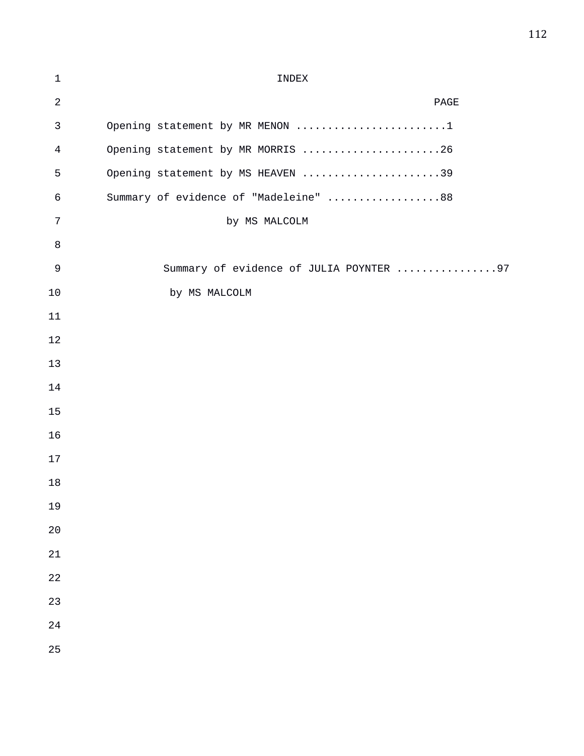# INDEX

| | PAGE |
|---|---|
| Opening statement by MR MENON | 1 |
| Opening statement by MR MORRIS | 26 |
| Opening statement by MS HEAVEN | 39 |
| Summary of evidence of "Madeleine" by MS MALCOLM | 88 |
| Summary of evidence of JULIA POYNTER by MS MALCOLM | 97 |